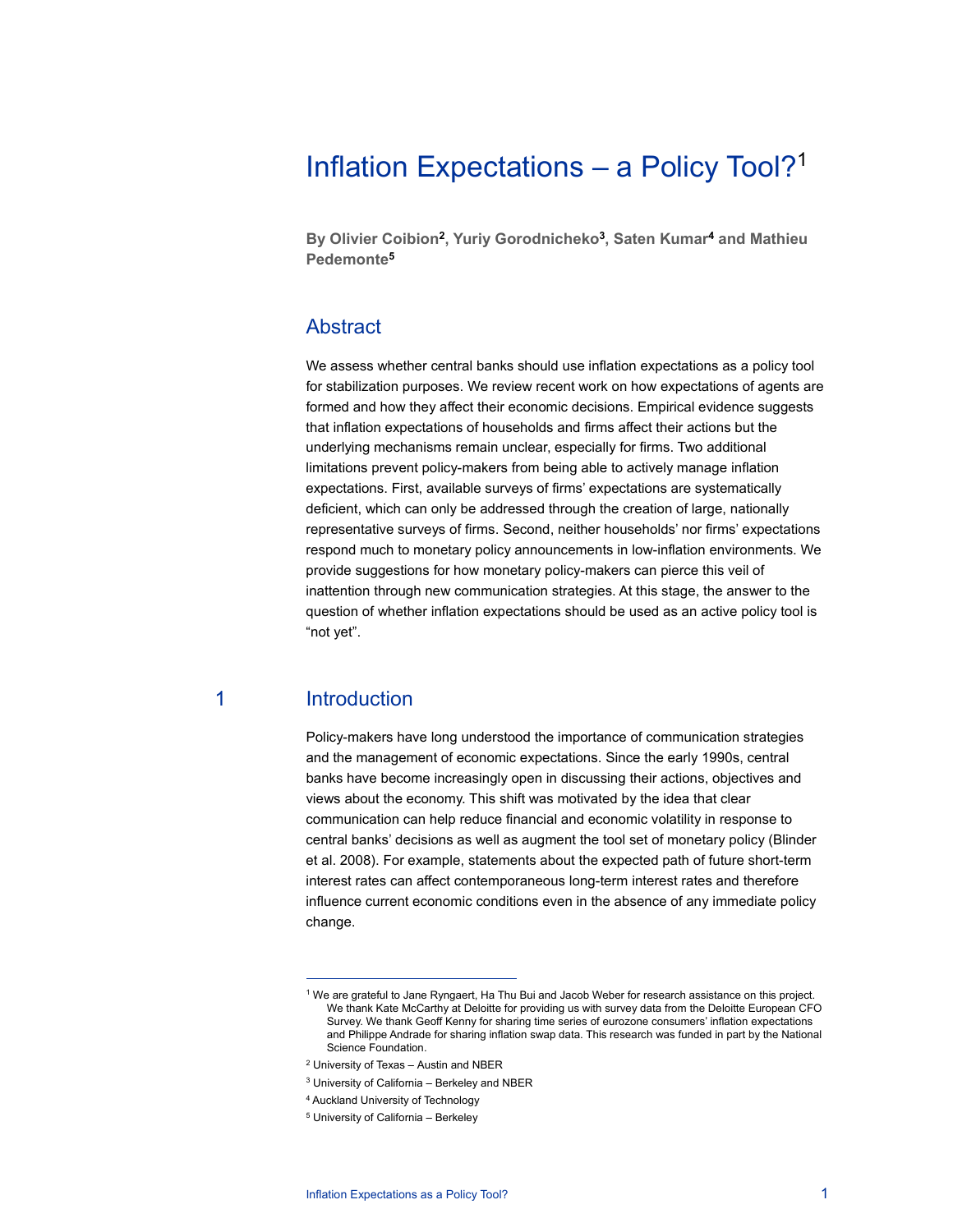# Inflation Expectations – a Policy Tool?[1]

**By Olivier Coibion[2], Yuriy Gorodnicheko[3], Saten Kumar[4] and Mathieu Pedemonte[5]**

## Abstract

We assess whether central banks should use inflation expectations as a policy tool for stabilization purposes. We review recent work on how expectations of agents are formed and how they affect their economic decisions. Empirical evidence suggests that inflation expectations of households and firms affect their actions but the underlying mechanisms remain unclear, especially for firms. Two additional limitations prevent policy-makers from being able to actively manage inflation expectations. First, available surveys of firms' expectations are systematically deficient, which can only be addressed through the creation of large, nationally representative surveys of firms. Second, neither households' nor firms' expectations respond much to monetary policy announcements in low-inflation environments. We provide suggestions for how monetary policy-makers can pierce this veil of inattention through new communication strategies. At this stage, the answer to the question of whether inflation expectations should be used as an active policy tool is "not yet".

## 1 Introduction

Policy-makers have long understood the importance of communication strategies and the management of economic expectations. Since the early 1990s, central banks have become increasingly open in discussing their actions, objectives and views about the economy. This shift was motivated by the idea that clear communication can help reduce financial and economic volatility in response to central banks' decisions as well as augment the tool set of monetary policy (Blinder et al. 2008). For example, statements about the expected path of future short-term interest rates can affect contemporaneous long-term interest rates and therefore influence current economic conditions even in the absence of any immediate policy change.

---

[1] We are grateful to Jane Ryngaert, Ha Thu Bui and Jacob Weber for research assistance on this project. We thank Kate McCarthy at Deloitte for providing us with survey data from the Deloitte European CFO Survey. We thank Geoff Kenny for sharing time series of eurozone consumers' inflation expectations and Philippe Andrade for sharing inflation swap data. This research was funded in part by the National Science Foundation.

[2] University of Texas – Austin and NBER

[3] University of California – Berkeley and NBER

[4] Auckland University of Technology

[5] University of California – Berkeley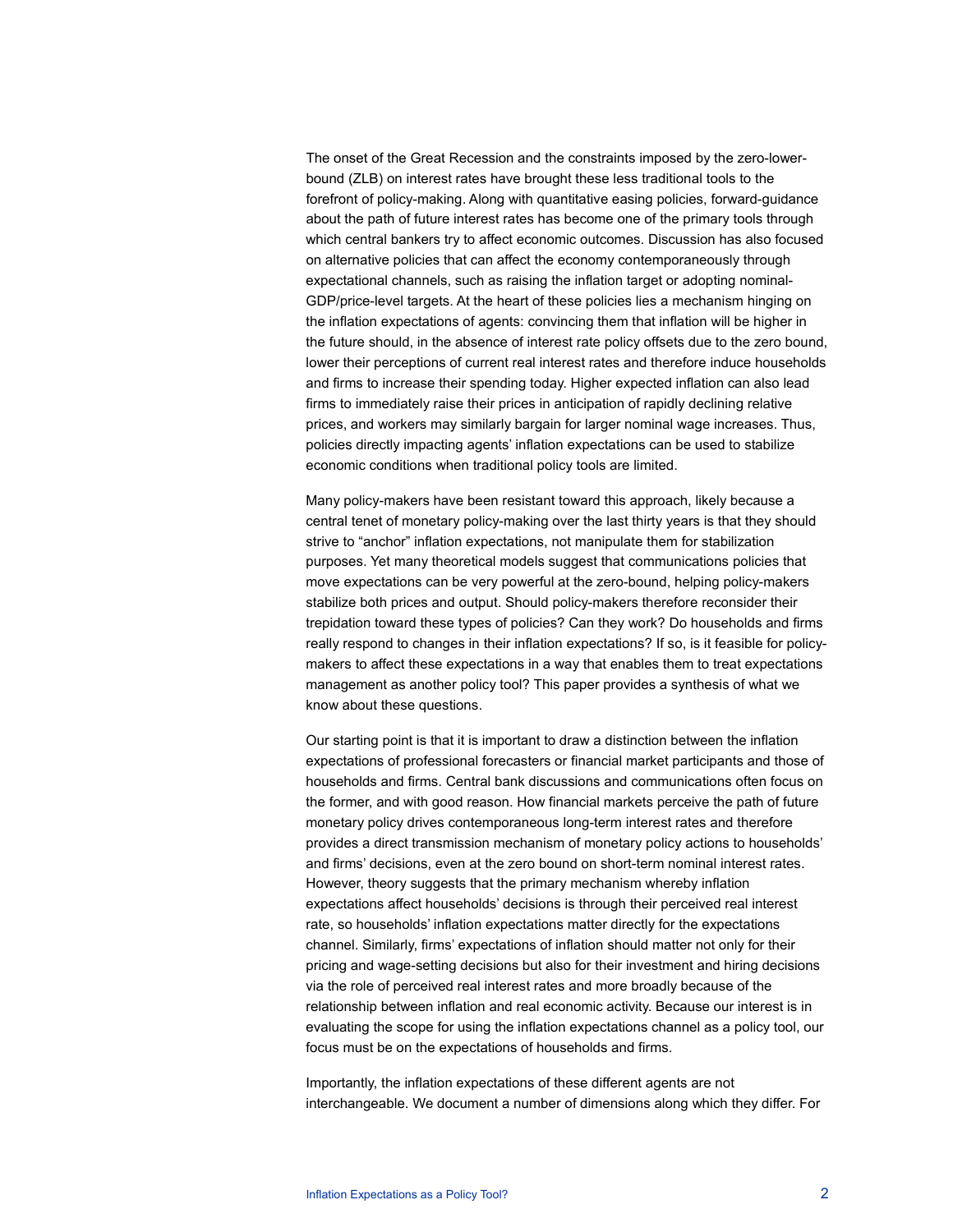The onset of the Great Recession and the constraints imposed by the zero-lower-bound (ZLB) on interest rates have brought these less traditional tools to the forefront of policy-making. Along with quantitative easing policies, forward-guidance about the path of future interest rates has become one of the primary tools through which central bankers try to affect economic outcomes. Discussion has also focused on alternative policies that can affect the economy contemporaneously through expectational channels, such as raising the inflation target or adopting nominal-GDP/price-level targets. At the heart of these policies lies a mechanism hinging on the inflation expectations of agents: convincing them that inflation will be higher in the future should, in the absence of interest rate policy offsets due to the zero bound, lower their perceptions of current real interest rates and therefore induce households and firms to increase their spending today. Higher expected inflation can also lead firms to immediately raise their prices in anticipation of rapidly declining relative prices, and workers may similarly bargain for larger nominal wage increases. Thus, policies directly impacting agents' inflation expectations can be used to stabilize economic conditions when traditional policy tools are limited.

Many policy-makers have been resistant toward this approach, likely because a central tenet of monetary policy-making over the last thirty years is that they should strive to "anchor" inflation expectations, not manipulate them for stabilization purposes. Yet many theoretical models suggest that communications policies that move expectations can be very powerful at the zero-bound, helping policy-makers stabilize both prices and output. Should policy-makers therefore reconsider their trepidation toward these types of policies? Can they work? Do households and firms really respond to changes in their inflation expectations? If so, is it feasible for policy-makers to affect these expectations in a way that enables them to treat expectations management as another policy tool? This paper provides a synthesis of what we know about these questions.

Our starting point is that it is important to draw a distinction between the inflation expectations of professional forecasters or financial market participants and those of households and firms. Central bank discussions and communications often focus on the former, and with good reason. How financial markets perceive the path of future monetary policy drives contemporaneous long-term interest rates and therefore provides a direct transmission mechanism of monetary policy actions to households' and firms' decisions, even at the zero bound on short-term nominal interest rates. However, theory suggests that the primary mechanism whereby inflation expectations affect households' decisions is through their perceived real interest rate, so households' inflation expectations matter directly for the expectations channel. Similarly, firms' expectations of inflation should matter not only for their pricing and wage-setting decisions but also for their investment and hiring decisions via the role of perceived real interest rates and more broadly because of the relationship between inflation and real economic activity. Because our interest is in evaluating the scope for using the inflation expectations channel as a policy tool, our focus must be on the expectations of households and firms.

Importantly, the inflation expectations of these different agents are not interchangeable. We document a number of dimensions along which they differ. For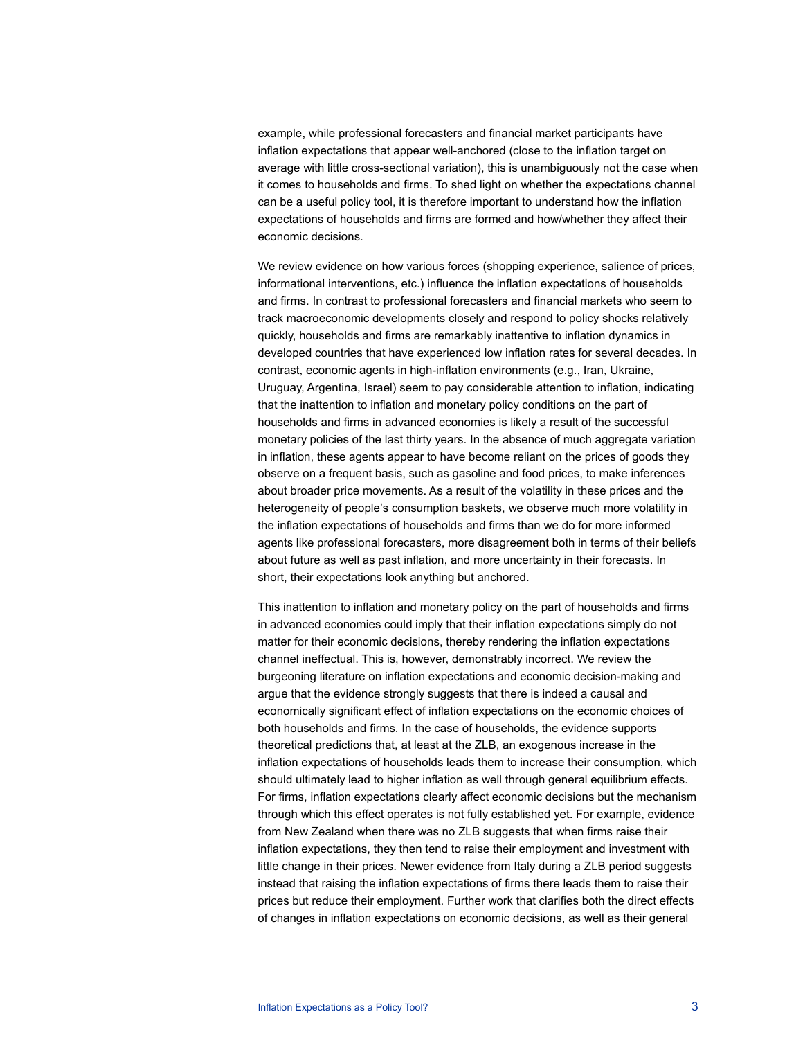example, while professional forecasters and financial market participants have inflation expectations that appear well-anchored (close to the inflation target on average with little cross-sectional variation), this is unambiguously not the case when it comes to households and firms. To shed light on whether the expectations channel can be a useful policy tool, it is therefore important to understand how the inflation expectations of households and firms are formed and how/whether they affect their economic decisions.

We review evidence on how various forces (shopping experience, salience of prices, informational interventions, etc.) influence the inflation expectations of households and firms. In contrast to professional forecasters and financial markets who seem to track macroeconomic developments closely and respond to policy shocks relatively quickly, households and firms are remarkably inattentive to inflation dynamics in developed countries that have experienced low inflation rates for several decades. In contrast, economic agents in high-inflation environments (e.g., Iran, Ukraine, Uruguay, Argentina, Israel) seem to pay considerable attention to inflation, indicating that the inattention to inflation and monetary policy conditions on the part of households and firms in advanced economies is likely a result of the successful monetary policies of the last thirty years. In the absence of much aggregate variation in inflation, these agents appear to have become reliant on the prices of goods they observe on a frequent basis, such as gasoline and food prices, to make inferences about broader price movements. As a result of the volatility in these prices and the heterogeneity of people's consumption baskets, we observe much more volatility in the inflation expectations of households and firms than we do for more informed agents like professional forecasters, more disagreement both in terms of their beliefs about future as well as past inflation, and more uncertainty in their forecasts. In short, their expectations look anything but anchored.

This inattention to inflation and monetary policy on the part of households and firms in advanced economies could imply that their inflation expectations simply do not matter for their economic decisions, thereby rendering the inflation expectations channel ineffectual. This is, however, demonstrably incorrect. We review the burgeoning literature on inflation expectations and economic decision-making and argue that the evidence strongly suggests that there is indeed a causal and economically significant effect of inflation expectations on the economic choices of both households and firms. In the case of households, the evidence supports theoretical predictions that, at least at the ZLB, an exogenous increase in the inflation expectations of households leads them to increase their consumption, which should ultimately lead to higher inflation as well through general equilibrium effects. For firms, inflation expectations clearly affect economic decisions but the mechanism through which this effect operates is not fully established yet. For example, evidence from New Zealand when there was no ZLB suggests that when firms raise their inflation expectations, they then tend to raise their employment and investment with little change in their prices. Newer evidence from Italy during a ZLB period suggests instead that raising the inflation expectations of firms there leads them to raise their prices but reduce their employment. Further work that clarifies both the direct effects of changes in inflation expectations on economic decisions, as well as their general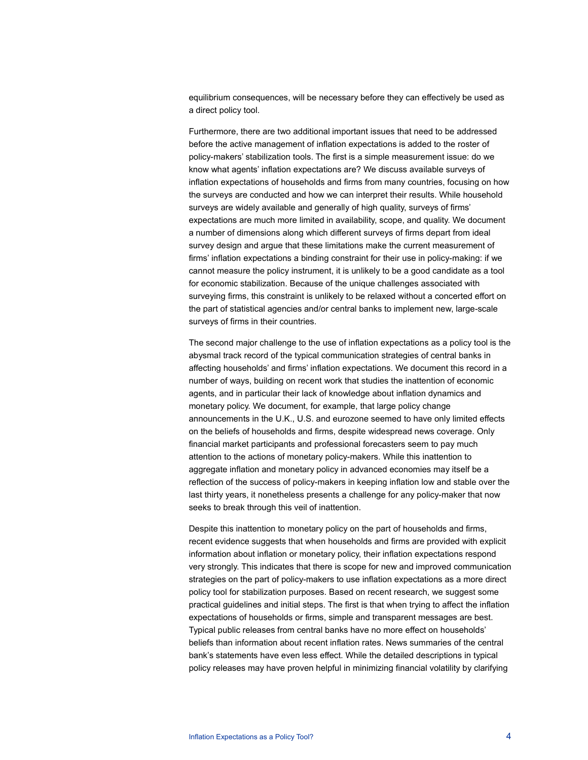equilibrium consequences, will be necessary before they can effectively be used as a direct policy tool.

Furthermore, there are two additional important issues that need to be addressed before the active management of inflation expectations is added to the roster of policy-makers' stabilization tools. The first is a simple measurement issue: do we know what agents' inflation expectations are? We discuss available surveys of inflation expectations of households and firms from many countries, focusing on how the surveys are conducted and how we can interpret their results. While household surveys are widely available and generally of high quality, surveys of firms' expectations are much more limited in availability, scope, and quality. We document a number of dimensions along which different surveys of firms depart from ideal survey design and argue that these limitations make the current measurement of firms' inflation expectations a binding constraint for their use in policy-making: if we cannot measure the policy instrument, it is unlikely to be a good candidate as a tool for economic stabilization. Because of the unique challenges associated with surveying firms, this constraint is unlikely to be relaxed without a concerted effort on the part of statistical agencies and/or central banks to implement new, large-scale surveys of firms in their countries.

The second major challenge to the use of inflation expectations as a policy tool is the abysmal track record of the typical communication strategies of central banks in affecting households' and firms' inflation expectations. We document this record in a number of ways, building on recent work that studies the inattention of economic agents, and in particular their lack of knowledge about inflation dynamics and monetary policy. We document, for example, that large policy change announcements in the U.K., U.S. and eurozone seemed to have only limited effects on the beliefs of households and firms, despite widespread news coverage. Only financial market participants and professional forecasters seem to pay much attention to the actions of monetary policy-makers. While this inattention to aggregate inflation and monetary policy in advanced economies may itself be a reflection of the success of policy-makers in keeping inflation low and stable over the last thirty years, it nonetheless presents a challenge for any policy-maker that now seeks to break through this veil of inattention.

Despite this inattention to monetary policy on the part of households and firms, recent evidence suggests that when households and firms are provided with explicit information about inflation or monetary policy, their inflation expectations respond very strongly. This indicates that there is scope for new and improved communication strategies on the part of policy-makers to use inflation expectations as a more direct policy tool for stabilization purposes. Based on recent research, we suggest some practical guidelines and initial steps. The first is that when trying to affect the inflation expectations of households or firms, simple and transparent messages are best. Typical public releases from central banks have no more effect on households' beliefs than information about recent inflation rates. News summaries of the central bank's statements have even less effect. While the detailed descriptions in typical policy releases may have proven helpful in minimizing financial volatility by clarifying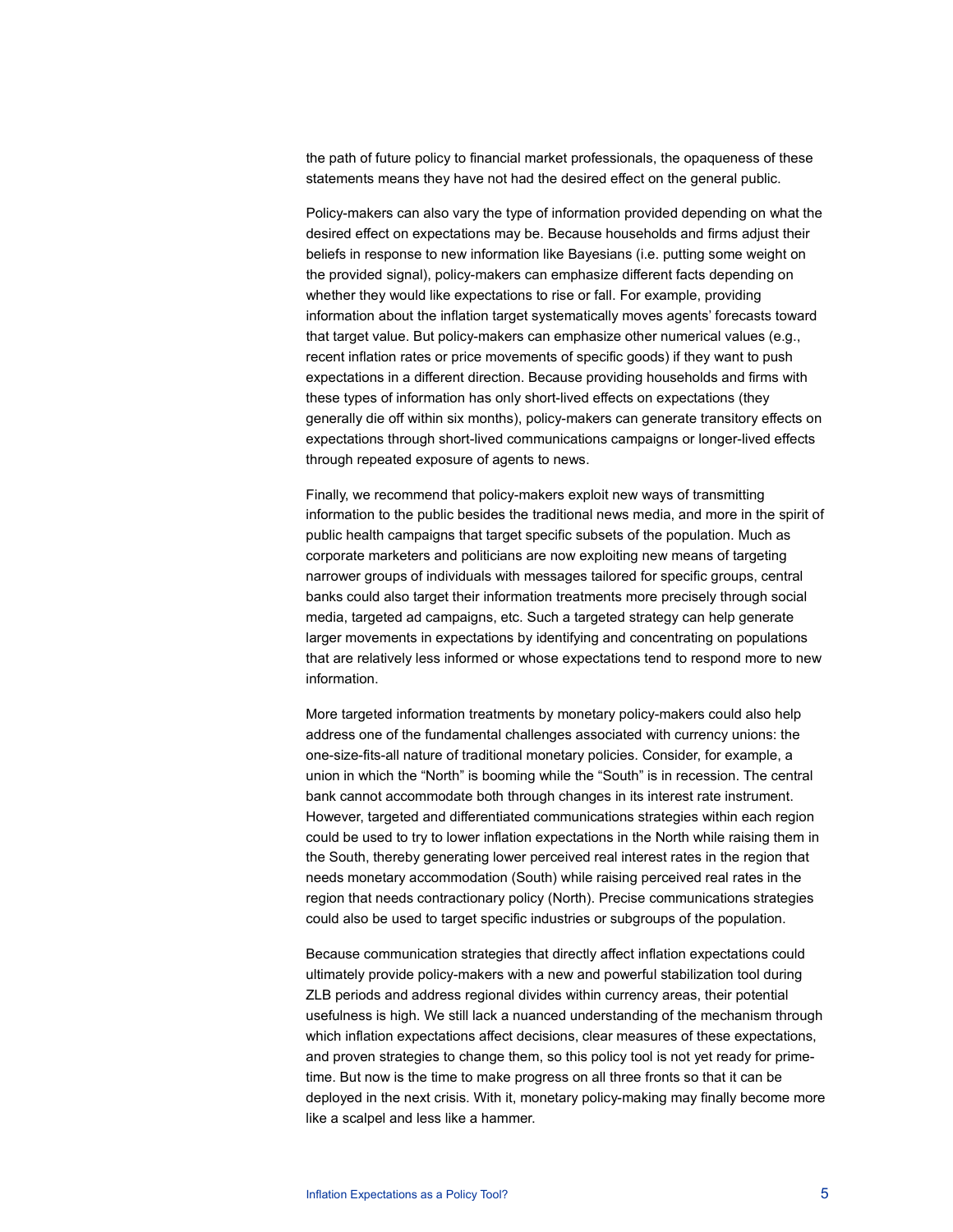the path of future policy to financial market professionals, the opaqueness of these statements means they have not had the desired effect on the general public.

Policy-makers can also vary the type of information provided depending on what the desired effect on expectations may be. Because households and firms adjust their beliefs in response to new information like Bayesians (i.e. putting some weight on the provided signal), policy-makers can emphasize different facts depending on whether they would like expectations to rise or fall. For example, providing information about the inflation target systematically moves agents' forecasts toward that target value. But policy-makers can emphasize other numerical values (e.g., recent inflation rates or price movements of specific goods) if they want to push expectations in a different direction. Because providing households and firms with these types of information has only short-lived effects on expectations (they generally die off within six months), policy-makers can generate transitory effects on expectations through short-lived communications campaigns or longer-lived effects through repeated exposure of agents to news.

Finally, we recommend that policy-makers exploit new ways of transmitting information to the public besides the traditional news media, and more in the spirit of public health campaigns that target specific subsets of the population. Much as corporate marketers and politicians are now exploiting new means of targeting narrower groups of individuals with messages tailored for specific groups, central banks could also target their information treatments more precisely through social media, targeted ad campaigns, etc. Such a targeted strategy can help generate larger movements in expectations by identifying and concentrating on populations that are relatively less informed or whose expectations tend to respond more to new information.

More targeted information treatments by monetary policy-makers could also help address one of the fundamental challenges associated with currency unions: the one-size-fits-all nature of traditional monetary policies. Consider, for example, a union in which the "North" is booming while the "South" is in recession. The central bank cannot accommodate both through changes in its interest rate instrument. However, targeted and differentiated communications strategies within each region could be used to try to lower inflation expectations in the North while raising them in the South, thereby generating lower perceived real interest rates in the region that needs monetary accommodation (South) while raising perceived real rates in the region that needs contractionary policy (North). Precise communications strategies could also be used to target specific industries or subgroups of the population.

Because communication strategies that directly affect inflation expectations could ultimately provide policy-makers with a new and powerful stabilization tool during ZLB periods and address regional divides within currency areas, their potential usefulness is high. We still lack a nuanced understanding of the mechanism through which inflation expectations affect decisions, clear measures of these expectations, and proven strategies to change them, so this policy tool is not yet ready for prime-time. But now is the time to make progress on all three fronts so that it can be deployed in the next crisis. With it, monetary policy-making may finally become more like a scalpel and less like a hammer.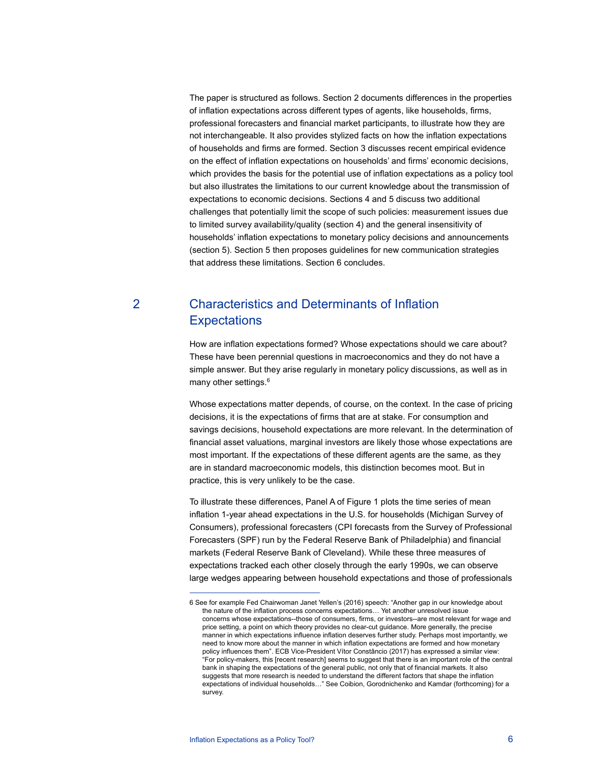The paper is structured as follows. Section 2 documents differences in the properties of inflation expectations across different types of agents, like households, firms, professional forecasters and financial market participants, to illustrate how they are not interchangeable. It also provides stylized facts on how the inflation expectations of households and firms are formed. Section 3 discusses recent empirical evidence on the effect of inflation expectations on households' and firms' economic decisions, which provides the basis for the potential use of inflation expectations as a policy tool but also illustrates the limitations to our current knowledge about the transmission of expectations to economic decisions. Sections 4 and 5 discuss two additional challenges that potentially limit the scope of such policies: measurement issues due to limited survey availability/quality (section 4) and the general insensitivity of households' inflation expectations to monetary policy decisions and announcements (section 5). Section 5 then proposes guidelines for new communication strategies that address these limitations. Section 6 concludes.

## 2 Characteristics and Determinants of Inflation Expectations

How are inflation expectations formed? Whose expectations should we care about? These have been perennial questions in macroeconomics and they do not have a simple answer. But they arise regularly in monetary policy discussions, as well as in many other settings.[6]

Whose expectations matter depends, of course, on the context. In the case of pricing decisions, it is the expectations of firms that are at stake. For consumption and savings decisions, household expectations are more relevant. In the determination of financial asset valuations, marginal investors are likely those whose expectations are most important. If the expectations of these different agents are the same, as they are in standard macroeconomic models, this distinction becomes moot. But in practice, this is very unlikely to be the case.

To illustrate these differences, Panel A of Figure 1 plots the time series of mean inflation 1-year ahead expectations in the U.S. for households (Michigan Survey of Consumers), professional forecasters (CPI forecasts from the Survey of Professional Forecasters (SPF) run by the Federal Reserve Bank of Philadelphia) and financial markets (Federal Reserve Bank of Cleveland). While these three measures of expectations tracked each other closely through the early 1990s, we can observe large wedges appearing between household expectations and those of professionals

---

6 See for example Fed Chairwoman Janet Yellen's (2016) speech: "Another gap in our knowledge about the nature of the inflation process concerns expectations… Yet another unresolved issue concerns whose expectations--those of consumers, firms, or investors--are most relevant for wage and price setting, a point on which theory provides no clear-cut guidance. More generally, the precise manner in which expectations influence inflation deserves further study. Perhaps most importantly, we need to know more about the manner in which inflation expectations are formed and how monetary policy influences them". ECB Vice-President Vítor Constâncio (2017) has expressed a similar view: "For policy-makers, this [recent research] seems to suggest that there is an important role of the central bank in shaping the expectations of the general public, not only that of financial markets. It also suggests that more research is needed to understand the different factors that shape the inflation expectations of individual households…" See Coibion, Gorodnichenko and Kamdar (forthcoming) for a survey.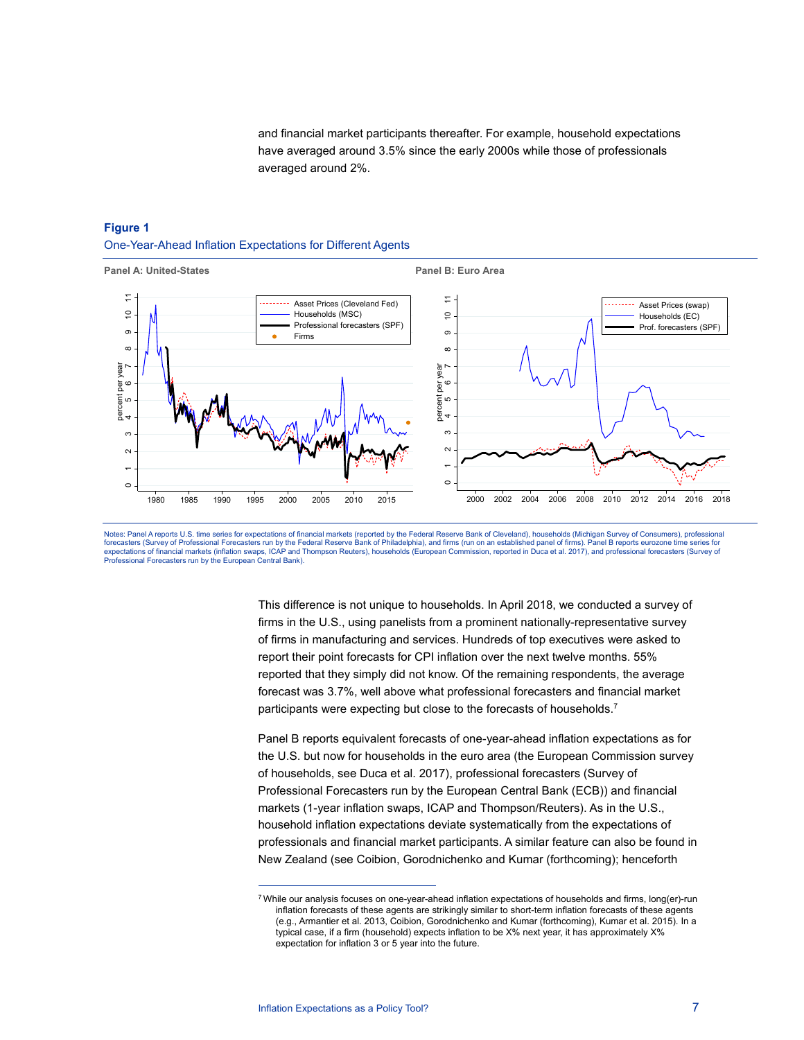and financial market participants thereafter. For example, household expectations have averaged around 3.5% since the early 2000s while those of professionals averaged around 2%.

**Figure 1**

One-Year-Ahead Inflation Expectations for Different Agents

Panel A: United-States

Panel B: Euro Area

Notes: Panel A reports U.S. time series for expectations of financial markets (reported by the Federal Reserve Bank of Cleveland), households (Michigan Survey of Consumers), professional forecasters (Survey of Professional Forecasters run by the Federal Reserve Bank of Philadelphia), and firms (run on an established panel of firms). Panel B reports eurozone time series for expectations of financial markets (inflation swaps, ICAP and Thompson Reuters), households (European Commission, reported in Duca et al. 2017), and professional forecasters (Survey of Professional Forecasters run by the European Central Bank).

This difference is not unique to households. In April 2018, we conducted a survey of firms in the U.S., using panelists from a prominent nationally-representative survey of firms in manufacturing and services. Hundreds of top executives were asked to report their point forecasts for CPI inflation over the next twelve months. 55% reported that they simply did not know. Of the remaining respondents, the average forecast was 3.7%, well above what professional forecasters and financial market participants were expecting but close to the forecasts of households.[7]

Panel B reports equivalent forecasts of one-year-ahead inflation expectations as for the U.S. but now for households in the euro area (the European Commission survey of households, see Duca et al. 2017), professional forecasters (Survey of Professional Forecasters run by the European Central Bank (ECB)) and financial markets (1-year inflation swaps, ICAP and Thompson/Reuters). As in the U.S., household inflation expectations deviate systematically from the expectations of professionals and financial market participants. A similar feature can also be found in New Zealand (see Coibion, Gorodnichenko and Kumar (forthcoming); henceforth

[7] While our analysis focuses on one-year-ahead inflation expectations of households and firms, long(er)-run inflation forecasts of these agents are strikingly similar to short-term inflation forecasts of these agents (e.g., Armantier et al. 2013, Coibion, Gorodnichenko and Kumar (forthcoming), Kumar et al. 2015). In a typical case, if a firm (household) expects inflation to be X% next year, it has approximately X% expectation for inflation 3 or 5 year into the future.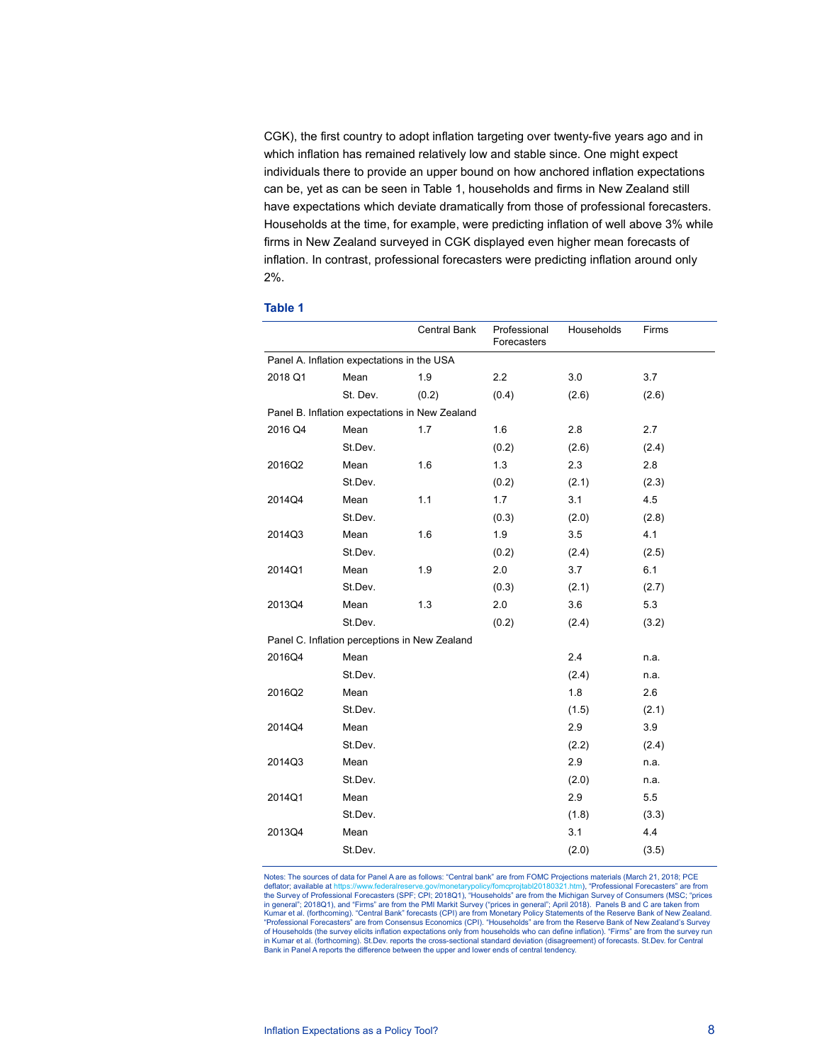CGK), the first country to adopt inflation targeting over twenty-five years ago and in which inflation has remained relatively low and stable since. One might expect individuals there to provide an upper bound on how anchored inflation expectations can be, yet as can be seen in Table 1, households and firms in New Zealand still have expectations which deviate dramatically from those of professional forecasters. Households at the time, for example, were predicting inflation of well above 3% while firms in New Zealand surveyed in CGK displayed even higher mean forecasts of inflation. In contrast, professional forecasters were predicting inflation around only 2%.

**Table 1**

| | | Central Bank | Professional Forecasters | Households | Firms |
|---|---|---|---|---|---|
| Panel A. Inflation expectations in the USA | | | | | |
| 2018 Q1 | Mean | 1.9 | 2.2 | 3.0 | 3.7 |
| | St. Dev. | (0.2) | (0.4) | (2.6) | (2.6) |
| Panel B. Inflation expectations in New Zealand | | | | | |
| 2016 Q4 | Mean | 1.7 | 1.6 | 2.8 | 2.7 |
| | St.Dev. | | (0.2) | (2.6) | (2.4) |
| 2016Q2 | Mean | 1.6 | 1.3 | 2.3 | 2.8 |
| | St.Dev. | | (0.2) | (2.1) | (2.3) |
| 2014Q4 | Mean | 1.1 | 1.7 | 3.1 | 4.5 |
| | St.Dev. | | (0.3) | (2.0) | (2.8) |
| 2014Q3 | Mean | 1.6 | 1.9 | 3.5 | 4.1 |
| | St.Dev. | | (0.2) | (2.4) | (2.5) |
| 2014Q1 | Mean | 1.9 | 2.0 | 3.7 | 6.1 |
| | St.Dev. | | (0.3) | (2.1) | (2.7) |
| 2013Q4 | Mean | 1.3 | 2.0 | 3.6 | 5.3 |
| | St.Dev. | | (0.2) | (2.4) | (3.2) |
| Panel C. Inflation perceptions in New Zealand | | | | | |
| 2016Q4 | Mean | | | 2.4 | n.a. |
| | St.Dev. | | | (2.4) | n.a. |
| 2016Q2 | Mean | | | 1.8 | 2.6 |
| | St.Dev. | | | (1.5) | (2.1) |
| 2014Q4 | Mean | | | 2.9 | 3.9 |
| | St.Dev. | | | (2.2) | (2.4) |
| 2014Q3 | Mean | | | 2.9 | n.a. |
| | St.Dev. | | | (2.0) | n.a. |
| 2014Q1 | Mean | | | 2.9 | 5.5 |
| | St.Dev. | | | (1.8) | (3.3) |
| 2013Q4 | Mean | | | 3.1 | 4.4 |
| | St.Dev. | | | (2.0) | (3.5) |

Notes: The sources of data for Panel A are as follows: "Central bank" are from FOMC Projections materials (March 21, 2018; PCE deflator; available at https://www.federalreserve.gov/monetarypolicy/fomcprojtabl20180321.htm), "Professional Forecasters" are from the Survey of Professional Forecasters (SPF; CPI; 2018Q1), "Households" are from the Michigan Survey of Consumers (MSC; "prices in general"; 2018Q1), and "Firms" are from the PMI Markit Survey ("prices in general"; April 2018). Panels B and C are taken from Kumar et al. (forthcoming). "Central Bank" forecasts (CPI) are from Monetary Policy Statements of the Reserve Bank of New Zealand. "Professional Forecasters" are from Consensus Economics (CPI). "Households" are from the Reserve Bank of New Zealand's Survey of Households (the survey elicits inflation expectations only from households who can define inflation). "Firms" are from the survey run in Kumar et al. (forthcoming). St.Dev. reports the cross-sectional standard deviation (disagreement) of forecasts. St.Dev. for Central Bank in Panel A reports the difference between the upper and lower ends of central tendency.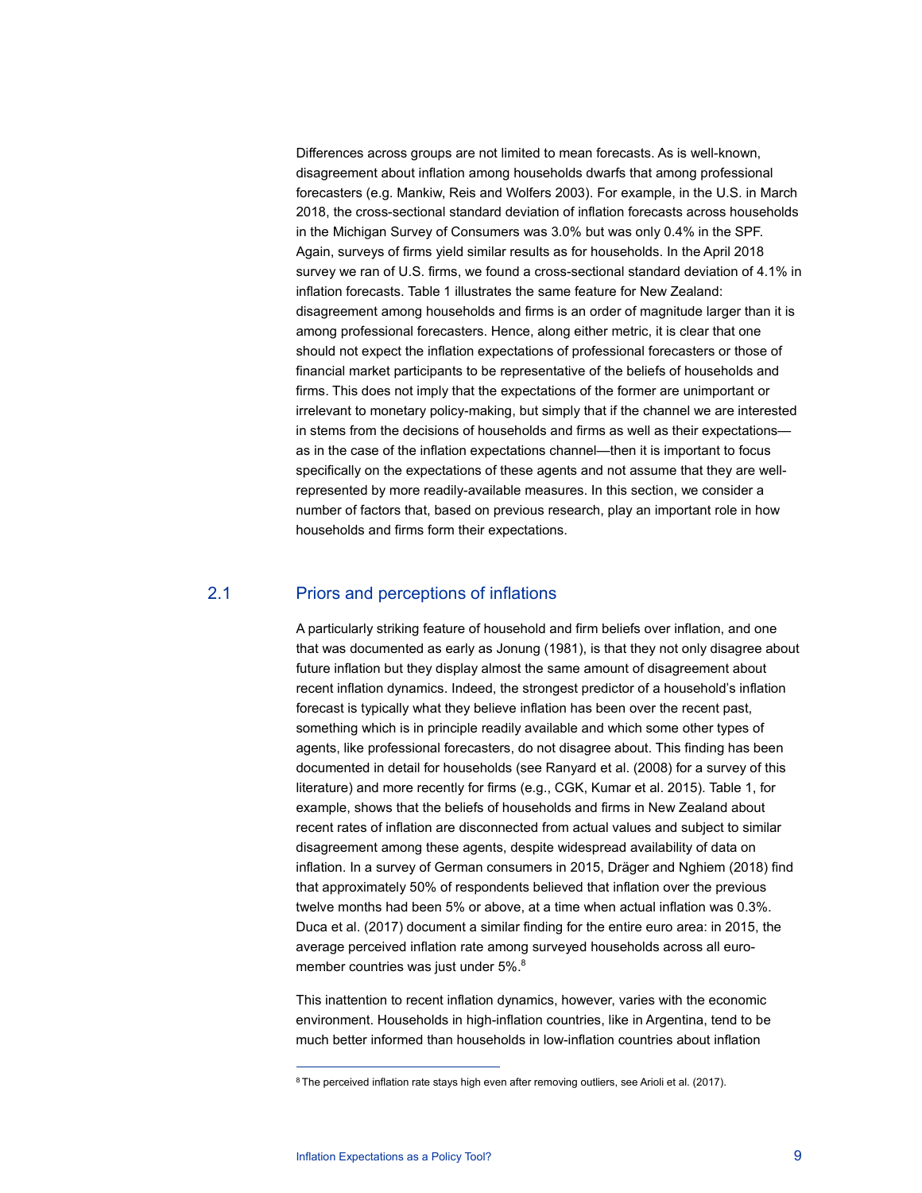Differences across groups are not limited to mean forecasts. As is well-known, disagreement about inflation among households dwarfs that among professional forecasters (e.g. Mankiw, Reis and Wolfers 2003). For example, in the U.S. in March 2018, the cross-sectional standard deviation of inflation forecasts across households in the Michigan Survey of Consumers was 3.0% but was only 0.4% in the SPF. Again, surveys of firms yield similar results as for households. In the April 2018 survey we ran of U.S. firms, we found a cross-sectional standard deviation of 4.1% in inflation forecasts. Table 1 illustrates the same feature for New Zealand: disagreement among households and firms is an order of magnitude larger than it is among professional forecasters. Hence, along either metric, it is clear that one should not expect the inflation expectations of professional forecasters or those of financial market participants to be representative of the beliefs of households and firms. This does not imply that the expectations of the former are unimportant or irrelevant to monetary policy-making, but simply that if the channel we are interested in stems from the decisions of households and firms as well as their expectations—as in the case of the inflation expectations channel—then it is important to focus specifically on the expectations of these agents and not assume that they are well-represented by more readily-available measures. In this section, we consider a number of factors that, based on previous research, play an important role in how households and firms form their expectations.

## 2.1 Priors and perceptions of inflations

A particularly striking feature of household and firm beliefs over inflation, and one that was documented as early as Jonung (1981), is that they not only disagree about future inflation but they display almost the same amount of disagreement about recent inflation dynamics. Indeed, the strongest predictor of a household's inflation forecast is typically what they believe inflation has been over the recent past, something which is in principle readily available and which some other types of agents, like professional forecasters, do not disagree about. This finding has been documented in detail for households (see Ranyard et al. (2008) for a survey of this literature) and more recently for firms (e.g., CGK, Kumar et al. 2015). Table 1, for example, shows that the beliefs of households and firms in New Zealand about recent rates of inflation are disconnected from actual values and subject to similar disagreement among these agents, despite widespread availability of data on inflation. In a survey of German consumers in 2015, Dräger and Nghiem (2018) find that approximately 50% of respondents believed that inflation over the previous twelve months had been 5% or above, at a time when actual inflation was 0.3%. Duca et al. (2017) document a similar finding for the entire euro area: in 2015, the average perceived inflation rate among surveyed households across all euro-member countries was just under 5%.[8]

This inattention to recent inflation dynamics, however, varies with the economic environment. Households in high-inflation countries, like in Argentina, tend to be much better informed than households in low-inflation countries about inflation

[8] The perceived inflation rate stays high even after removing outliers, see Arioli et al. (2017).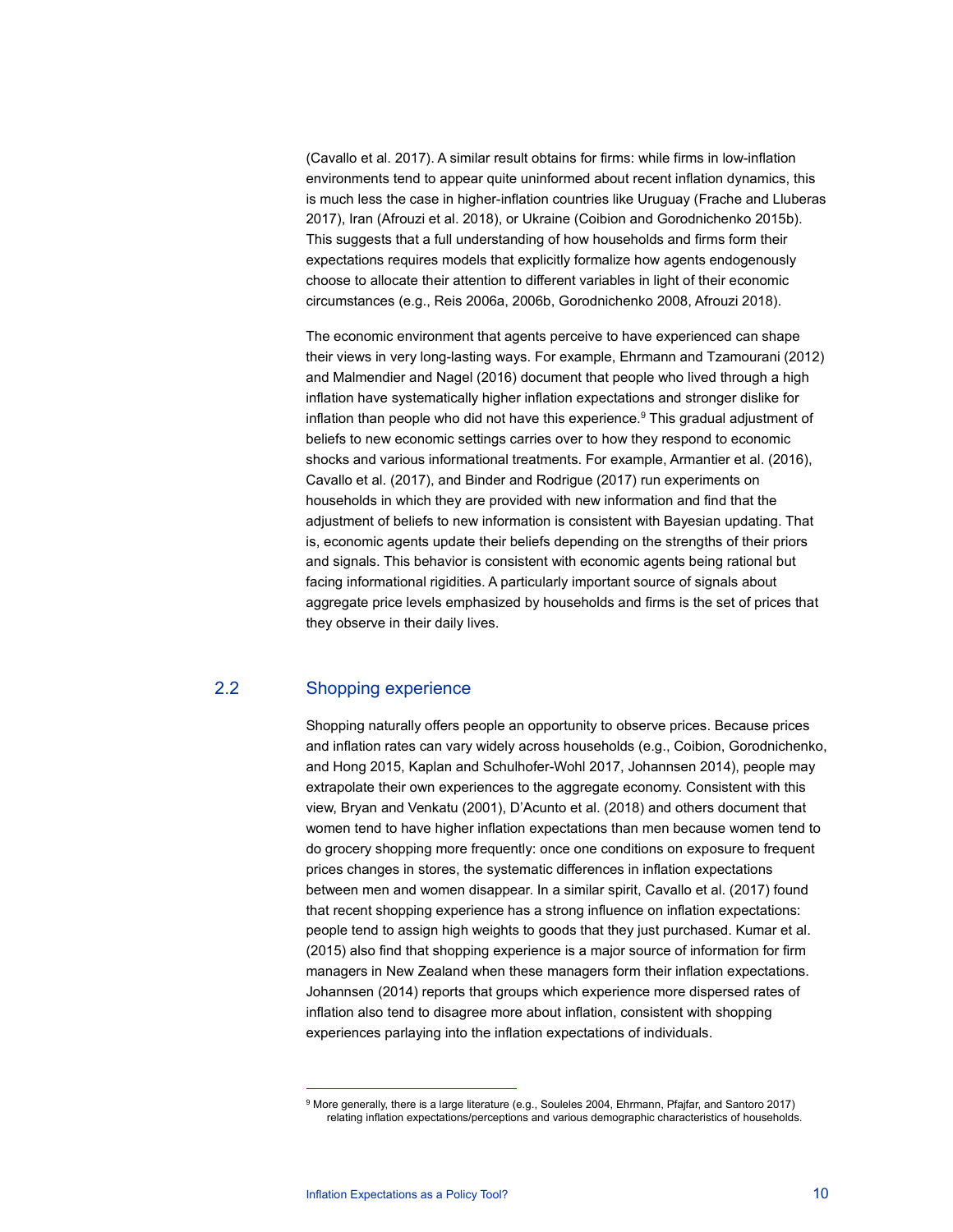(Cavallo et al. 2017). A similar result obtains for firms: while firms in low-inflation environments tend to appear quite uninformed about recent inflation dynamics, this is much less the case in higher-inflation countries like Uruguay (Frache and Lluberas 2017), Iran (Afrouzi et al. 2018), or Ukraine (Coibion and Gorodnichenko 2015b). This suggests that a full understanding of how households and firms form their expectations requires models that explicitly formalize how agents endogenously choose to allocate their attention to different variables in light of their economic circumstances (e.g., Reis 2006a, 2006b, Gorodnichenko 2008, Afrouzi 2018).

The economic environment that agents perceive to have experienced can shape their views in very long-lasting ways. For example, Ehrmann and Tzamourani (2012) and Malmendier and Nagel (2016) document that people who lived through a high inflation have systematically higher inflation expectations and stronger dislike for inflation than people who did not have this experience.[9] This gradual adjustment of beliefs to new economic settings carries over to how they respond to economic shocks and various informational treatments. For example, Armantier et al. (2016), Cavallo et al. (2017), and Binder and Rodrigue (2017) run experiments on households in which they are provided with new information and find that the adjustment of beliefs to new information is consistent with Bayesian updating. That is, economic agents update their beliefs depending on the strengths of their priors and signals. This behavior is consistent with economic agents being rational but facing informational rigidities. A particularly important source of signals about aggregate price levels emphasized by households and firms is the set of prices that they observe in their daily lives.

## 2.2 Shopping experience

Shopping naturally offers people an opportunity to observe prices. Because prices and inflation rates can vary widely across households (e.g., Coibion, Gorodnichenko, and Hong 2015, Kaplan and Schulhofer-Wohl 2017, Johannsen 2014), people may extrapolate their own experiences to the aggregate economy. Consistent with this view, Bryan and Venkatu (2001), D'Acunto et al. (2018) and others document that women tend to have higher inflation expectations than men because women tend to do grocery shopping more frequently: once one conditions on exposure to frequent prices changes in stores, the systematic differences in inflation expectations between men and women disappear. In a similar spirit, Cavallo et al. (2017) found that recent shopping experience has a strong influence on inflation expectations: people tend to assign high weights to goods that they just purchased. Kumar et al. (2015) also find that shopping experience is a major source of information for firm managers in New Zealand when these managers form their inflation expectations. Johannsen (2014) reports that groups which experience more dispersed rates of inflation also tend to disagree more about inflation, consistent with shopping experiences parlaying into the inflation expectations of individuals.

[9] More generally, there is a large literature (e.g., Souleles 2004, Ehrmann, Pfajfar, and Santoro 2017) relating inflation expectations/perceptions and various demographic characteristics of households.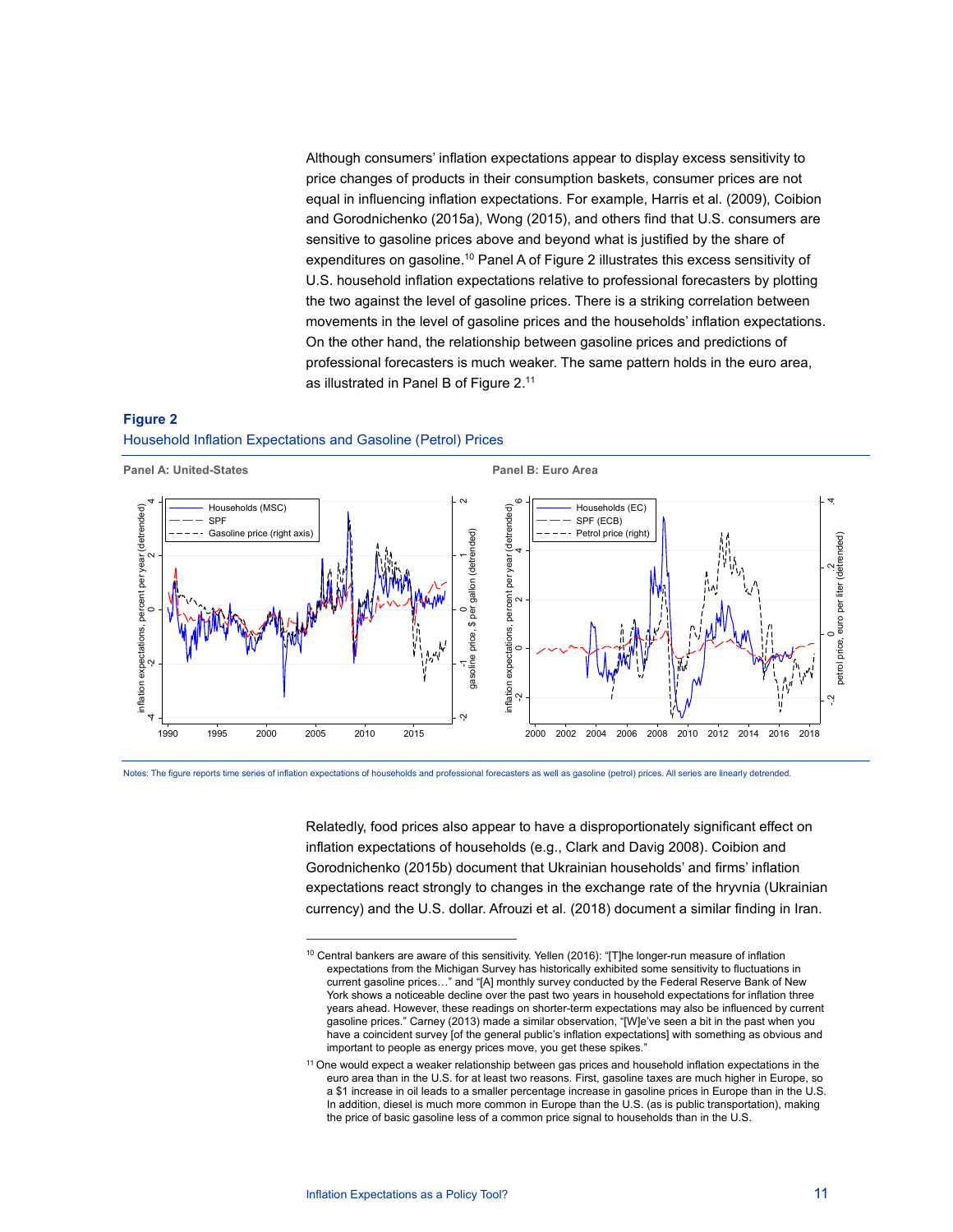Although consumers' inflation expectations appear to display excess sensitivity to price changes of products in their consumption baskets, consumer prices are not equal in influencing inflation expectations. For example, Harris et al. (2009), Coibion and Gorodnichenko (2015a), Wong (2015), and others find that U.S. consumers are sensitive to gasoline prices above and beyond what is justified by the share of expenditures on gasoline.[10] Panel A of Figure 2 illustrates this excess sensitivity of U.S. household inflation expectations relative to professional forecasters by plotting the two against the level of gasoline prices. There is a striking correlation between movements in the level of gasoline prices and the households' inflation expectations. On the other hand, the relationship between gasoline prices and predictions of professional forecasters is much weaker. The same pattern holds in the euro area, as illustrated in Panel B of Figure 2.[11]

**Figure 2**

Household Inflation Expectations and Gasoline (Petrol) Prices

**Panel A: United-States**

**Panel B: Euro Area**

Notes: The figure reports time series of inflation expectations of households and professional forecasters as well as gasoline (petrol) prices. All series are linearly detrended.

Relatedly, food prices also appear to have a disproportionately significant effect on inflation expectations of households (e.g., Clark and Davig 2008). Coibion and Gorodnichenko (2015b) document that Ukrainian households' and firms' inflation expectations react strongly to changes in the exchange rate of the hryvnia (Ukrainian currency) and the U.S. dollar. Afrouzi et al. (2018) document a similar finding in Iran.

---

[10] Central bankers are aware of this sensitivity. Yellen (2016): "[T]he longer-run measure of inflation expectations from the Michigan Survey has historically exhibited some sensitivity to fluctuations in current gasoline prices…" and "[A] monthly survey conducted by the Federal Reserve Bank of New York shows a noticeable decline over the past two years in household expectations for inflation three years ahead. However, these readings on shorter-term expectations may also be influenced by current gasoline prices." Carney (2013) made a similar observation, "[W]e've seen a bit in the past when you have a coincident survey [of the general public's inflation expectations] with something as obvious and important to people as energy prices move, you get these spikes."

[11] One would expect a weaker relationship between gas prices and household inflation expectations in the euro area than in the U.S. for at least two reasons. First, gasoline taxes are much higher in Europe, so a $1 increase in oil leads to a smaller percentage increase in gasoline prices in Europe than in the U.S. In addition, diesel is much more common in Europe than the U.S. (as is public transportation), making the price of basic gasoline less of a common price signal to households than in the U.S.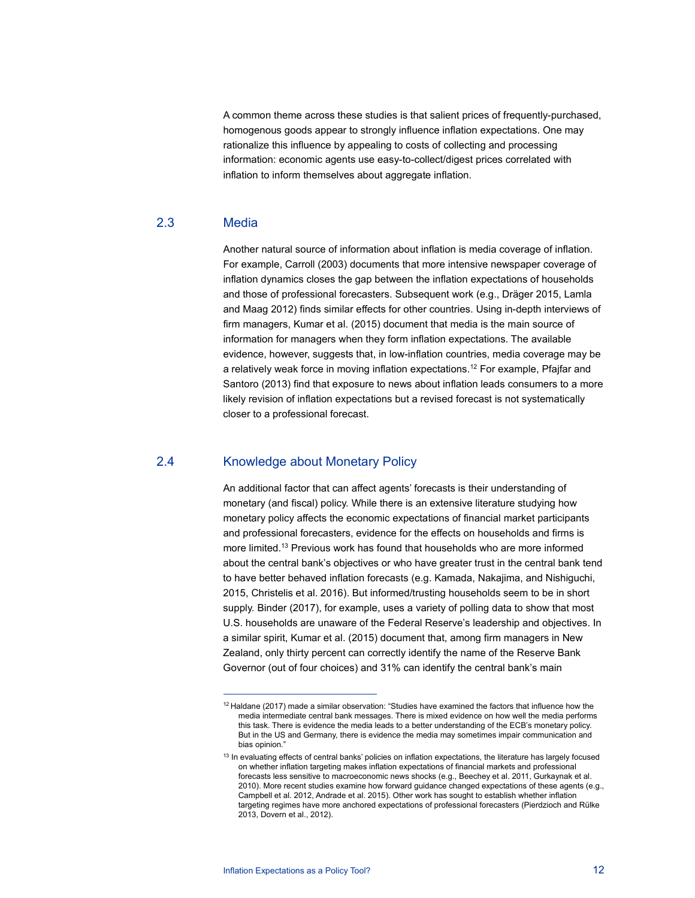A common theme across these studies is that salient prices of frequently-purchased, homogenous goods appear to strongly influence inflation expectations. One may rationalize this influence by appealing to costs of collecting and processing information: economic agents use easy-to-collect/digest prices correlated with inflation to inform themselves about aggregate inflation.

## 2.3 Media

Another natural source of information about inflation is media coverage of inflation. For example, Carroll (2003) documents that more intensive newspaper coverage of inflation dynamics closes the gap between the inflation expectations of households and those of professional forecasters. Subsequent work (e.g., Dräger 2015, Lamla and Maag 2012) finds similar effects for other countries. Using in-depth interviews of firm managers, Kumar et al. (2015) document that media is the main source of information for managers when they form inflation expectations. The available evidence, however, suggests that, in low-inflation countries, media coverage may be a relatively weak force in moving inflation expectations.[12] For example, Pfajfar and Santoro (2013) find that exposure to news about inflation leads consumers to a more likely revision of inflation expectations but a revised forecast is not systematically closer to a professional forecast.

## 2.4 Knowledge about Monetary Policy

An additional factor that can affect agents' forecasts is their understanding of monetary (and fiscal) policy. While there is an extensive literature studying how monetary policy affects the economic expectations of financial market participants and professional forecasters, evidence for the effects on households and firms is more limited.[13] Previous work has found that households who are more informed about the central bank's objectives or who have greater trust in the central bank tend to have better behaved inflation forecasts (e.g. Kamada, Nakajima, and Nishiguchi, 2015, Christelis et al. 2016). But informed/trusting households seem to be in short supply. Binder (2017), for example, uses a variety of polling data to show that most U.S. households are unaware of the Federal Reserve's leadership and objectives. In a similar spirit, Kumar et al. (2015) document that, among firm managers in New Zealand, only thirty percent can correctly identify the name of the Reserve Bank Governor (out of four choices) and 31% can identify the central bank's main

---

[12] Haldane (2017) made a similar observation: "Studies have examined the factors that influence how the media intermediate central bank messages. There is mixed evidence on how well the media performs this task. There is evidence the media leads to a better understanding of the ECB's monetary policy. But in the US and Germany, there is evidence the media may sometimes impair communication and bias opinion."

[13] In evaluating effects of central banks' policies on inflation expectations, the literature has largely focused on whether inflation targeting makes inflation expectations of financial markets and professional forecasts less sensitive to macroeconomic news shocks (e.g., Beechey et al. 2011, Gurkaynak et al. 2010). More recent studies examine how forward guidance changed expectations of these agents (e.g., Campbell et al. 2012, Andrade et al. 2015). Other work has sought to establish whether inflation targeting regimes have more anchored expectations of professional forecasters (Pierdzioch and Rülke 2013, Dovern et al., 2012).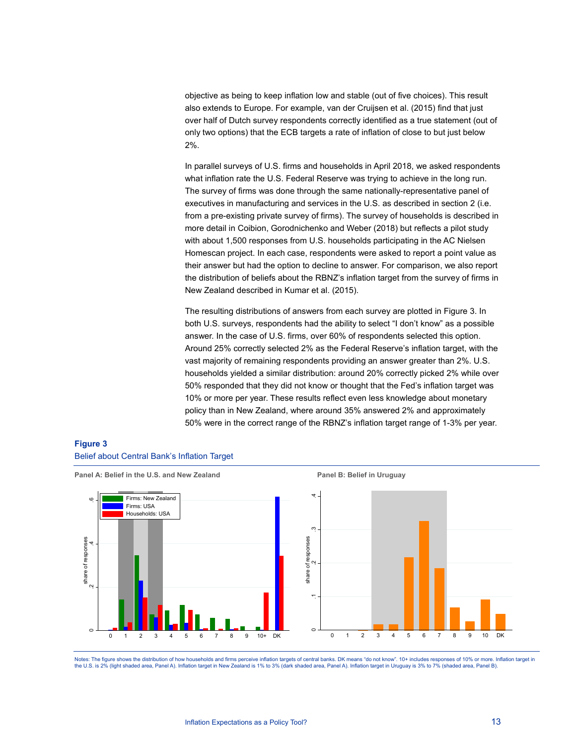objective as being to keep inflation low and stable (out of five choices). This result also extends to Europe. For example, van der Cruijsen et al. (2015) find that just over half of Dutch survey respondents correctly identified as a true statement (out of only two options) that the ECB targets a rate of inflation of close to but just below 2%.

In parallel surveys of U.S. firms and households in April 2018, we asked respondents what inflation rate the U.S. Federal Reserve was trying to achieve in the long run. The survey of firms was done through the same nationally-representative panel of executives in manufacturing and services in the U.S. as described in section 2 (i.e. from a pre-existing private survey of firms). The survey of households is described in more detail in Coibion, Gorodnichenko and Weber (2018) but reflects a pilot study with about 1,500 responses from U.S. households participating in the AC Nielsen Homescan project. In each case, respondents were asked to report a point value as their answer but had the option to decline to answer. For comparison, we also report the distribution of beliefs about the RBNZ's inflation target from the survey of firms in New Zealand described in Kumar et al. (2015).

The resulting distributions of answers from each survey are plotted in Figure 3. In both U.S. surveys, respondents had the ability to select "I don't know" as a possible answer. In the case of U.S. firms, over 60% of respondents selected this option. Around 25% correctly selected 2% as the Federal Reserve's inflation target, with the vast majority of remaining respondents providing an answer greater than 2%. U.S. households yielded a similar distribution: around 20% correctly picked 2% while over 50% responded that they did not know or thought that the Fed's inflation target was 10% or more per year. These results reflect even less knowledge about monetary policy than in New Zealand, where around 35% answered 2% and approximately 50% were in the correct range of the RBNZ's inflation target range of 1-3% per year.

**Figure 3**

Belief about Central Bank's Inflation Target

**Panel A: Belief in the U.S. and New Zealand**

**Panel B: Belief in Uruguay**

Notes: The figure shows the distribution of how households and firms perceive inflation targets of central banks. DK means "do not know". 10+ includes responses of 10% or more. Inflation target in the U.S. is 2% (light shaded area, Panel A). Inflation target in New Zealand is 1% to 3% (dark shaded area, Panel A). Inflation target in Uruguay is 3% to 7% (shaded area, Panel B).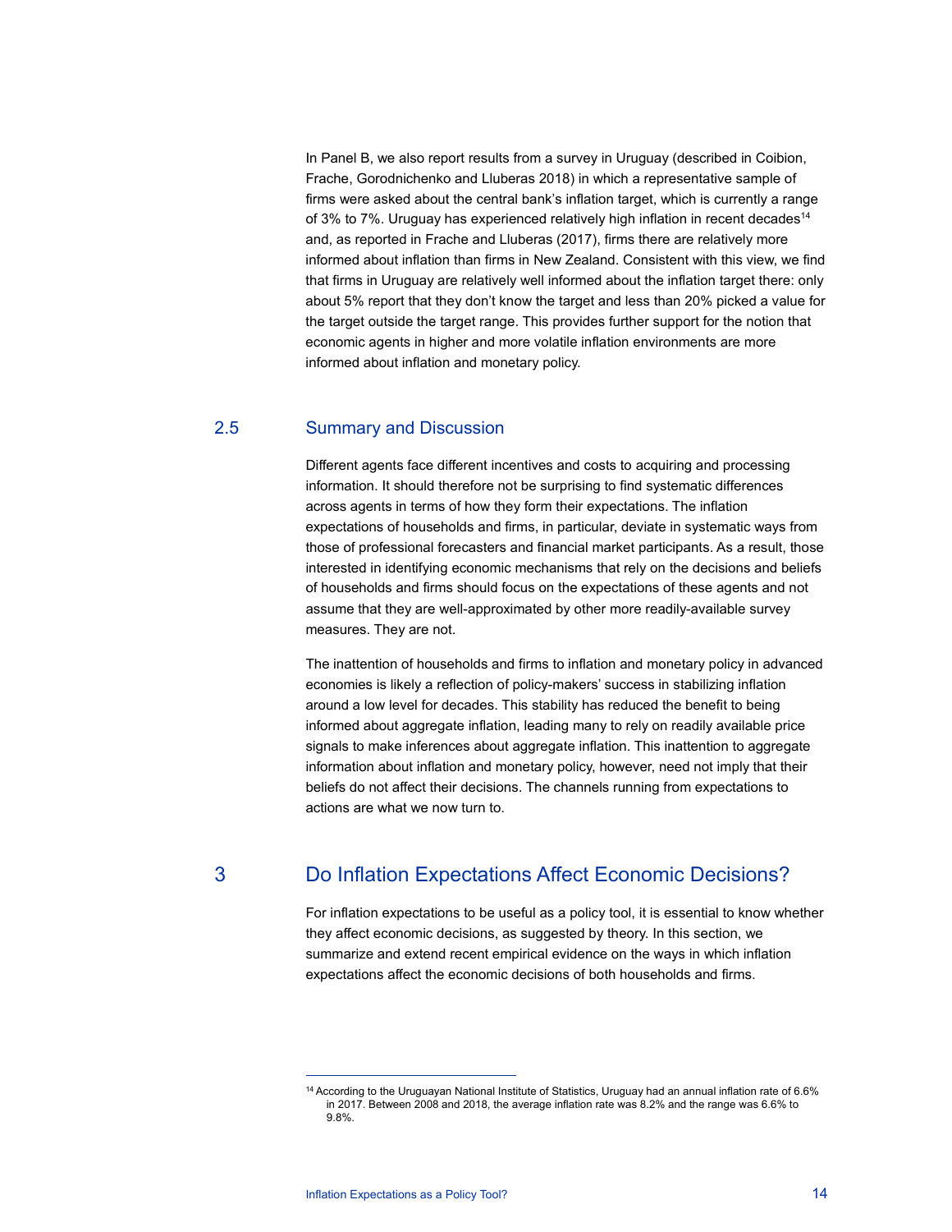In Panel B, we also report results from a survey in Uruguay (described in Coibion, Frache, Gorodnichenko and Lluberas 2018) in which a representative sample of firms were asked about the central bank's inflation target, which is currently a range of 3% to 7%. Uruguay has experienced relatively high inflation in recent decades[14] and, as reported in Frache and Lluberas (2017), firms there are relatively more informed about inflation than firms in New Zealand. Consistent with this view, we find that firms in Uruguay are relatively well informed about the inflation target there: only about 5% report that they don't know the target and less than 20% picked a value for the target outside the target range. This provides further support for the notion that economic agents in higher and more volatile inflation environments are more informed about inflation and monetary policy.

### 2.5 Summary and Discussion

Different agents face different incentives and costs to acquiring and processing information. It should therefore not be surprising to find systematic differences across agents in terms of how they form their expectations. The inflation expectations of households and firms, in particular, deviate in systematic ways from those of professional forecasters and financial market participants. As a result, those interested in identifying economic mechanisms that rely on the decisions and beliefs of households and firms should focus on the expectations of these agents and not assume that they are well-approximated by other more readily-available survey measures. They are not.

The inattention of households and firms to inflation and monetary policy in advanced economies is likely a reflection of policy-makers' success in stabilizing inflation around a low level for decades. This stability has reduced the benefit to being informed about aggregate inflation, leading many to rely on readily available price signals to make inferences about aggregate inflation. This inattention to aggregate information about inflation and monetary policy, however, need not imply that their beliefs do not affect their decisions. The channels running from expectations to actions are what we now turn to.

## 3 Do Inflation Expectations Affect Economic Decisions?

For inflation expectations to be useful as a policy tool, it is essential to know whether they affect economic decisions, as suggested by theory. In this section, we summarize and extend recent empirical evidence on the ways in which inflation expectations affect the economic decisions of both households and firms.

---

[14] According to the Uruguayan National Institute of Statistics, Uruguay had an annual inflation rate of 6.6% in 2017. Between 2008 and 2018, the average inflation rate was 8.2% and the range was 6.6% to 9.8%.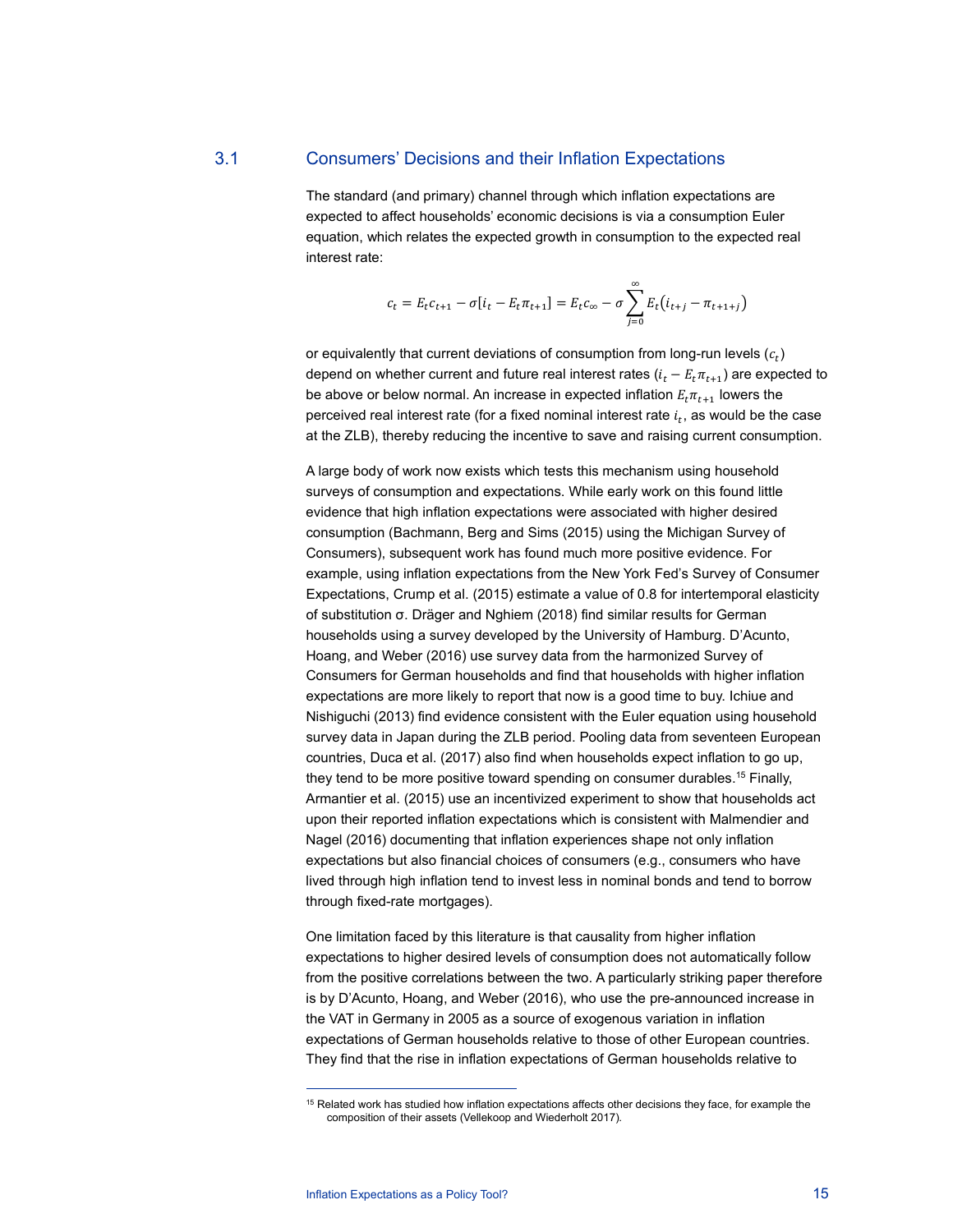## 3.1 Consumers' Decisions and their Inflation Expectations

The standard (and primary) channel through which inflation expectations are expected to affect households' economic decisions is via a consumption Euler equation, which relates the expected growth in consumption to the expected real interest rate:

$$c_t = E_t c_{t+1} - \sigma[i_t - E_t \pi_{t+1}] = E_t c_\infty - \sigma \sum_{j=0}^{\infty} E_t(i_{t+j} - \pi_{t+1+j})$$

or equivalently that current deviations of consumption from long-run levels ($c_t$) depend on whether current and future real interest rates ($i_t - E_t \pi_{t+1}$) are expected to be above or below normal. An increase in expected inflation $E_t \pi_{t+1}$ lowers the perceived real interest rate (for a fixed nominal interest rate $i_t$, as would be the case at the ZLB), thereby reducing the incentive to save and raising current consumption.

A large body of work now exists which tests this mechanism using household surveys of consumption and expectations. While early work on this found little evidence that high inflation expectations were associated with higher desired consumption (Bachmann, Berg and Sims (2015) using the Michigan Survey of Consumers), subsequent work has found much more positive evidence. For example, using inflation expectations from the New York Fed's Survey of Consumer Expectations, Crump et al. (2015) estimate a value of 0.8 for intertemporal elasticity of substitution σ. Dräger and Nghiem (2018) find similar results for German households using a survey developed by the University of Hamburg. D'Acunto, Hoang, and Weber (2016) use survey data from the harmonized Survey of Consumers for German households and find that households with higher inflation expectations are more likely to report that now is a good time to buy. Ichiue and Nishiguchi (2013) find evidence consistent with the Euler equation using household survey data in Japan during the ZLB period. Pooling data from seventeen European countries, Duca et al. (2017) also find when households expect inflation to go up, they tend to be more positive toward spending on consumer durables.[15] Finally, Armantier et al. (2015) use an incentivized experiment to show that households act upon their reported inflation expectations which is consistent with Malmendier and Nagel (2016) documenting that inflation experiences shape not only inflation expectations but also financial choices of consumers (e.g., consumers who have lived through high inflation tend to invest less in nominal bonds and tend to borrow through fixed-rate mortgages).

One limitation faced by this literature is that causality from higher inflation expectations to higher desired levels of consumption does not automatically follow from the positive correlations between the two. A particularly striking paper therefore is by D'Acunto, Hoang, and Weber (2016), who use the pre-announced increase in the VAT in Germany in 2005 as a source of exogenous variation in inflation expectations of German households relative to those of other European countries. They find that the rise in inflation expectations of German households relative to

[15] Related work has studied how inflation expectations affects other decisions they face, for example the composition of their assets (Vellekoop and Wiederholt 2017).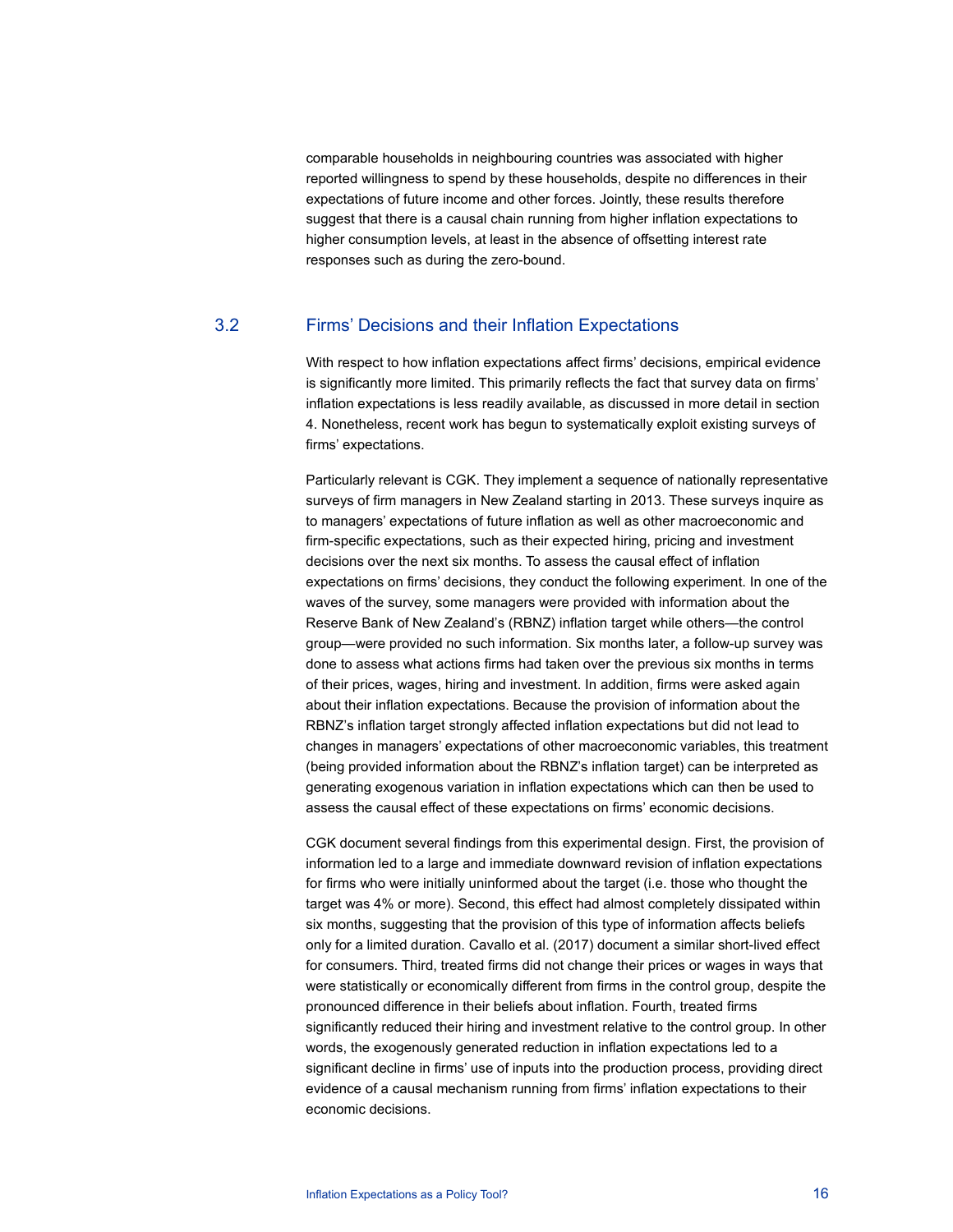comparable households in neighbouring countries was associated with higher reported willingness to spend by these households, despite no differences in their expectations of future income and other forces. Jointly, these results therefore suggest that there is a causal chain running from higher inflation expectations to higher consumption levels, at least in the absence of offsetting interest rate responses such as during the zero-bound.

## 3.2 Firms' Decisions and their Inflation Expectations

With respect to how inflation expectations affect firms' decisions, empirical evidence is significantly more limited. This primarily reflects the fact that survey data on firms' inflation expectations is less readily available, as discussed in more detail in section 4. Nonetheless, recent work has begun to systematically exploit existing surveys of firms' expectations.

Particularly relevant is CGK. They implement a sequence of nationally representative surveys of firm managers in New Zealand starting in 2013. These surveys inquire as to managers' expectations of future inflation as well as other macroeconomic and firm-specific expectations, such as their expected hiring, pricing and investment decisions over the next six months. To assess the causal effect of inflation expectations on firms' decisions, they conduct the following experiment. In one of the waves of the survey, some managers were provided with information about the Reserve Bank of New Zealand's (RBNZ) inflation target while others—the control group—were provided no such information. Six months later, a follow-up survey was done to assess what actions firms had taken over the previous six months in terms of their prices, wages, hiring and investment. In addition, firms were asked again about their inflation expectations. Because the provision of information about the RBNZ's inflation target strongly affected inflation expectations but did not lead to changes in managers' expectations of other macroeconomic variables, this treatment (being provided information about the RBNZ's inflation target) can be interpreted as generating exogenous variation in inflation expectations which can then be used to assess the causal effect of these expectations on firms' economic decisions.

CGK document several findings from this experimental design. First, the provision of information led to a large and immediate downward revision of inflation expectations for firms who were initially uninformed about the target (i.e. those who thought the target was 4% or more). Second, this effect had almost completely dissipated within six months, suggesting that the provision of this type of information affects beliefs only for a limited duration. Cavallo et al. (2017) document a similar short-lived effect for consumers. Third, treated firms did not change their prices or wages in ways that were statistically or economically different from firms in the control group, despite the pronounced difference in their beliefs about inflation. Fourth, treated firms significantly reduced their hiring and investment relative to the control group. In other words, the exogenously generated reduction in inflation expectations led to a significant decline in firms' use of inputs into the production process, providing direct evidence of a causal mechanism running from firms' inflation expectations to their economic decisions.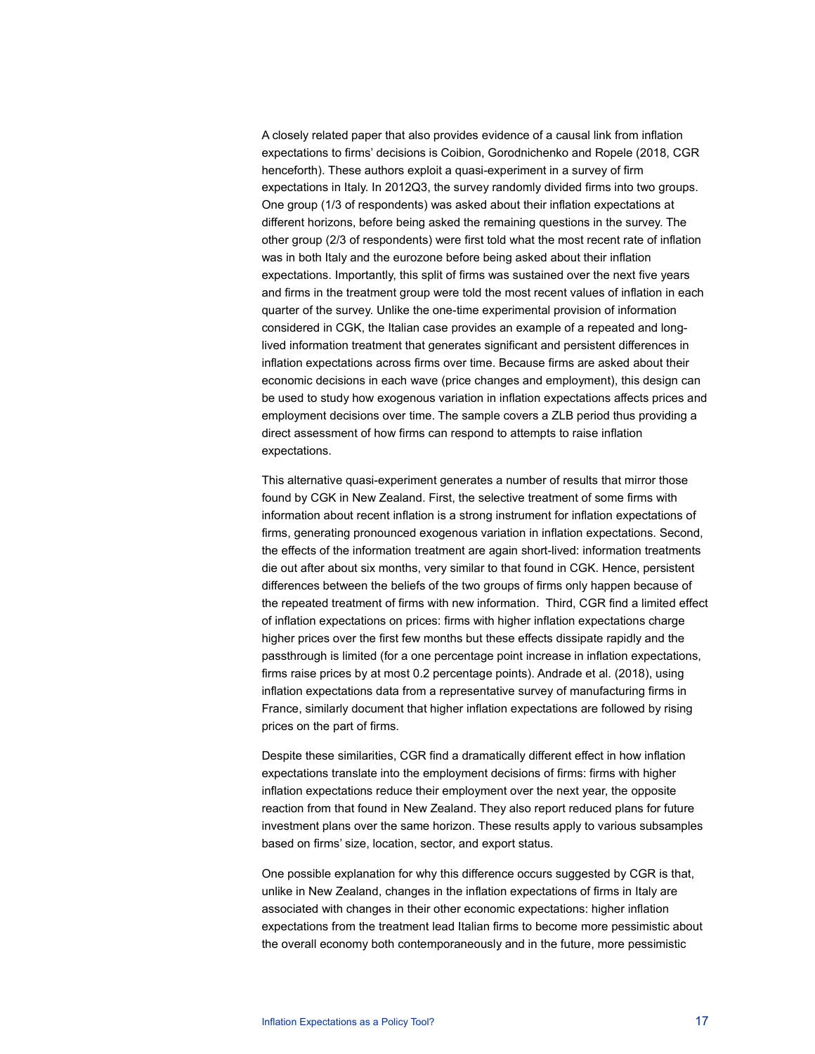A closely related paper that also provides evidence of a causal link from inflation expectations to firms' decisions is Coibion, Gorodnichenko and Ropele (2018, CGR henceforth). These authors exploit a quasi-experiment in a survey of firm expectations in Italy. In 2012Q3, the survey randomly divided firms into two groups. One group (1/3 of respondents) was asked about their inflation expectations at different horizons, before being asked the remaining questions in the survey. The other group (2/3 of respondents) were first told what the most recent rate of inflation was in both Italy and the eurozone before being asked about their inflation expectations. Importantly, this split of firms was sustained over the next five years and firms in the treatment group were told the most recent values of inflation in each quarter of the survey. Unlike the one-time experimental provision of information considered in CGK, the Italian case provides an example of a repeated and long-lived information treatment that generates significant and persistent differences in inflation expectations across firms over time. Because firms are asked about their economic decisions in each wave (price changes and employment), this design can be used to study how exogenous variation in inflation expectations affects prices and employment decisions over time. The sample covers a ZLB period thus providing a direct assessment of how firms can respond to attempts to raise inflation expectations.

This alternative quasi-experiment generates a number of results that mirror those found by CGK in New Zealand. First, the selective treatment of some firms with information about recent inflation is a strong instrument for inflation expectations of firms, generating pronounced exogenous variation in inflation expectations. Second, the effects of the information treatment are again short-lived: information treatments die out after about six months, very similar to that found in CGK. Hence, persistent differences between the beliefs of the two groups of firms only happen because of the repeated treatment of firms with new information. Third, CGR find a limited effect of inflation expectations on prices: firms with higher inflation expectations charge higher prices over the first few months but these effects dissipate rapidly and the passthrough is limited (for a one percentage point increase in inflation expectations, firms raise prices by at most 0.2 percentage points). Andrade et al. (2018), using inflation expectations data from a representative survey of manufacturing firms in France, similarly document that higher inflation expectations are followed by rising prices on the part of firms.

Despite these similarities, CGR find a dramatically different effect in how inflation expectations translate into the employment decisions of firms: firms with higher inflation expectations reduce their employment over the next year, the opposite reaction from that found in New Zealand. They also report reduced plans for future investment plans over the same horizon. These results apply to various subsamples based on firms' size, location, sector, and export status.

One possible explanation for why this difference occurs suggested by CGR is that, unlike in New Zealand, changes in the inflation expectations of firms in Italy are associated with changes in their other economic expectations: higher inflation expectations from the treatment lead Italian firms to become more pessimistic about the overall economy both contemporaneously and in the future, more pessimistic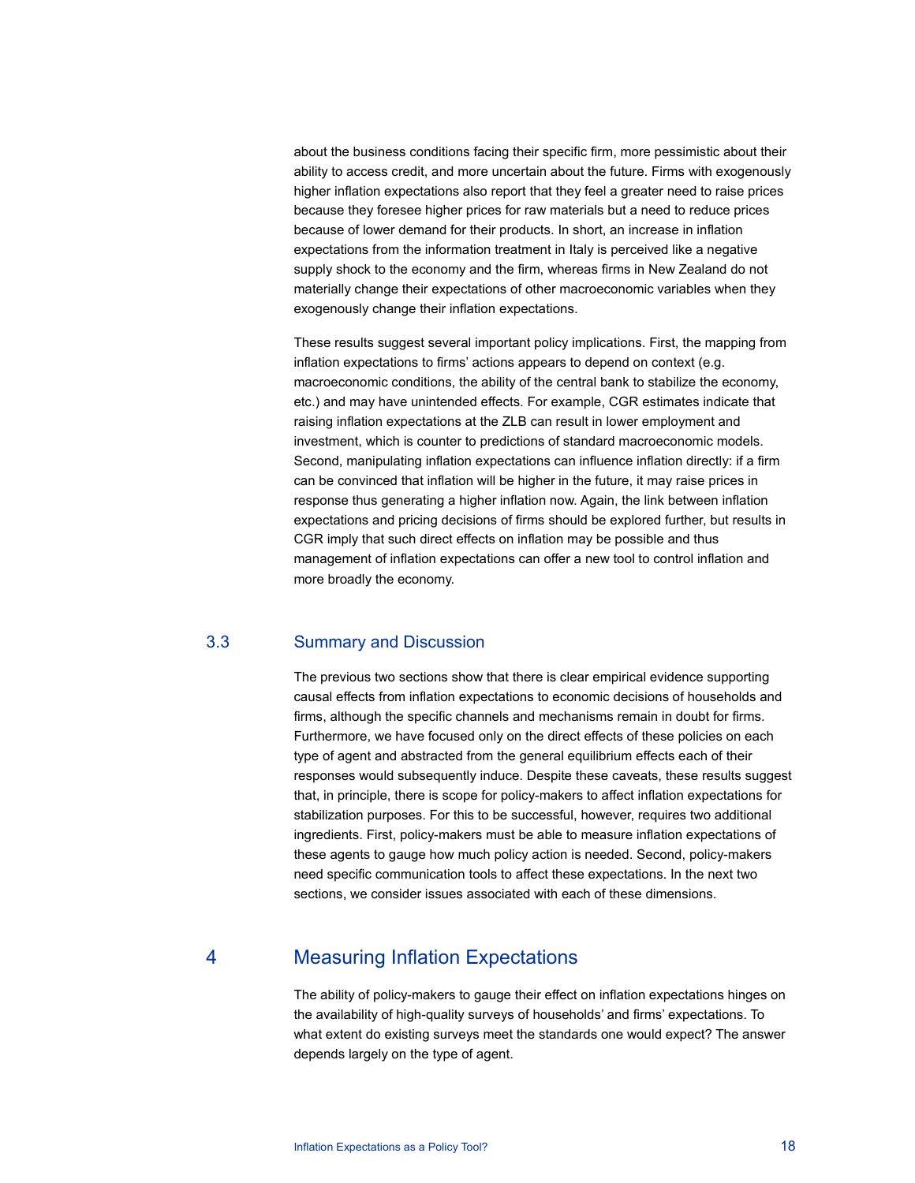about the business conditions facing their specific firm, more pessimistic about their ability to access credit, and more uncertain about the future. Firms with exogenously higher inflation expectations also report that they feel a greater need to raise prices because they foresee higher prices for raw materials but a need to reduce prices because of lower demand for their products. In short, an increase in inflation expectations from the information treatment in Italy is perceived like a negative supply shock to the economy and the firm, whereas firms in New Zealand do not materially change their expectations of other macroeconomic variables when they exogenously change their inflation expectations.

These results suggest several important policy implications. First, the mapping from inflation expectations to firms' actions appears to depend on context (e.g. macroeconomic conditions, the ability of the central bank to stabilize the economy, etc.) and may have unintended effects. For example, CGR estimates indicate that raising inflation expectations at the ZLB can result in lower employment and investment, which is counter to predictions of standard macroeconomic models. Second, manipulating inflation expectations can influence inflation directly: if a firm can be convinced that inflation will be higher in the future, it may raise prices in response thus generating a higher inflation now. Again, the link between inflation expectations and pricing decisions of firms should be explored further, but results in CGR imply that such direct effects on inflation may be possible and thus management of inflation expectations can offer a new tool to control inflation and more broadly the economy.

## 3.3 Summary and Discussion

The previous two sections show that there is clear empirical evidence supporting causal effects from inflation expectations to economic decisions of households and firms, although the specific channels and mechanisms remain in doubt for firms. Furthermore, we have focused only on the direct effects of these policies on each type of agent and abstracted from the general equilibrium effects each of their responses would subsequently induce. Despite these caveats, these results suggest that, in principle, there is scope for policy-makers to affect inflation expectations for stabilization purposes. For this to be successful, however, requires two additional ingredients. First, policy-makers must be able to measure inflation expectations of these agents to gauge how much policy action is needed. Second, policy-makers need specific communication tools to affect these expectations. In the next two sections, we consider issues associated with each of these dimensions.

# 4 Measuring Inflation Expectations

The ability of policy-makers to gauge their effect on inflation expectations hinges on the availability of high-quality surveys of households' and firms' expectations. To what extent do existing surveys meet the standards one would expect? The answer depends largely on the type of agent.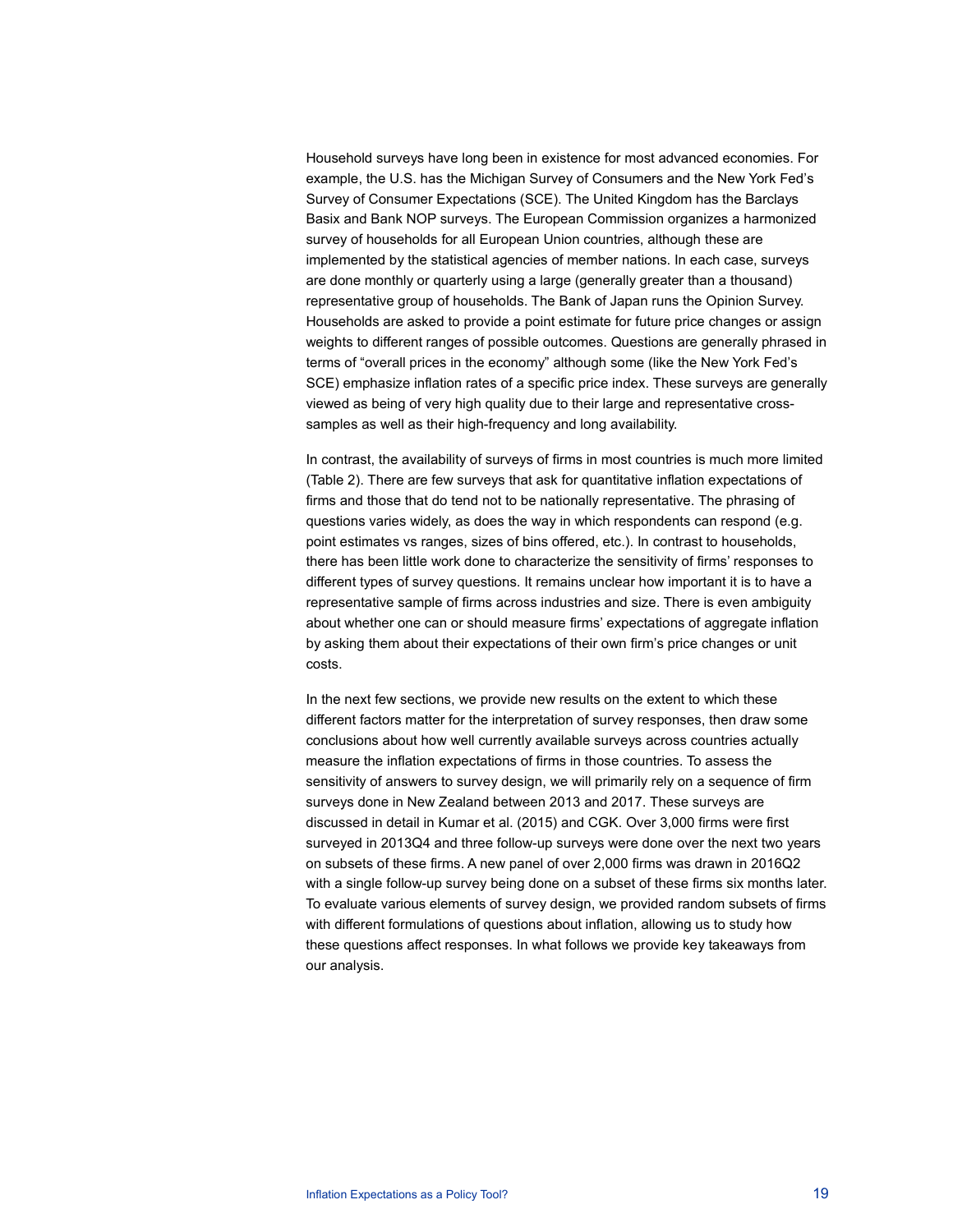Household surveys have long been in existence for most advanced economies. For example, the U.S. has the Michigan Survey of Consumers and the New York Fed's Survey of Consumer Expectations (SCE). The United Kingdom has the Barclays Basix and Bank NOP surveys. The European Commission organizes a harmonized survey of households for all European Union countries, although these are implemented by the statistical agencies of member nations. In each case, surveys are done monthly or quarterly using a large (generally greater than a thousand) representative group of households. The Bank of Japan runs the Opinion Survey. Households are asked to provide a point estimate for future price changes or assign weights to different ranges of possible outcomes. Questions are generally phrased in terms of "overall prices in the economy" although some (like the New York Fed's SCE) emphasize inflation rates of a specific price index. These surveys are generally viewed as being of very high quality due to their large and representative cross-samples as well as their high-frequency and long availability.

In contrast, the availability of surveys of firms in most countries is much more limited (Table 2). There are few surveys that ask for quantitative inflation expectations of firms and those that do tend not to be nationally representative. The phrasing of questions varies widely, as does the way in which respondents can respond (e.g. point estimates vs ranges, sizes of bins offered, etc.). In contrast to households, there has been little work done to characterize the sensitivity of firms' responses to different types of survey questions. It remains unclear how important it is to have a representative sample of firms across industries and size. There is even ambiguity about whether one can or should measure firms' expectations of aggregate inflation by asking them about their expectations of their own firm's price changes or unit costs.

In the next few sections, we provide new results on the extent to which these different factors matter for the interpretation of survey responses, then draw some conclusions about how well currently available surveys across countries actually measure the inflation expectations of firms in those countries. To assess the sensitivity of answers to survey design, we will primarily rely on a sequence of firm surveys done in New Zealand between 2013 and 2017. These surveys are discussed in detail in Kumar et al. (2015) and CGK. Over 3,000 firms were first surveyed in 2013Q4 and three follow-up surveys were done over the next two years on subsets of these firms. A new panel of over 2,000 firms was drawn in 2016Q2 with a single follow-up survey being done on a subset of these firms six months later. To evaluate various elements of survey design, we provided random subsets of firms with different formulations of questions about inflation, allowing us to study how these questions affect responses. In what follows we provide key takeaways from our analysis.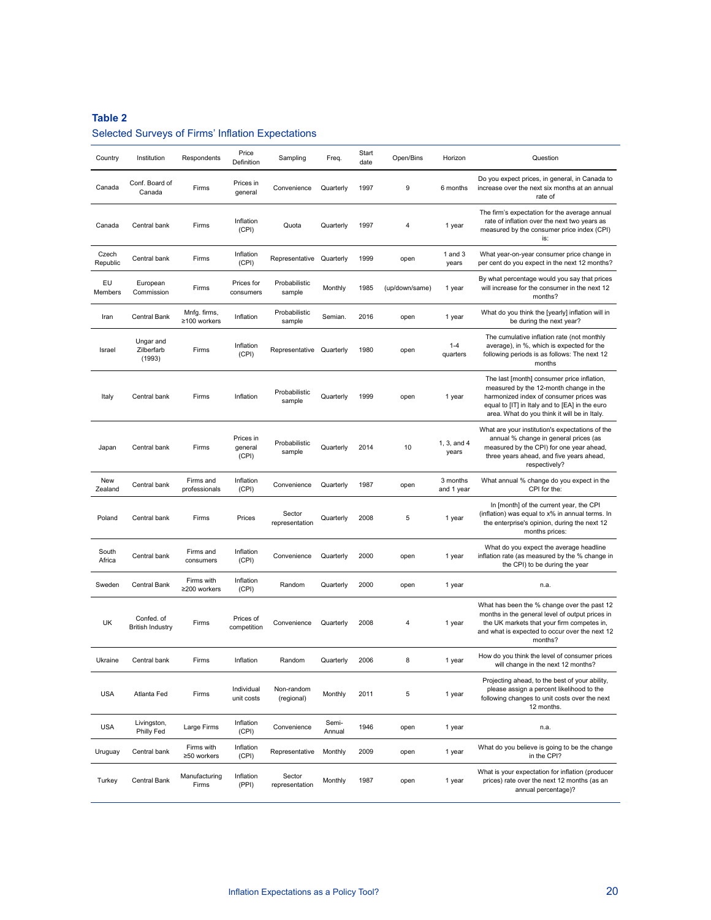**Table 2**

Selected Surveys of Firms' Inflation Expectations

| Country | Institution | Respondents | Price Definition | Sampling | Freq. | Start date | Open/Bins | Horizon | Question |
|---|---|---|---|---|---|---|---|---|---|
| Canada | Conf. Board of Canada | Firms | Prices in general | Convenience | Quarterly | 1997 | 9 | 6 months | Do you expect prices, in general, in Canada to increase over the next six months at an annual rate of |
| Canada | Central bank | Firms | Inflation (CPI) | Quota | Quarterly | 1997 | 4 | 1 year | The firm's expectation for the average annual rate of inflation over the next two years as measured by the consumer price index (CPI) is: |
| Czech Republic | Central bank | Firms | Inflation (CPI) | Representative | Quarterly | 1999 | open | 1 and 3 years | What year-on-year consumer price change in per cent do you expect in the next 12 months? |
| EU Members | European Commission | Firms | Prices for consumers | Probabilistic sample | Monthly | 1985 | (up/down/same) | 1 year | By what percentage would you say that prices will increase for the consumer in the next 12 months? |
| Iran | Central Bank | Mnfg. firms, ≥100 workers | Inflation | Probabilistic sample | Semian. | 2016 | open | 1 year | What do you think the [yearly] inflation will in be during the next year? |
| Israel | Ungar and Zilberfarb (1993) | Firms | Inflation (CPI) | Representative | Quarterly | 1980 | open | 1-4 quarters | The cumulative inflation rate (not monthly average), in %, which is expected for the following periods is as follows: The next 12 months |
| Italy | Central bank | Firms | Inflation | Probabilistic sample | Quarterly | 1999 | open | 1 year | The last [month] consumer price inflation, measured by the 12-month change in the harmonized index of consumer prices was equal to [IT] in Italy and to [EA] in the euro area. What do you think it will be in Italy. |
| Japan | Central bank | Firms | Prices in general (CPI) | Probabilistic sample | Quarterly | 2014 | 10 | 1, 3, and 4 years | What are your institution's expectations of the annual % change in general prices (as measured by the CPI) for one year ahead, three years ahead, and five years ahead, respectively? |
| New Zealand | Central bank | Firms and professionals | Inflation (CPI) | Convenience | Quarterly | 1987 | open | 3 months and 1 year | What annual % change do you expect in the CPI for the: |
| Poland | Central bank | Firms | Prices | Sector representation | Quarterly | 2008 | 5 | 1 year | In [month] of the current year, the CPI (inflation) was equal to x% in annual terms. In the enterprise's opinion, during the next 12 months prices: |
| South Africa | Central bank | Firms and consumers | Inflation (CPI) | Convenience | Quarterly | 2000 | open | 1 year | What do you expect the average headline inflation rate (as measured by the % change in the CPI) to be during the year |
| Sweden | Central Bank | Firms with ≥200 workers | Inflation (CPI) | Random | Quarterly | 2000 | open | 1 year | n.a. |
| UK | Confed. of British Industry | Firms | Prices of competition | Convenience | Quarterly | 2008 | 4 | 1 year | What has been the % change over the past 12 months in the general level of output prices in the UK markets that your firm competes in, and what is expected to occur over the next 12 months? |
| Ukraine | Central bank | Firms | Inflation | Random | Quarterly | 2006 | 8 | 1 year | How do you think the level of consumer prices will change in the next 12 months? |
| USA | Atlanta Fed | Firms | Individual unit costs | Non-random (regional) | Monthly | 2011 | 5 | 1 year | Projecting ahead, to the best of your ability, please assign a percent likelihood to the following changes to unit costs over the next 12 months. |
| USA | Livingston, Philly Fed | Large Firms | Inflation (CPI) | Convenience | Semi-Annual | 1946 | open | 1 year | n.a. |
| Uruguay | Central bank | Firms with ≥50 workers | Inflation (CPI) | Representative | Monthly | 2009 | open | 1 year | What do you believe is going to be the change in the CPI? |
| Turkey | Central Bank | Manufacturing Firms | Inflation (PPI) | Sector representation | Monthly | 1987 | open | 1 year | What is your expectation for inflation (producer prices) rate over the next 12 months (as an annual percentage)? |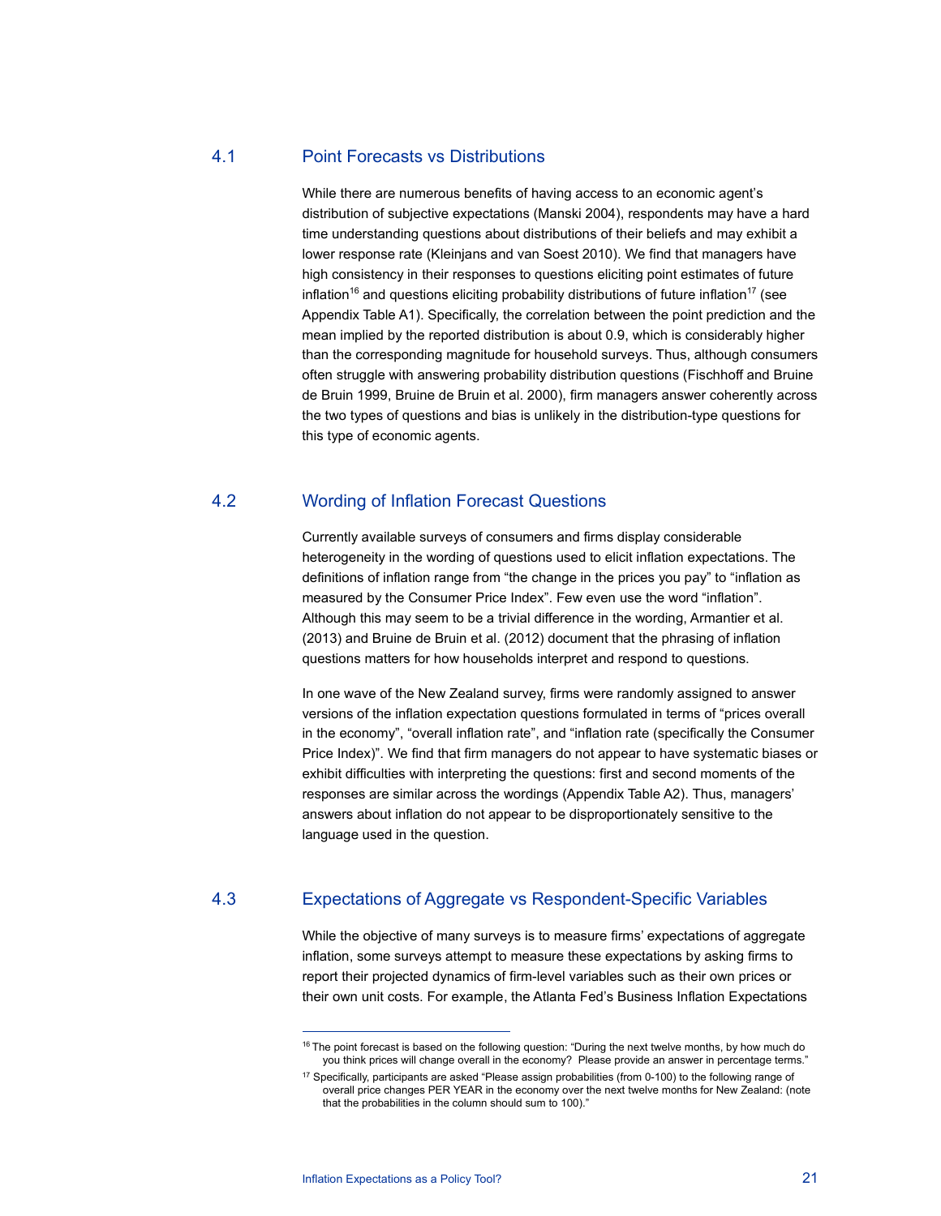## 4.1 Point Forecasts vs Distributions

While there are numerous benefits of having access to an economic agent's distribution of subjective expectations (Manski 2004), respondents may have a hard time understanding questions about distributions of their beliefs and may exhibit a lower response rate (Kleinjans and van Soest 2010). We find that managers have high consistency in their responses to questions eliciting point estimates of future inflation[16] and questions eliciting probability distributions of future inflation[17] (see Appendix Table A1). Specifically, the correlation between the point prediction and the mean implied by the reported distribution is about 0.9, which is considerably higher than the corresponding magnitude for household surveys. Thus, although consumers often struggle with answering probability distribution questions (Fischhoff and Bruine de Bruin 1999, Bruine de Bruin et al. 2000), firm managers answer coherently across the two types of questions and bias is unlikely in the distribution-type questions for this type of economic agents.

## 4.2 Wording of Inflation Forecast Questions

Currently available surveys of consumers and firms display considerable heterogeneity in the wording of questions used to elicit inflation expectations. The definitions of inflation range from "the change in the prices you pay" to "inflation as measured by the Consumer Price Index". Few even use the word "inflation". Although this may seem to be a trivial difference in the wording, Armantier et al. (2013) and Bruine de Bruin et al. (2012) document that the phrasing of inflation questions matters for how households interpret and respond to questions.

In one wave of the New Zealand survey, firms were randomly assigned to answer versions of the inflation expectation questions formulated in terms of "prices overall in the economy", "overall inflation rate", and "inflation rate (specifically the Consumer Price Index)". We find that firm managers do not appear to have systematic biases or exhibit difficulties with interpreting the questions: first and second moments of the responses are similar across the wordings (Appendix Table A2). Thus, managers' answers about inflation do not appear to be disproportionately sensitive to the language used in the question.

## 4.3 Expectations of Aggregate vs Respondent-Specific Variables

While the objective of many surveys is to measure firms' expectations of aggregate inflation, some surveys attempt to measure these expectations by asking firms to report their projected dynamics of firm-level variables such as their own prices or their own unit costs. For example, the Atlanta Fed's Business Inflation Expectations

---

[16] The point forecast is based on the following question: "During the next twelve months, by how much do you think prices will change overall in the economy? Please provide an answer in percentage terms."

[17] Specifically, participants are asked "Please assign probabilities (from 0-100) to the following range of overall price changes PER YEAR in the economy over the next twelve months for New Zealand: (note that the probabilities in the column should sum to 100)."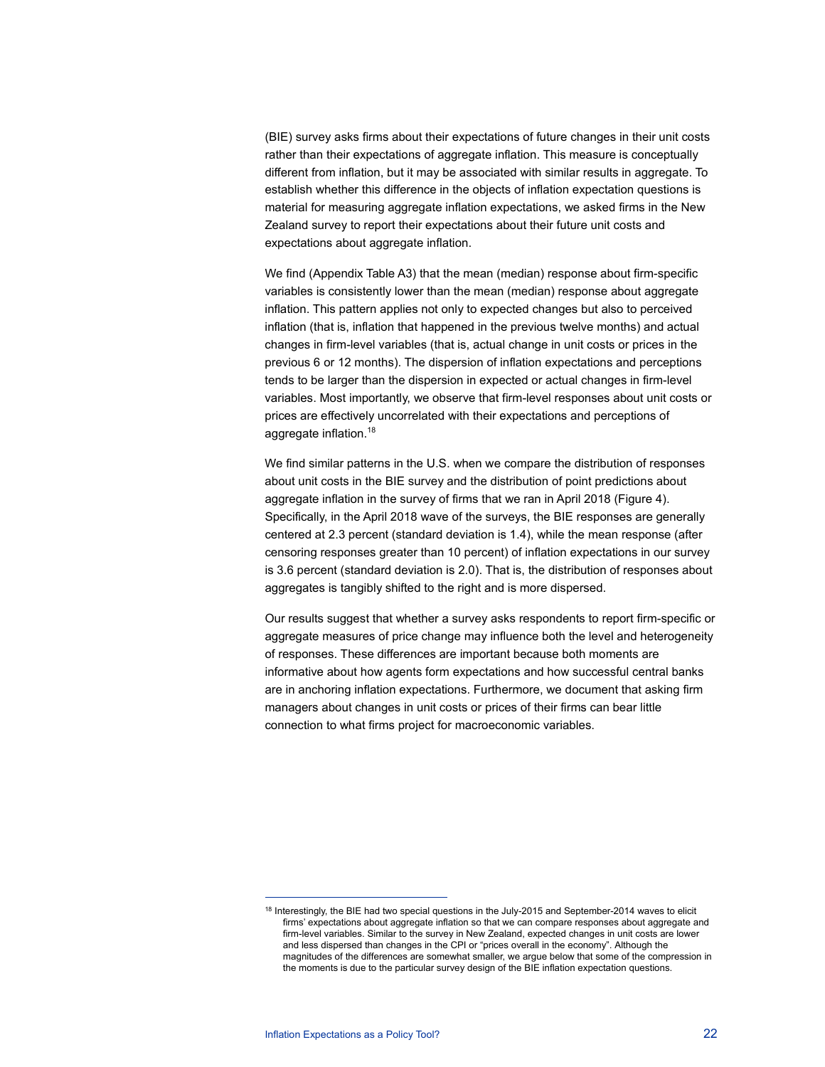(BIE) survey asks firms about their expectations of future changes in their unit costs rather than their expectations of aggregate inflation. This measure is conceptually different from inflation, but it may be associated with similar results in aggregate. To establish whether this difference in the objects of inflation expectation questions is material for measuring aggregate inflation expectations, we asked firms in the New Zealand survey to report their expectations about their future unit costs and expectations about aggregate inflation.

We find (Appendix Table A3) that the mean (median) response about firm-specific variables is consistently lower than the mean (median) response about aggregate inflation. This pattern applies not only to expected changes but also to perceived inflation (that is, inflation that happened in the previous twelve months) and actual changes in firm-level variables (that is, actual change in unit costs or prices in the previous 6 or 12 months). The dispersion of inflation expectations and perceptions tends to be larger than the dispersion in expected or actual changes in firm-level variables. Most importantly, we observe that firm-level responses about unit costs or prices are effectively uncorrelated with their expectations and perceptions of aggregate inflation.[18]

We find similar patterns in the U.S. when we compare the distribution of responses about unit costs in the BIE survey and the distribution of point predictions about aggregate inflation in the survey of firms that we ran in April 2018 (Figure 4). Specifically, in the April 2018 wave of the surveys, the BIE responses are generally centered at 2.3 percent (standard deviation is 1.4), while the mean response (after censoring responses greater than 10 percent) of inflation expectations in our survey is 3.6 percent (standard deviation is 2.0). That is, the distribution of responses about aggregates is tangibly shifted to the right and is more dispersed.

Our results suggest that whether a survey asks respondents to report firm-specific or aggregate measures of price change may influence both the level and heterogeneity of responses. These differences are important because both moments are informative about how agents form expectations and how successful central banks are in anchoring inflation expectations. Furthermore, we document that asking firm managers about changes in unit costs or prices of their firms can bear little connection to what firms project for macroeconomic variables.

---

[18] Interestingly, the BIE had two special questions in the July-2015 and September-2014 waves to elicit firms' expectations about aggregate inflation so that we can compare responses about aggregate and firm-level variables. Similar to the survey in New Zealand, expected changes in unit costs are lower and less dispersed than changes in the CPI or "prices overall in the economy". Although the magnitudes of the differences are somewhat smaller, we argue below that some of the compression in the moments is due to the particular survey design of the BIE inflation expectation questions.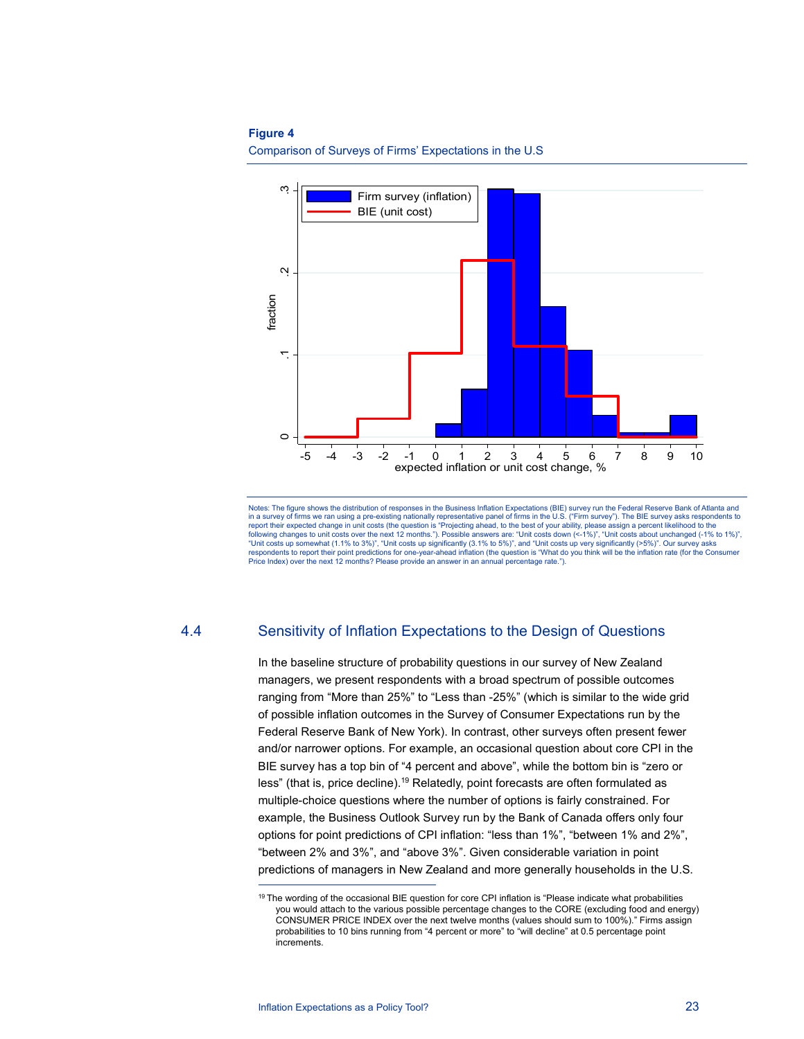**Figure 4**

Comparison of Surveys of Firms' Expectations in the U.S

Notes: The figure shows the distribution of responses in the Business Inflation Expectations (BIE) survey run the Federal Reserve Bank of Atlanta and in a survey of firms we ran using a pre-existing nationally representative panel of firms in the U.S. ("Firm survey"). The BIE survey asks respondents to report their expected change in unit costs (the question is "Projecting ahead, to the best of your ability, please assign a percent likelihood to the following changes to unit costs over the next 12 months."). Possible answers are: "Unit costs down (<-1%)", "Unit costs about unchanged (-1% to 1%)", "Unit costs up somewhat (1.1% to 3%)", "Unit costs up significantly (3.1% to 5%)", and "Unit costs up very significantly (>5%)". Our survey asks respondents to report their point predictions for one-year-ahead inflation (the question is "What do you think will be the inflation rate (for the Consumer Price Index) over the next 12 months? Please provide an answer in an annual percentage rate.").

## 4.4 Sensitivity of Inflation Expectations to the Design of Questions

In the baseline structure of probability questions in our survey of New Zealand managers, we present respondents with a broad spectrum of possible outcomes ranging from "More than 25%" to "Less than -25%" (which is similar to the wide grid of possible inflation outcomes in the Survey of Consumer Expectations run by the Federal Reserve Bank of New York). In contrast, other surveys often present fewer and/or narrower options. For example, an occasional question about core CPI in the BIE survey has a top bin of "4 percent and above", while the bottom bin is "zero or less" (that is, price decline).[19] Relatedly, point forecasts are often formulated as multiple-choice questions where the number of options is fairly constrained. For example, the Business Outlook Survey run by the Bank of Canada offers only four options for point predictions of CPI inflation: "less than 1%", "between 1% and 2%", "between 2% and 3%", and "above 3%". Given considerable variation in point predictions of managers in New Zealand and more generally households in the U.S.

[19] The wording of the occasional BIE question for core CPI inflation is "Please indicate what probabilities you would attach to the various possible percentage changes to the CORE (excluding food and energy) CONSUMER PRICE INDEX over the next twelve months (values should sum to 100%)." Firms assign probabilities to 10 bins running from "4 percent or more" to "will decline" at 0.5 percentage point increments.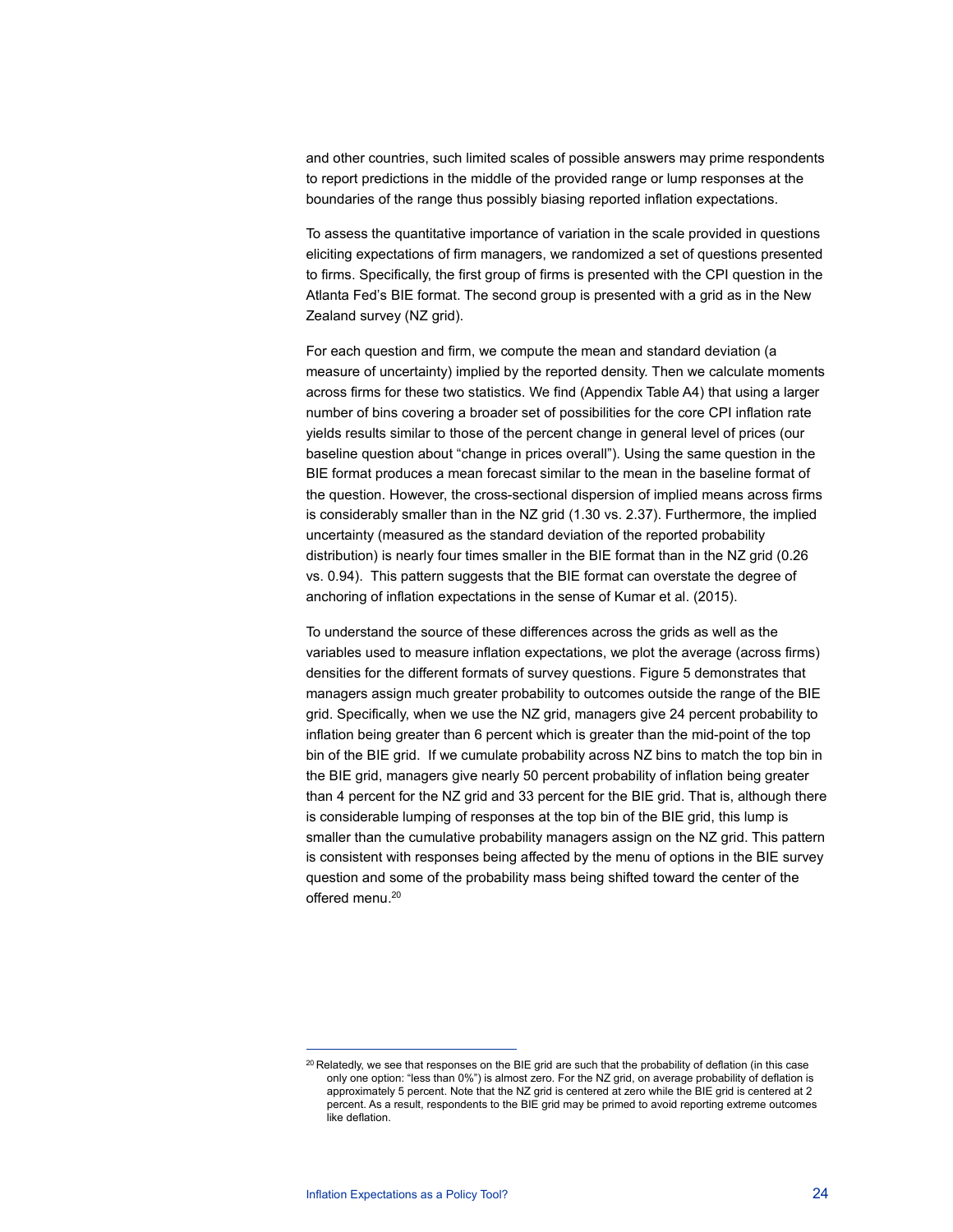and other countries, such limited scales of possible answers may prime respondents to report predictions in the middle of the provided range or lump responses at the boundaries of the range thus possibly biasing reported inflation expectations.

To assess the quantitative importance of variation in the scale provided in questions eliciting expectations of firm managers, we randomized a set of questions presented to firms. Specifically, the first group of firms is presented with the CPI question in the Atlanta Fed's BIE format. The second group is presented with a grid as in the New Zealand survey (NZ grid).

For each question and firm, we compute the mean and standard deviation (a measure of uncertainty) implied by the reported density. Then we calculate moments across firms for these two statistics. We find (Appendix Table A4) that using a larger number of bins covering a broader set of possibilities for the core CPI inflation rate yields results similar to those of the percent change in general level of prices (our baseline question about "change in prices overall"). Using the same question in the BIE format produces a mean forecast similar to the mean in the baseline format of the question. However, the cross-sectional dispersion of implied means across firms is considerably smaller than in the NZ grid (1.30 vs. 2.37). Furthermore, the implied uncertainty (measured as the standard deviation of the reported probability distribution) is nearly four times smaller in the BIE format than in the NZ grid (0.26 vs. 0.94). This pattern suggests that the BIE format can overstate the degree of anchoring of inflation expectations in the sense of Kumar et al. (2015).

To understand the source of these differences across the grids as well as the variables used to measure inflation expectations, we plot the average (across firms) densities for the different formats of survey questions. Figure 5 demonstrates that managers assign much greater probability to outcomes outside the range of the BIE grid. Specifically, when we use the NZ grid, managers give 24 percent probability to inflation being greater than 6 percent which is greater than the mid-point of the top bin of the BIE grid. If we cumulate probability across NZ bins to match the top bin in the BIE grid, managers give nearly 50 percent probability of inflation being greater than 4 percent for the NZ grid and 33 percent for the BIE grid. That is, although there is considerable lumping of responses at the top bin of the BIE grid, this lump is smaller than the cumulative probability managers assign on the NZ grid. This pattern is consistent with responses being affected by the menu of options in the BIE survey question and some of the probability mass being shifted toward the center of the offered menu.[20]

---

[20] Relatedly, we see that responses on the BIE grid are such that the probability of deflation (in this case only one option: "less than 0%") is almost zero. For the NZ grid, on average probability of deflation is approximately 5 percent. Note that the NZ grid is centered at zero while the BIE grid is centered at 2 percent. As a result, respondents to the BIE grid may be primed to avoid reporting extreme outcomes like deflation.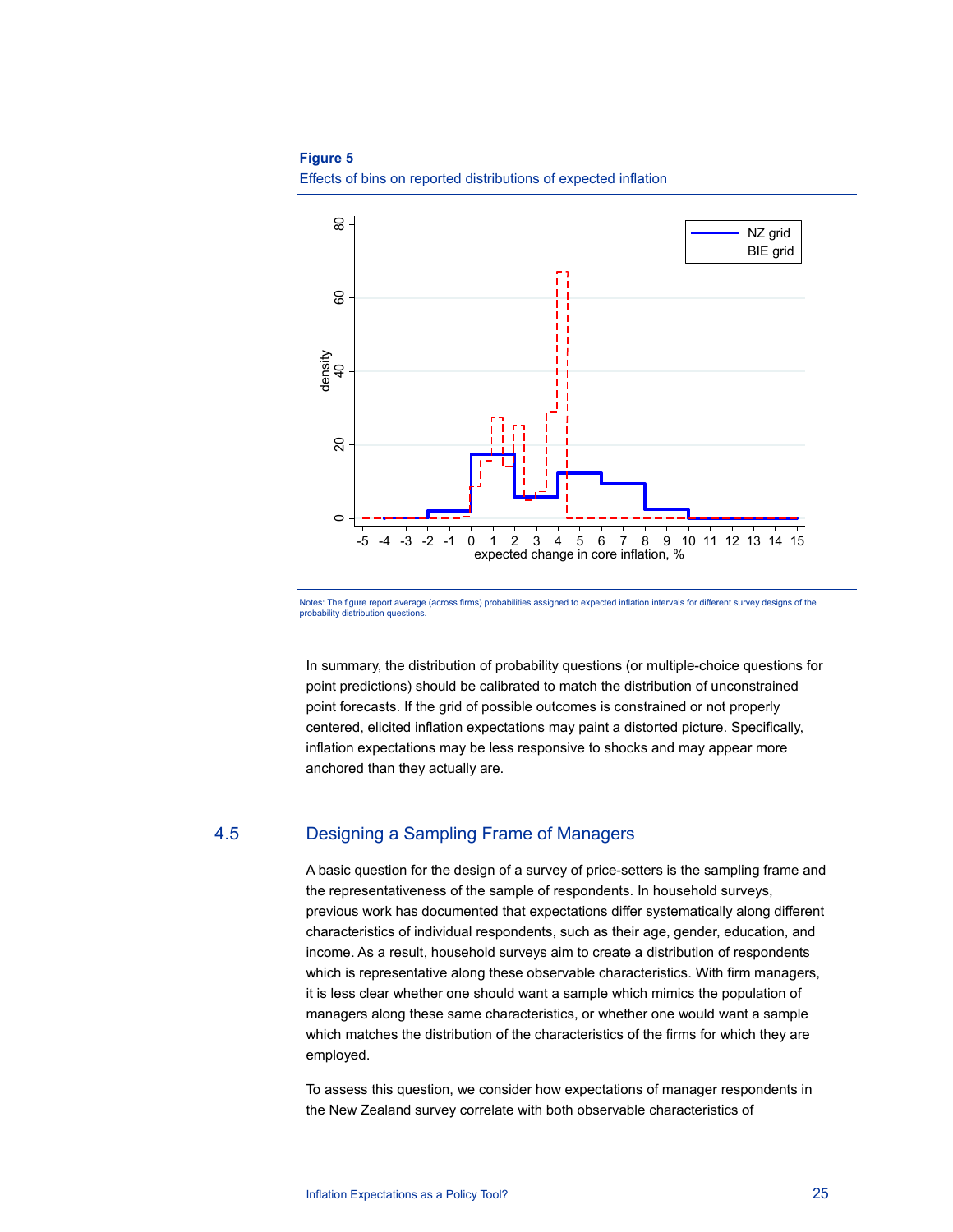**Figure 5**

Effects of bins on reported distributions of expected inflation

Notes: The figure report average (across firms) probabilities assigned to expected inflation intervals for different survey designs of the probability distribution questions.

In summary, the distribution of probability questions (or multiple-choice questions for point predictions) should be calibrated to match the distribution of unconstrained point forecasts. If the grid of possible outcomes is constrained or not properly centered, elicited inflation expectations may paint a distorted picture. Specifically, inflation expectations may be less responsive to shocks and may appear more anchored than they actually are.

## 4.5 Designing a Sampling Frame of Managers

A basic question for the design of a survey of price-setters is the sampling frame and the representativeness of the sample of respondents. In household surveys, previous work has documented that expectations differ systematically along different characteristics of individual respondents, such as their age, gender, education, and income. As a result, household surveys aim to create a distribution of respondents which is representative along these observable characteristics. With firm managers, it is less clear whether one should want a sample which mimics the population of managers along these same characteristics, or whether one would want a sample which matches the distribution of the characteristics of the firms for which they are employed.

To assess this question, we consider how expectations of manager respondents in the New Zealand survey correlate with both observable characteristics of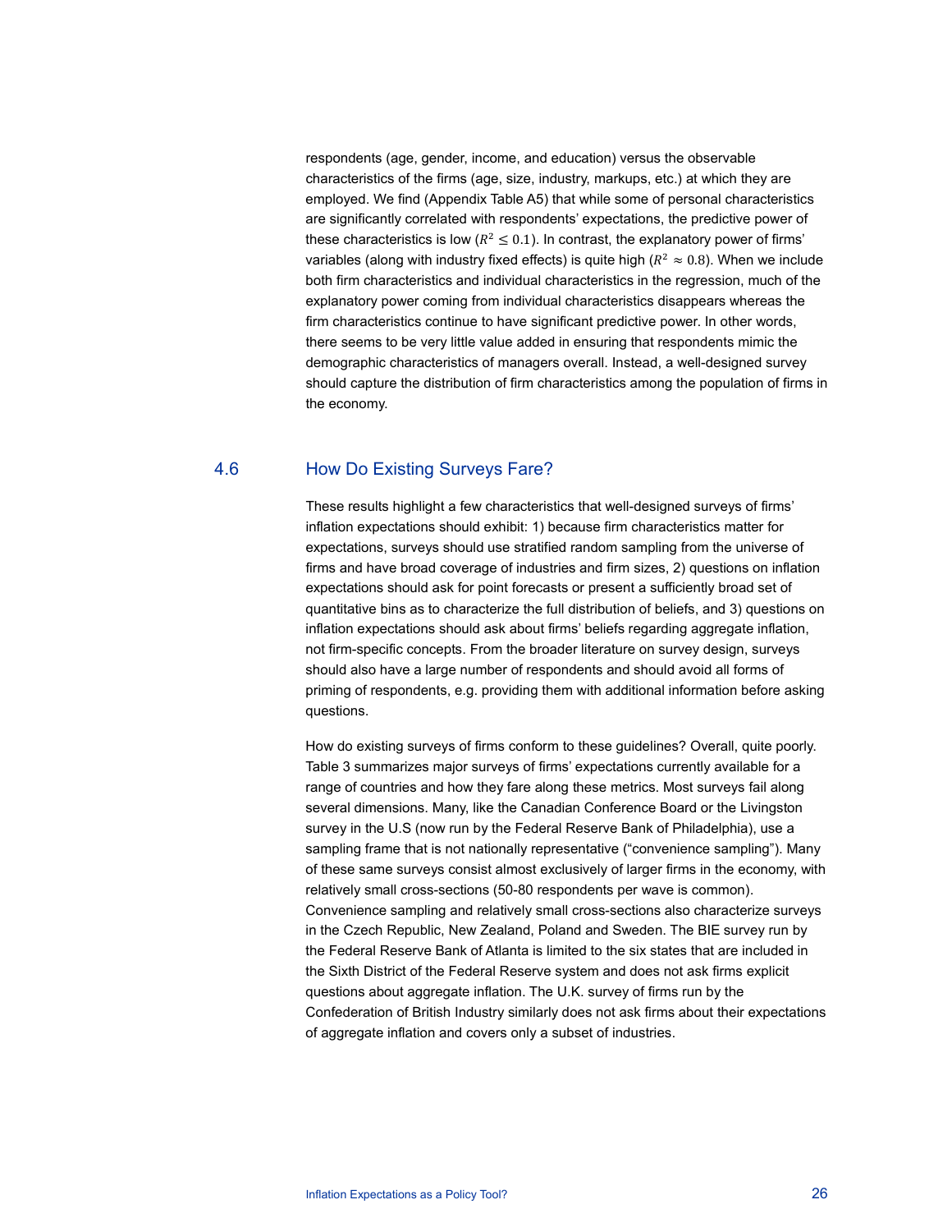respondents (age, gender, income, and education) versus the observable characteristics of the firms (age, size, industry, markups, etc.) at which they are employed. We find (Appendix Table A5) that while some of personal characteristics are significantly correlated with respondents' expectations, the predictive power of these characteristics is low ($R^2 \leq 0.1$). In contrast, the explanatory power of firms' variables (along with industry fixed effects) is quite high ($R^2 \approx 0.8$). When we include both firm characteristics and individual characteristics in the regression, much of the explanatory power coming from individual characteristics disappears whereas the firm characteristics continue to have significant predictive power. In other words, there seems to be very little value added in ensuring that respondents mimic the demographic characteristics of managers overall. Instead, a well-designed survey should capture the distribution of firm characteristics among the population of firms in the economy.

## 4.6 How Do Existing Surveys Fare?

These results highlight a few characteristics that well-designed surveys of firms' inflation expectations should exhibit: 1) because firm characteristics matter for expectations, surveys should use stratified random sampling from the universe of firms and have broad coverage of industries and firm sizes, 2) questions on inflation expectations should ask for point forecasts or present a sufficiently broad set of quantitative bins as to characterize the full distribution of beliefs, and 3) questions on inflation expectations should ask about firms' beliefs regarding aggregate inflation, not firm-specific concepts. From the broader literature on survey design, surveys should also have a large number of respondents and should avoid all forms of priming of respondents, e.g. providing them with additional information before asking questions.

How do existing surveys of firms conform to these guidelines? Overall, quite poorly. Table 3 summarizes major surveys of firms' expectations currently available for a range of countries and how they fare along these metrics. Most surveys fail along several dimensions. Many, like the Canadian Conference Board or the Livingston survey in the U.S (now run by the Federal Reserve Bank of Philadelphia), use a sampling frame that is not nationally representative ("convenience sampling"). Many of these same surveys consist almost exclusively of larger firms in the economy, with relatively small cross-sections (50-80 respondents per wave is common). Convenience sampling and relatively small cross-sections also characterize surveys in the Czech Republic, New Zealand, Poland and Sweden. The BIE survey run by the Federal Reserve Bank of Atlanta is limited to the six states that are included in the Sixth District of the Federal Reserve system and does not ask firms explicit questions about aggregate inflation. The U.K. survey of firms run by the Confederation of British Industry similarly does not ask firms about their expectations of aggregate inflation and covers only a subset of industries.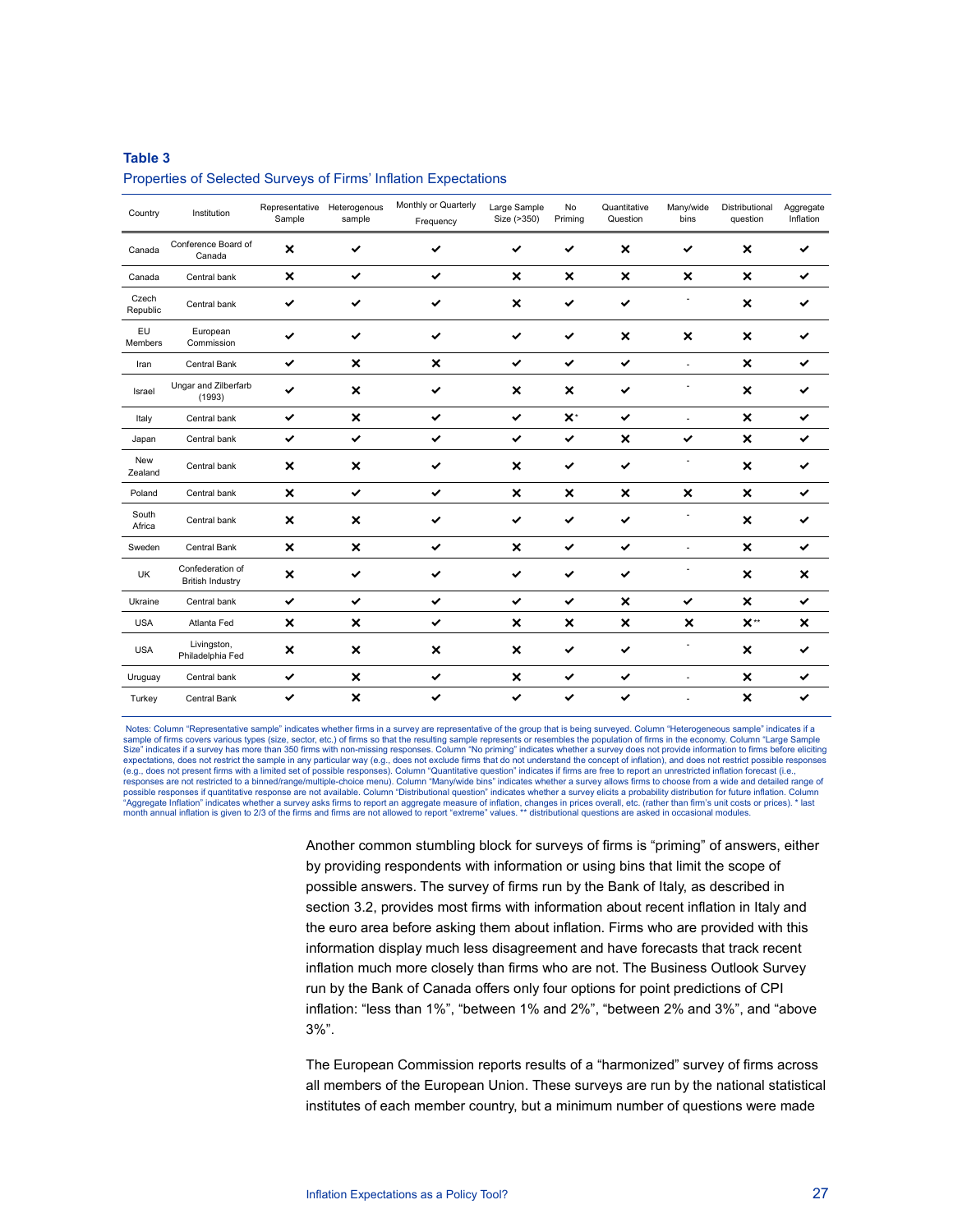**Table 3**

Properties of Selected Surveys of Firms' Inflation Expectations

| Country | Institution | Representative Sample | Heterogenous sample | Monthly or Quarterly Frequency | Large Sample Size (>350) | No Priming | Quantitative Question | Many/wide bins | Distributional question | Aggregate Inflation |
|---|---|---|---|---|---|---|---|---|---|---|
| Canada | Conference Board of Canada | ✗ | ✓ | ✓ | ✓ | ✓ | ✗ | ✓ | ✗ | ✓ |
| Canada | Central bank | ✗ | ✓ | ✓ | ✗ | ✗ | ✗ | ✗ | ✗ | ✓ |
| Czech Republic | Central bank | ✓ | ✓ | ✓ | ✗ | ✓ | ✓ | - | ✗ | ✓ |
| EU Members | European Commission | ✓ | ✓ | ✓ | ✓ | ✓ | ✗ | ✗ | ✗ | ✓ |
| Iran | Central Bank | ✓ | ✗ | ✗ | ✓ | ✓ | ✓ | - | ✗ | ✓ |
| Israel | Ungar and Zilberfarb (1993) | ✓ | ✗ | ✓ | ✗ | ✗ | ✓ | - | ✗ | ✓ |
| Italy | Central bank | ✓ | ✗ | ✓ | ✓ | ✗* | ✓ | - | ✗ | ✓ |
| Japan | Central bank | ✓ | ✓ | ✓ | ✓ | ✓ | ✗ | ✓ | ✗ | ✓ |
| New Zealand | Central bank | ✗ | ✗ | ✓ | ✗ | ✓ | ✓ | - | ✗ | ✓ |
| Poland | Central bank | ✗ | ✓ | ✓ | ✗ | ✗ | ✗ | ✗ | ✗ | ✓ |
| South Africa | Central bank | ✗ | ✗ | ✓ | ✓ | ✓ | ✓ | - | ✗ | ✓ |
| Sweden | Central Bank | ✗ | ✗ | ✓ | ✗ | ✓ | ✓ | - | ✗ | ✓ |
| UK | Confederation of British Industry | ✗ | ✓ | ✓ | ✓ | ✓ | ✓ | - | ✗ | ✗ |
| Ukraine | Central bank | ✓ | ✓ | ✓ | ✓ | ✓ | ✗ | ✓ | ✗ | ✓ |
| USA | Atlanta Fed | ✗ | ✗ | ✓ | ✗ | ✗ | ✗ | ✗ | ✗** | ✗ |
| USA | Livingston, Philadelphia Fed | ✗ | ✗ | ✗ | ✗ | ✓ | ✓ | - | ✗ | ✓ |
| Uruguay | Central bank | ✓ | ✗ | ✓ | ✗ | ✓ | ✓ | - | ✗ | ✓ |
| Turkey | Central Bank | ✓ | ✗ | ✓ | ✓ | ✓ | ✓ | - | ✗ | ✓ |

Notes: Column "Representative sample" indicates whether firms in a survey are representative of the group that is being surveyed. Column "Heterogeneous sample" indicates if a sample of firms covers various types (size, sector, etc.) of firms so that the resulting sample represents or resembles the population of firms in the economy. Column "Large Sample Size" indicates if a survey has more than 350 firms with non-missing responses. Column "No priming" indicates whether a survey does not provide information to firms before eliciting expectations, does not restrict the sample in any particular way (e.g., does not exclude firms that do not understand the concept of inflation), and does not restrict possible responses (e.g., does not present firms with a limited set of possible responses). Column "Quantitative question" indicates if firms are free to report an unrestricted inflation forecast (i.e., responses are not restricted to a binned/range/multiple-choice menu). Column "Many/wide bins" indicates whether a survey allows firms to choose from a wide and detailed range of possible responses if quantitative response are not available. Column "Distributional question" indicates whether a survey elicits a probability distribution for future inflation. Column "Aggregate Inflation" indicates whether a survey asks firms to report an aggregate measure of inflation, changes in prices overall, etc. (rather than firm's unit costs or prices). * last month annual inflation is given to 2/3 of the firms and firms are not allowed to report "extreme" values. ** distributional questions are asked in occasional modules.

Another common stumbling block for surveys of firms is "priming" of answers, either by providing respondents with information or using bins that limit the scope of possible answers. The survey of firms run by the Bank of Italy, as described in section 3.2, provides most firms with information about recent inflation in Italy and the euro area before asking them about inflation. Firms who are provided with this information display much less disagreement and have forecasts that track recent inflation much more closely than firms who are not. The Business Outlook Survey run by the Bank of Canada offers only four options for point predictions of CPI inflation: "less than 1%", "between 1% and 2%", "between 2% and 3%", and "above 3%".

The European Commission reports results of a "harmonized" survey of firms across all members of the European Union. These surveys are run by the national statistical institutes of each member country, but a minimum number of questions were made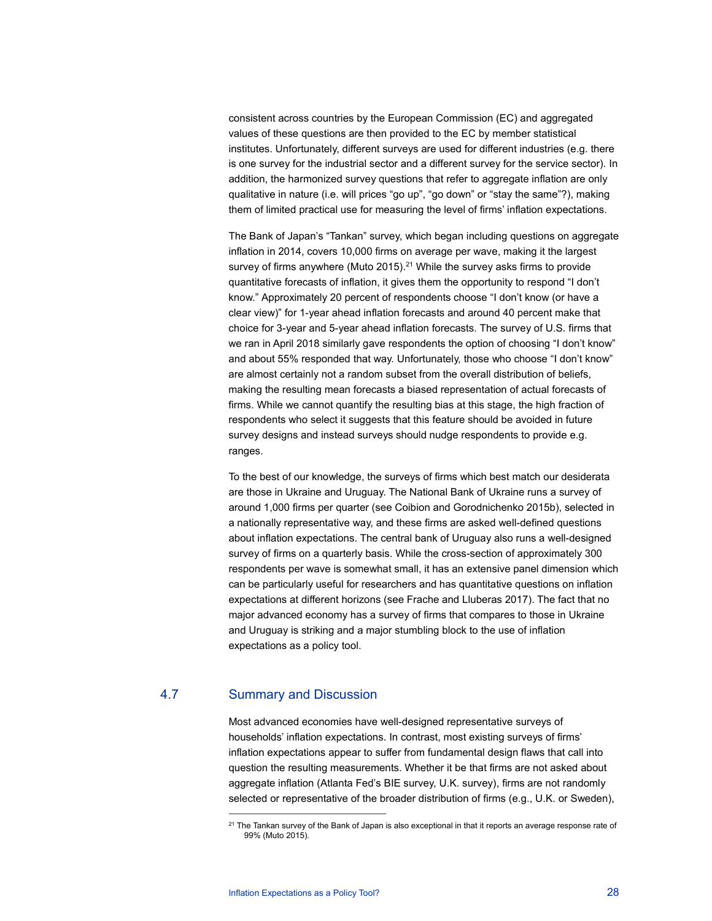consistent across countries by the European Commission (EC) and aggregated values of these questions are then provided to the EC by member statistical institutes. Unfortunately, different surveys are used for different industries (e.g. there is one survey for the industrial sector and a different survey for the service sector). In addition, the harmonized survey questions that refer to aggregate inflation are only qualitative in nature (i.e. will prices "go up", "go down" or "stay the same"?), making them of limited practical use for measuring the level of firms' inflation expectations.

The Bank of Japan's "Tankan" survey, which began including questions on aggregate inflation in 2014, covers 10,000 firms on average per wave, making it the largest survey of firms anywhere (Muto 2015).[21] While the survey asks firms to provide quantitative forecasts of inflation, it gives them the opportunity to respond "I don't know." Approximately 20 percent of respondents choose "I don't know (or have a clear view)" for 1-year ahead inflation forecasts and around 40 percent make that choice for 3-year and 5-year ahead inflation forecasts. The survey of U.S. firms that we ran in April 2018 similarly gave respondents the option of choosing "I don't know" and about 55% responded that way. Unfortunately, those who choose "I don't know" are almost certainly not a random subset from the overall distribution of beliefs, making the resulting mean forecasts a biased representation of actual forecasts of firms. While we cannot quantify the resulting bias at this stage, the high fraction of respondents who select it suggests that this feature should be avoided in future survey designs and instead surveys should nudge respondents to provide e.g. ranges.

To the best of our knowledge, the surveys of firms which best match our desiderata are those in Ukraine and Uruguay. The National Bank of Ukraine runs a survey of around 1,000 firms per quarter (see Coibion and Gorodnichenko 2015b), selected in a nationally representative way, and these firms are asked well-defined questions about inflation expectations. The central bank of Uruguay also runs a well-designed survey of firms on a quarterly basis. While the cross-section of approximately 300 respondents per wave is somewhat small, it has an extensive panel dimension which can be particularly useful for researchers and has quantitative questions on inflation expectations at different horizons (see Frache and Lluberas 2017). The fact that no major advanced economy has a survey of firms that compares to those in Ukraine and Uruguay is striking and a major stumbling block to the use of inflation expectations as a policy tool.

## 4.7 Summary and Discussion

Most advanced economies have well-designed representative surveys of households' inflation expectations. In contrast, most existing surveys of firms' inflation expectations appear to suffer from fundamental design flaws that call into question the resulting measurements. Whether it be that firms are not asked about aggregate inflation (Atlanta Fed's BIE survey, U.K. survey), firms are not randomly selected or representative of the broader distribution of firms (e.g., U.K. or Sweden),

[21] The Tankan survey of the Bank of Japan is also exceptional in that it reports an average response rate of 99% (Muto 2015).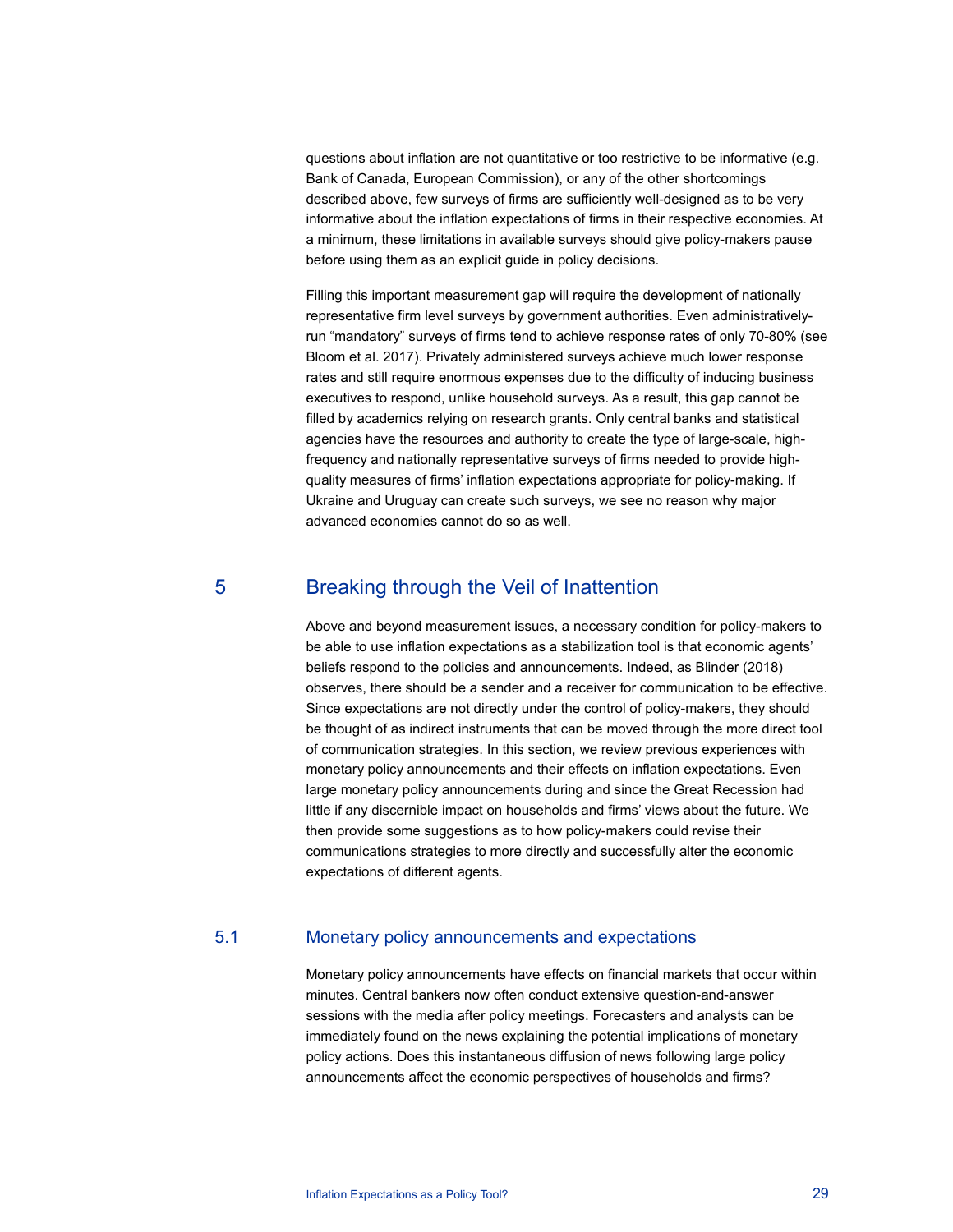questions about inflation are not quantitative or too restrictive to be informative (e.g. Bank of Canada, European Commission), or any of the other shortcomings described above, few surveys of firms are sufficiently well-designed as to be very informative about the inflation expectations of firms in their respective economies. At a minimum, these limitations in available surveys should give policy-makers pause before using them as an explicit guide in policy decisions.

Filling this important measurement gap will require the development of nationally representative firm level surveys by government authorities. Even administratively-run "mandatory" surveys of firms tend to achieve response rates of only 70-80% (see Bloom et al. 2017). Privately administered surveys achieve much lower response rates and still require enormous expenses due to the difficulty of inducing business executives to respond, unlike household surveys. As a result, this gap cannot be filled by academics relying on research grants. Only central banks and statistical agencies have the resources and authority to create the type of large-scale, high-frequency and nationally representative surveys of firms needed to provide high-quality measures of firms' inflation expectations appropriate for policy-making. If Ukraine and Uruguay can create such surveys, we see no reason why major advanced economies cannot do so as well.

# 5 Breaking through the Veil of Inattention

Above and beyond measurement issues, a necessary condition for policy-makers to be able to use inflation expectations as a stabilization tool is that economic agents' beliefs respond to the policies and announcements. Indeed, as Blinder (2018) observes, there should be a sender and a receiver for communication to be effective. Since expectations are not directly under the control of policy-makers, they should be thought of as indirect instruments that can be moved through the more direct tool of communication strategies. In this section, we review previous experiences with monetary policy announcements and their effects on inflation expectations. Even large monetary policy announcements during and since the Great Recession had little if any discernible impact on households and firms' views about the future. We then provide some suggestions as to how policy-makers could revise their communications strategies to more directly and successfully alter the economic expectations of different agents.

## 5.1 Monetary policy announcements and expectations

Monetary policy announcements have effects on financial markets that occur within minutes. Central bankers now often conduct extensive question-and-answer sessions with the media after policy meetings. Forecasters and analysts can be immediately found on the news explaining the potential implications of monetary policy actions. Does this instantaneous diffusion of news following large policy announcements affect the economic perspectives of households and firms?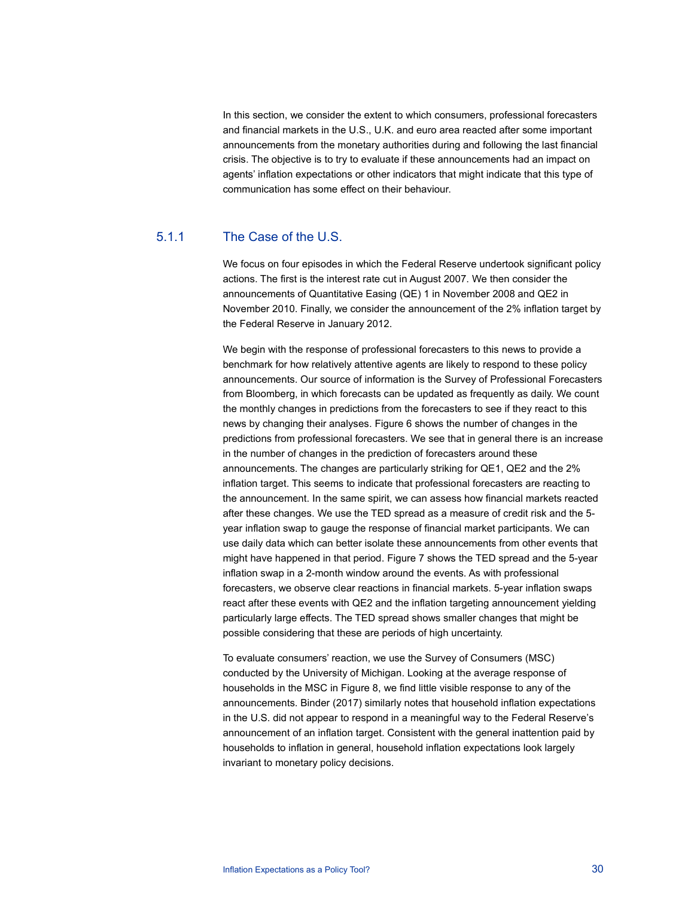In this section, we consider the extent to which consumers, professional forecasters and financial markets in the U.S., U.K. and euro area reacted after some important announcements from the monetary authorities during and following the last financial crisis. The objective is to try to evaluate if these announcements had an impact on agents' inflation expectations or other indicators that might indicate that this type of communication has some effect on their behaviour.

### 5.1.1 The Case of the U.S.

We focus on four episodes in which the Federal Reserve undertook significant policy actions. The first is the interest rate cut in August 2007. We then consider the announcements of Quantitative Easing (QE) 1 in November 2008 and QE2 in November 2010. Finally, we consider the announcement of the 2% inflation target by the Federal Reserve in January 2012.

We begin with the response of professional forecasters to this news to provide a benchmark for how relatively attentive agents are likely to respond to these policy announcements. Our source of information is the Survey of Professional Forecasters from Bloomberg, in which forecasts can be updated as frequently as daily. We count the monthly changes in predictions from the forecasters to see if they react to this news by changing their analyses. Figure 6 shows the number of changes in the predictions from professional forecasters. We see that in general there is an increase in the number of changes in the prediction of forecasters around these announcements. The changes are particularly striking for QE1, QE2 and the 2% inflation target. This seems to indicate that professional forecasters are reacting to the announcement. In the same spirit, we can assess how financial markets reacted after these changes. We use the TED spread as a measure of credit risk and the 5-year inflation swap to gauge the response of financial market participants. We can use daily data which can better isolate these announcements from other events that might have happened in that period. Figure 7 shows the TED spread and the 5-year inflation swap in a 2-month window around the events. As with professional forecasters, we observe clear reactions in financial markets. 5-year inflation swaps react after these events with QE2 and the inflation targeting announcement yielding particularly large effects. The TED spread shows smaller changes that might be possible considering that these are periods of high uncertainty.

To evaluate consumers' reaction, we use the Survey of Consumers (MSC) conducted by the University of Michigan. Looking at the average response of households in the MSC in Figure 8, we find little visible response to any of the announcements. Binder (2017) similarly notes that household inflation expectations in the U.S. did not appear to respond in a meaningful way to the Federal Reserve's announcement of an inflation target. Consistent with the general inattention paid by households to inflation in general, household inflation expectations look largely invariant to monetary policy decisions.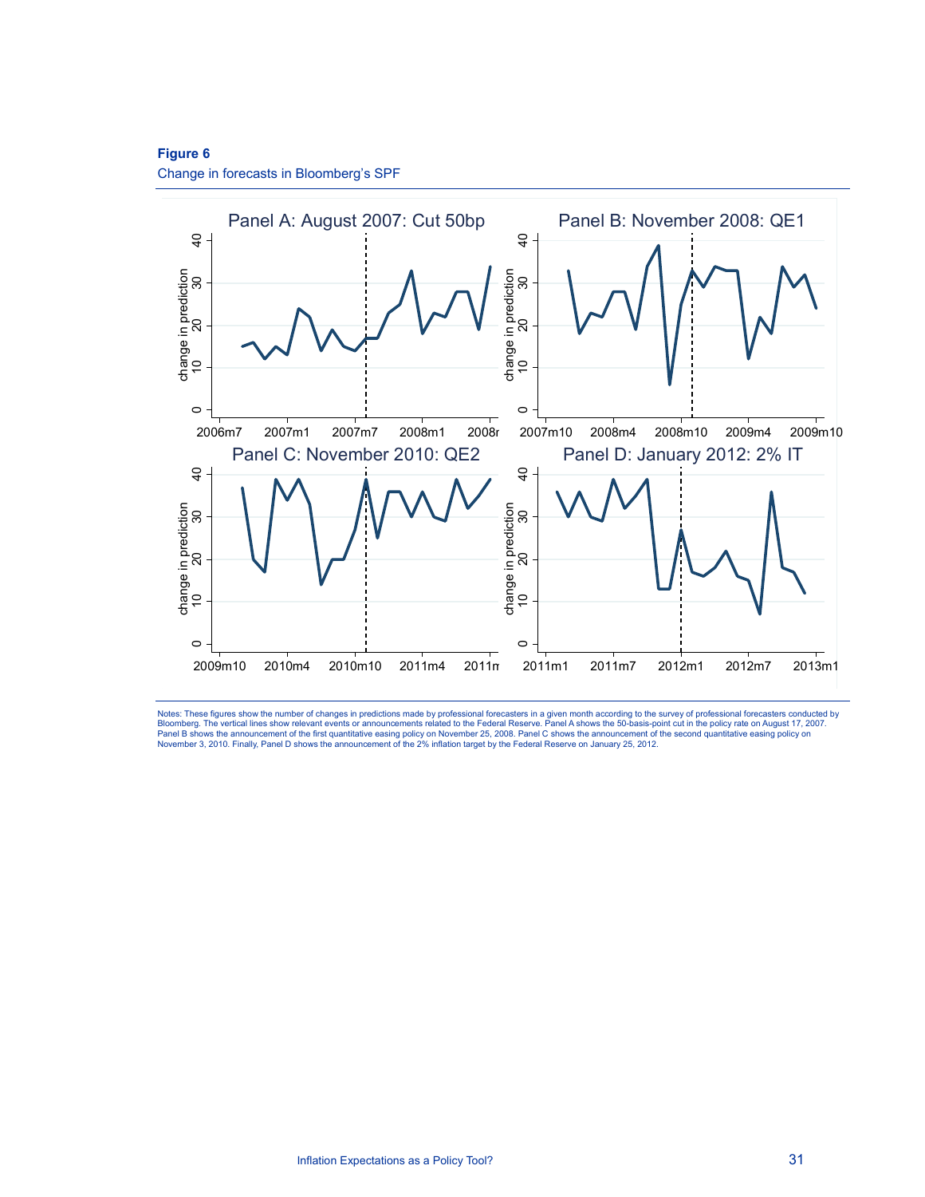**Figure 6**
Change in forecasts in Bloomberg's SPF

Notes: These figures show the number of changes in predictions made by professional forecasters in a given month according to the survey of professional forecasters conducted by Bloomberg. The vertical lines show relevant events or announcements related to the Federal Reserve. Panel A shows the 50-basis-point cut in the policy rate on August 17, 2007. Panel B shows the announcement of the first quantitative easing policy on November 25, 2008. Panel C shows the announcement of the second quantitative easing policy on November 3, 2010. Finally, Panel D shows the announcement of the 2% inflation target by the Federal Reserve on January 25, 2012.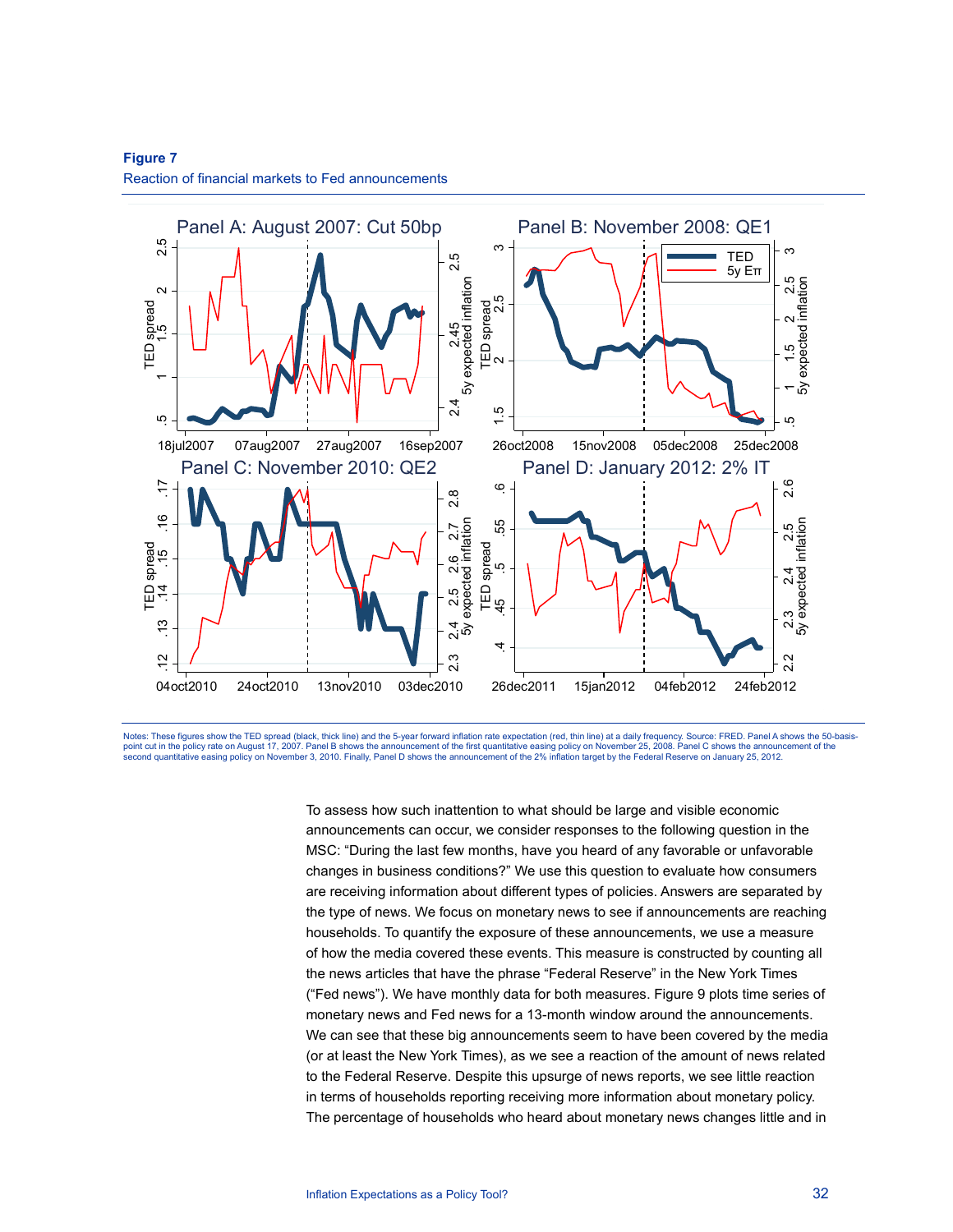**Figure 7**

Reaction of financial markets to Fed announcements

Notes: These figures show the TED spread (black, thick line) and the 5-year forward inflation rate expectation (red, thin line) at a daily frequency. Source: FRED. Panel A shows the 50-basis-point cut in the policy rate on August 17, 2007. Panel B shows the announcement of the first quantitative easing policy on November 25, 2008. Panel C shows the announcement of the second quantitative easing policy on November 3, 2010. Finally, Panel D shows the announcement of the 2% inflation target by the Federal Reserve on January 25, 2012.

To assess how such inattention to what should be large and visible economic announcements can occur, we consider responses to the following question in the MSC: "During the last few months, have you heard of any favorable or unfavorable changes in business conditions?" We use this question to evaluate how consumers are receiving information about different types of policies. Answers are separated by the type of news. We focus on monetary news to see if announcements are reaching households. To quantify the exposure of these announcements, we use a measure of how the media covered these events. This measure is constructed by counting all the news articles that have the phrase "Federal Reserve" in the New York Times ("Fed news"). We have monthly data for both measures. Figure 9 plots time series of monetary news and Fed news for a 13-month window around the announcements. We can see that these big announcements seem to have been covered by the media (or at least the New York Times), as we see a reaction of the amount of news related to the Federal Reserve. Despite this upsurge of news reports, we see little reaction in terms of households reporting receiving more information about monetary policy. The percentage of households who heard about monetary news changes little and in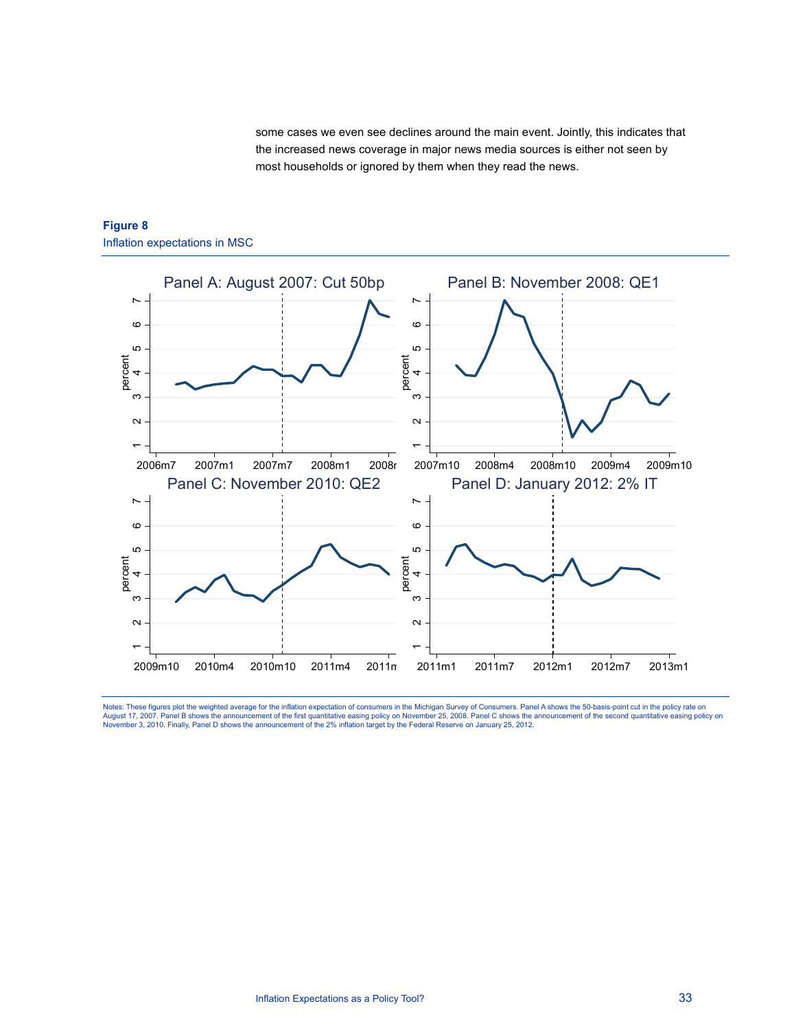some cases we even see declines around the main event. Jointly, this indicates that the increased news coverage in major news media sources is either not seen by most households or ignored by them when they read the news.

**Figure 8**

Inflation expectations in MSC

Panel A: August 2007: Cut 50bp

Panel B: November 2008: QE1

Panel C: November 2010: QE2

Panel D: January 2012: 2% IT

Notes: These figures plot the weighted average for the inflation expectation of consumers in the Michigan Survey of Consumers. Panel A shows the 50-basis-point cut in the policy rate on August 17, 2007. Panel B shows the announcement of the first quantitative easing policy on November 25, 2008. Panel C shows the announcement of the second quantitative easing policy on November 3, 2010. Finally, Panel D shows the announcement of the 2% inflation target by the Federal Reserve on January 25, 2012.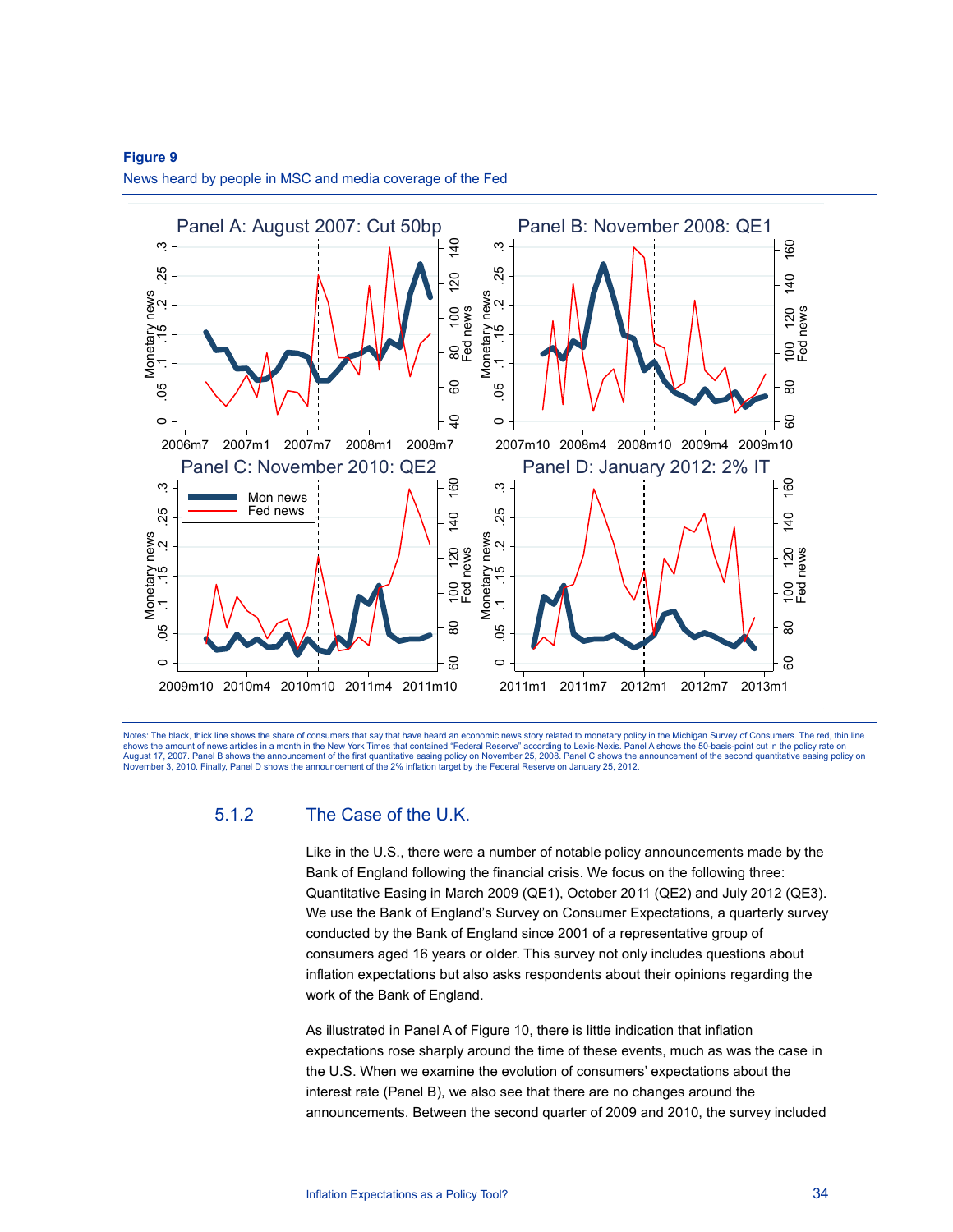**Figure 9**

News heard by people in MSC and media coverage of the Fed

Notes: The black, thick line shows the share of consumers that say that have heard an economic news story related to monetary policy in the Michigan Survey of Consumers. The red, thin line shows the amount of news articles in a month in the New York Times that contained "Federal Reserve" according to Lexis-Nexis. Panel A shows the 50-basis-point cut in the policy rate on August 17, 2007. Panel B shows the announcement of the first quantitative easing policy on November 25, 2008. Panel C shows the announcement of the second quantitative easing policy on November 3, 2010. Finally, Panel D shows the announcement of the 2% inflation target by the Federal Reserve on January 25, 2012.

### 5.1.2 The Case of the U.K.

Like in the U.S., there were a number of notable policy announcements made by the Bank of England following the financial crisis. We focus on the following three: Quantitative Easing in March 2009 (QE1), October 2011 (QE2) and July 2012 (QE3). We use the Bank of England's Survey on Consumer Expectations, a quarterly survey conducted by the Bank of England since 2001 of a representative group of consumers aged 16 years or older. This survey not only includes questions about inflation expectations but also asks respondents about their opinions regarding the work of the Bank of England.

As illustrated in Panel A of Figure 10, there is little indication that inflation expectations rose sharply around the time of these events, much as was the case in the U.S. When we examine the evolution of consumers' expectations about the interest rate (Panel B), we also see that there are no changes around the announcements. Between the second quarter of 2009 and 2010, the survey included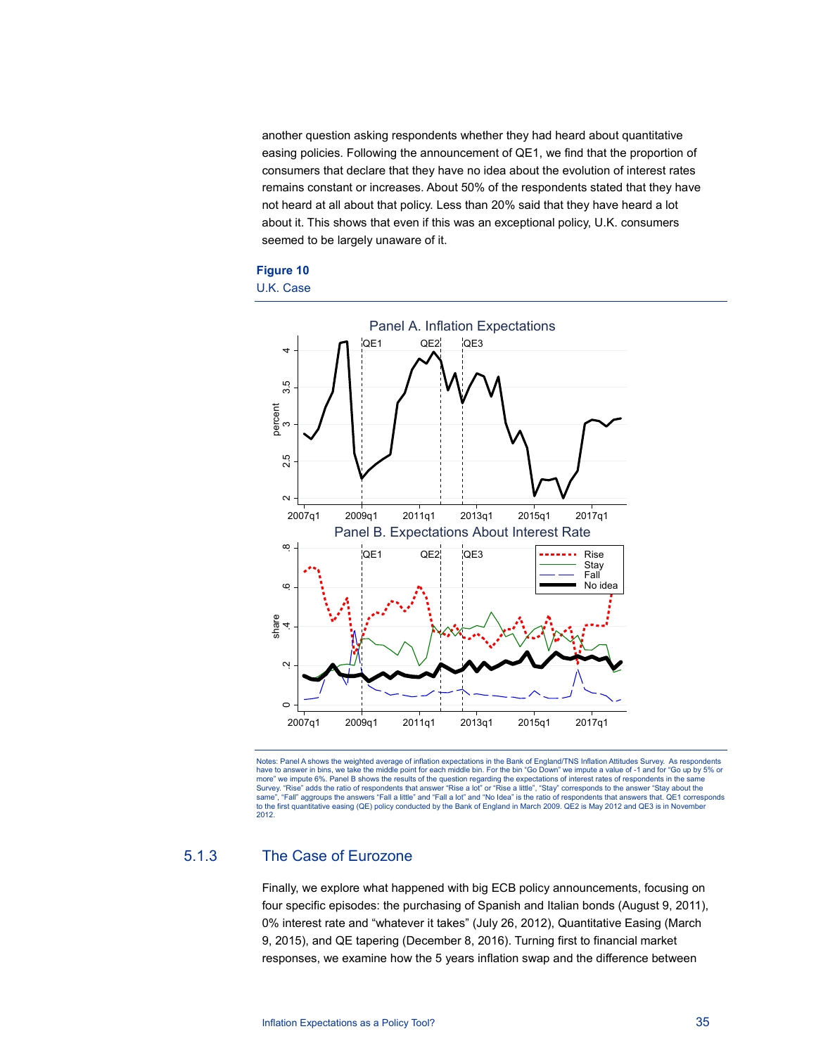another question asking respondents whether they had heard about quantitative easing policies. Following the announcement of QE1, we find that the proportion of consumers that declare that they have no idea about the evolution of interest rates remains constant or increases. About 50% of the respondents stated that they have not heard at all about that policy. Less than 20% said that they have heard a lot about it. This shows that even if this was an exceptional policy, U.K. consumers seemed to be largely unaware of it.

**Figure 10**

U.K. Case

Notes: Panel A shows the weighted average of inflation expectations in the Bank of England/TNS Inflation Attitudes Survey. As respondents have to answer in bins, we take the middle point for each middle bin. For the bin "Go Down" we impute a value of -1 and for "Go up by 5% or more" we impute 6%. Panel B shows the results of the question regarding the expectations of interest rates of respondents in the same Survey. "Rise" adds the ratio of respondents that answer "Rise a lot" or "Rise a little", "Stay" corresponds to the answer "Stay about the same", "Fall" aggroups the answers "Fall a little" and "Fall a lot" and "No Idea" is the ratio of respondents that answers that. QE1 corresponds to the first quantitative easing (QE) policy conducted by the Bank of England in March 2009. QE2 is May 2012 and QE3 is in November 2012.

### 5.1.3 The Case of Eurozone

Finally, we explore what happened with big ECB policy announcements, focusing on four specific episodes: the purchasing of Spanish and Italian bonds (August 9, 2011), 0% interest rate and "whatever it takes" (July 26, 2012), Quantitative Easing (March 9, 2015), and QE tapering (December 8, 2016). Turning first to financial market responses, we examine how the 5 years inflation swap and the difference between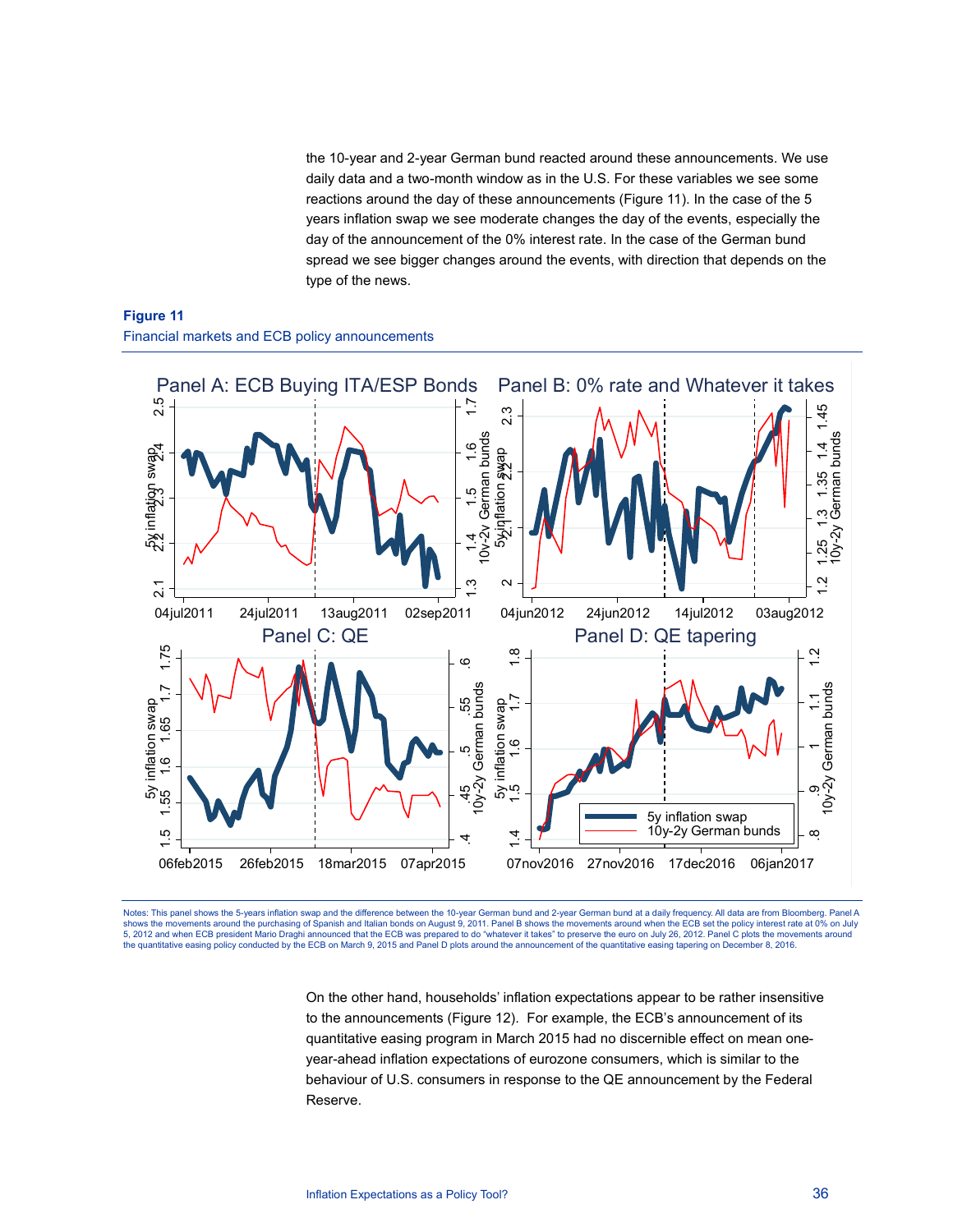the 10-year and 2-year German bund reacted around these announcements. We use daily data and a two-month window as in the U.S. For these variables we see some reactions around the day of these announcements (Figure 11). In the case of the 5 years inflation swap we see moderate changes the day of the events, especially the day of the announcement of the 0% interest rate. In the case of the German bund spread we see bigger changes around the events, with direction that depends on the type of the news.

**Figure 11**
Financial markets and ECB policy announcements

Notes: This panel shows the 5-years inflation swap and the difference between the 10-year German bund and 2-year German bund at a daily frequency. All data are from Bloomberg. Panel A shows the movements around the purchasing of Spanish and Italian bonds on August 9, 2011. Panel B shows the movements around when the ECB set the policy interest rate at 0% on July 5, 2012 and when ECB president Mario Draghi announced that the ECB was prepared to do "whatever it takes" to preserve the euro on July 26, 2012. Panel C plots the movements around the quantitative easing policy conducted by the ECB on March 9, 2015 and Panel D plots around the announcement of the quantitative easing tapering on December 8, 2016.

On the other hand, households' inflation expectations appear to be rather insensitive to the announcements (Figure 12). For example, the ECB's announcement of its quantitative easing program in March 2015 had no discernible effect on mean one-year-ahead inflation expectations of eurozone consumers, which is similar to the behaviour of U.S. consumers in response to the QE announcement by the Federal Reserve.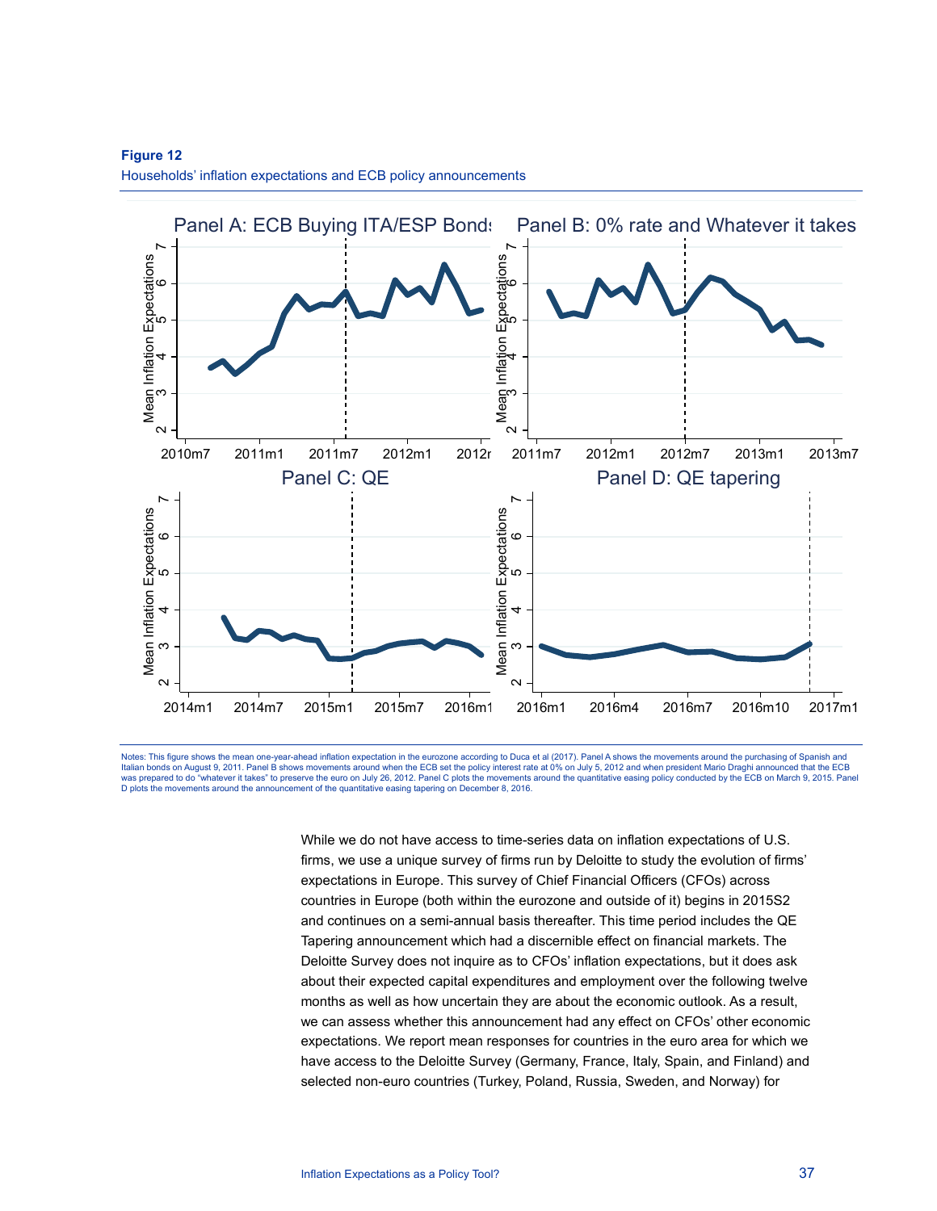**Figure 12**

Households' inflation expectations and ECB policy announcements

Notes: This figure shows the mean one-year-ahead inflation expectation in the eurozone according to Duca et al (2017). Panel A shows the movements around the purchasing of Spanish and Italian bonds on August 9, 2011. Panel B shows movements around when the ECB set the policy interest rate at 0% on July 5, 2012 and when president Mario Draghi announced that the ECB was prepared to do "whatever it takes" to preserve the euro on July 26, 2012. Panel C plots the movements around the quantitative easing policy conducted by the ECB on March 9, 2015. Panel D plots the movements around the announcement of the quantitative easing tapering on December 8, 2016.

While we do not have access to time-series data on inflation expectations of U.S. firms, we use a unique survey of firms run by Deloitte to study the evolution of firms' expectations in Europe. This survey of Chief Financial Officers (CFOs) across countries in Europe (both within the eurozone and outside of it) begins in 2015S2 and continues on a semi-annual basis thereafter. This time period includes the QE Tapering announcement which had a discernible effect on financial markets. The Deloitte Survey does not inquire as to CFOs' inflation expectations, but it does ask about their expected capital expenditures and employment over the following twelve months as well as how uncertain they are about the economic outlook. As a result, we can assess whether this announcement had any effect on CFOs' other economic expectations. We report mean responses for countries in the euro area for which we have access to the Deloitte Survey (Germany, France, Italy, Spain, and Finland) and selected non-euro countries (Turkey, Poland, Russia, Sweden, and Norway) for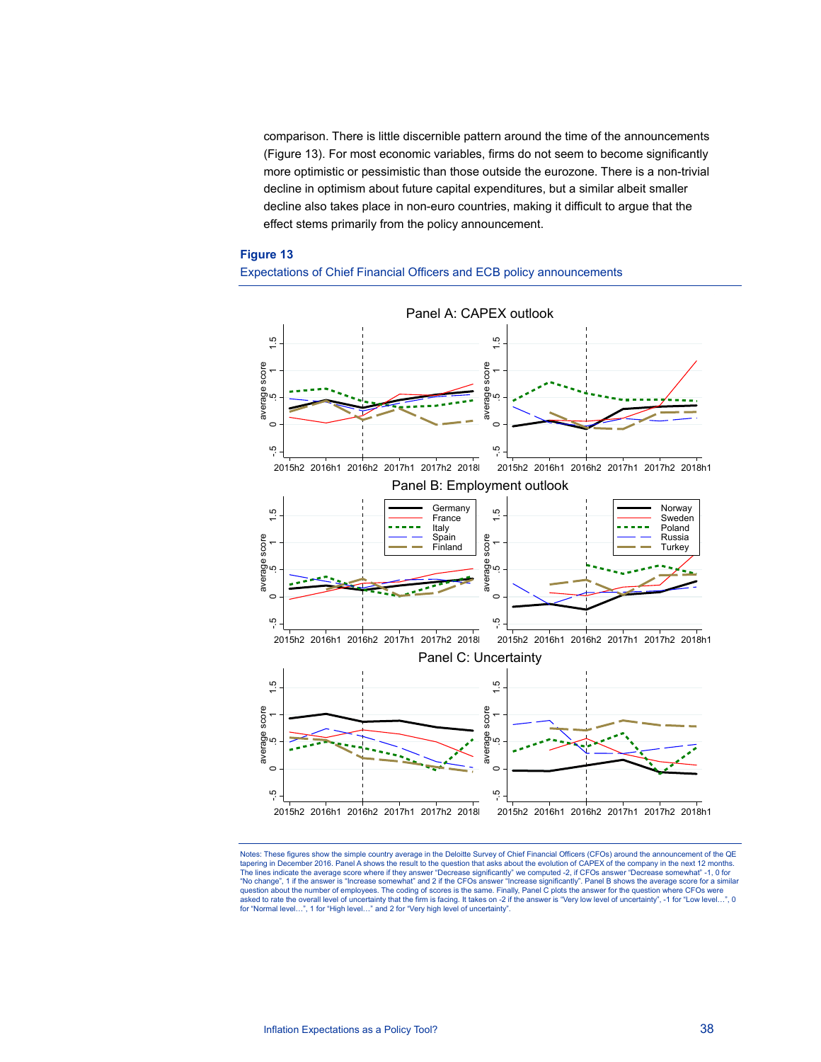comparison. There is little discernible pattern around the time of the announcements (Figure 13). For most economic variables, firms do not seem to become significantly more optimistic or pessimistic than those outside the eurozone. There is a non-trivial decline in optimism about future capital expenditures, but a similar albeit smaller decline also takes place in non-euro countries, making it difficult to argue that the effect stems primarily from the policy announcement.

**Figure 13**

Expectations of Chief Financial Officers and ECB policy announcements

Panel A: CAPEX outlook

Panel B: Employment outlook

Panel C: Uncertainty

Notes: These figures show the simple country average in the Deloitte Survey of Chief Financial Officers (CFOs) around the announcement of the QE tapering in December 2016. Panel A shows the result to the question that asks about the evolution of CAPEX of the company in the next 12 months. The lines indicate the average score where if they answer "Decrease significantly" we computed -2, if CFOs answer "Decrease somewhat" -1, 0 for "No change", 1 if the answer is "Increase somewhat" and 2 if the CFOs answer "Increase significantly". Panel B shows the average score for a similar question about the number of employees. The coding of scores is the same. Finally, Panel C plots the answer for the question where CFOs were asked to rate the overall level of uncertainty that the firm is facing. It takes on -2 if the answer is "Very low level of uncertainty", -1 for "Low level…", 0 for "Normal level…", 1 for "High level…" and 2 for "Very high level of uncertainty".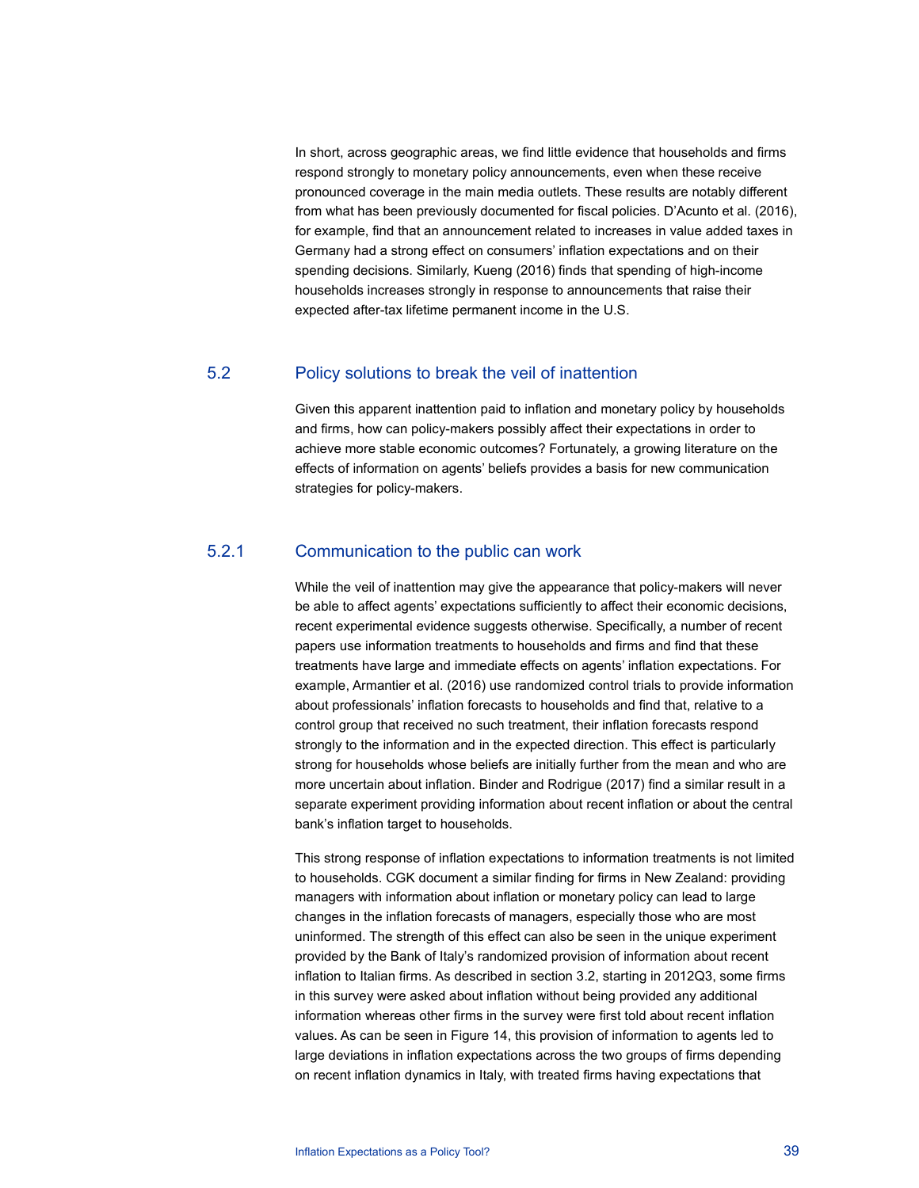In short, across geographic areas, we find little evidence that households and firms respond strongly to monetary policy announcements, even when these receive pronounced coverage in the main media outlets. These results are notably different from what has been previously documented for fiscal policies. D'Acunto et al. (2016), for example, find that an announcement related to increases in value added taxes in Germany had a strong effect on consumers' inflation expectations and on their spending decisions. Similarly, Kueng (2016) finds that spending of high-income households increases strongly in response to announcements that raise their expected after-tax lifetime permanent income in the U.S.

## 5.2 Policy solutions to break the veil of inattention

Given this apparent inattention paid to inflation and monetary policy by households and firms, how can policy-makers possibly affect their expectations in order to achieve more stable economic outcomes? Fortunately, a growing literature on the effects of information on agents' beliefs provides a basis for new communication strategies for policy-makers.

### 5.2.1 Communication to the public can work

While the veil of inattention may give the appearance that policy-makers will never be able to affect agents' expectations sufficiently to affect their economic decisions, recent experimental evidence suggests otherwise. Specifically, a number of recent papers use information treatments to households and firms and find that these treatments have large and immediate effects on agents' inflation expectations. For example, Armantier et al. (2016) use randomized control trials to provide information about professionals' inflation forecasts to households and find that, relative to a control group that received no such treatment, their inflation forecasts respond strongly to the information and in the expected direction. This effect is particularly strong for households whose beliefs are initially further from the mean and who are more uncertain about inflation. Binder and Rodrigue (2017) find a similar result in a separate experiment providing information about recent inflation or about the central bank's inflation target to households.

This strong response of inflation expectations to information treatments is not limited to households. CGK document a similar finding for firms in New Zealand: providing managers with information about inflation or monetary policy can lead to large changes in the inflation forecasts of managers, especially those who are most uninformed. The strength of this effect can also be seen in the unique experiment provided by the Bank of Italy's randomized provision of information about recent inflation to Italian firms. As described in section 3.2, starting in 2012Q3, some firms in this survey were asked about inflation without being provided any additional information whereas other firms in the survey were first told about recent inflation values. As can be seen in Figure 14, this provision of information to agents led to large deviations in inflation expectations across the two groups of firms depending on recent inflation dynamics in Italy, with treated firms having expectations that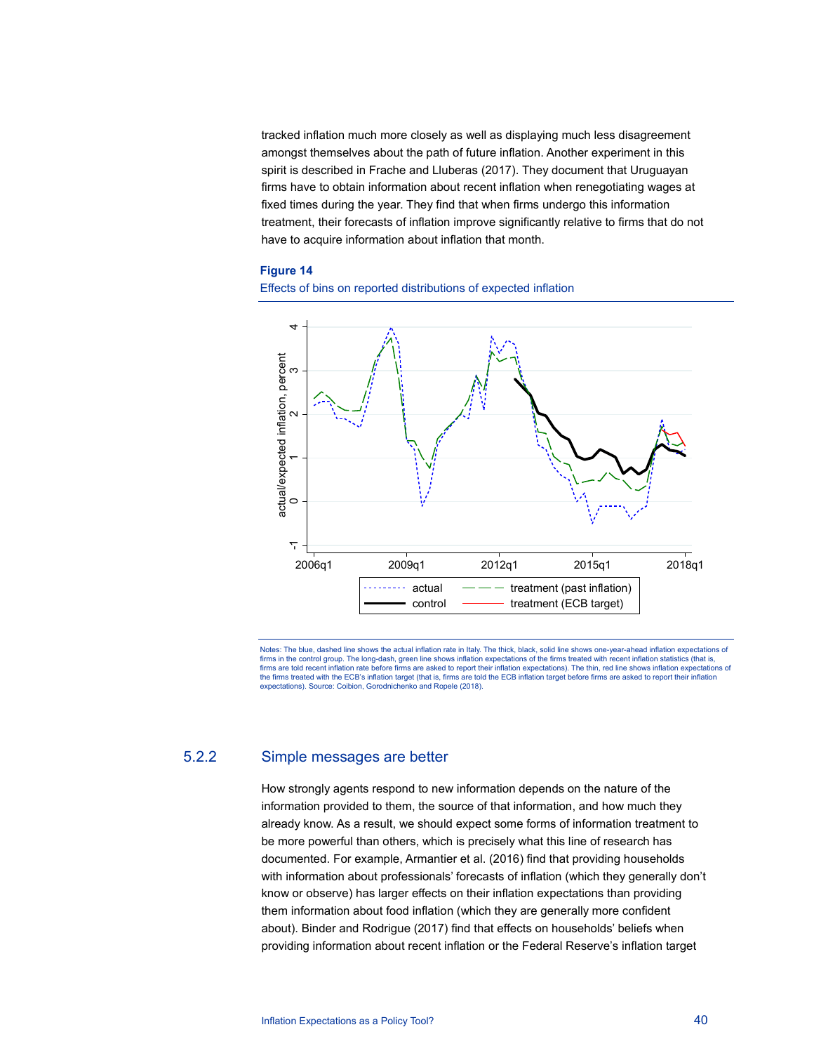tracked inflation much more closely as well as displaying much less disagreement amongst themselves about the path of future inflation. Another experiment in this spirit is described in Frache and Lluberas (2017). They document that Uruguayan firms have to obtain information about recent inflation when renegotiating wages at fixed times during the year. They find that when firms undergo this information treatment, their forecasts of inflation improve significantly relative to firms that do not have to acquire information about inflation that month.

**Figure 14**

Effects of bins on reported distributions of expected inflation

Notes: The blue, dashed line shows the actual inflation rate in Italy. The thick, black, solid line shows one-year-ahead inflation expectations of firms in the control group. The long-dash, green line shows inflation expectations of the firms treated with recent inflation statistics (that is, firms are told recent inflation rate before firms are asked to report their inflation expectations). The thin, red line shows inflation expectations of the firms treated with the ECB's inflation target (that is, firms are told the ECB inflation target before firms are asked to report their inflation expectations). Source: Coibion, Gorodnichenko and Ropele (2018).

### 5.2.2 Simple messages are better

How strongly agents respond to new information depends on the nature of the information provided to them, the source of that information, and how much they already know. As a result, we should expect some forms of information treatment to be more powerful than others, which is precisely what this line of research has documented. For example, Armantier et al. (2016) find that providing households with information about professionals' forecasts of inflation (which they generally don't know or observe) has larger effects on their inflation expectations than providing them information about food inflation (which they are generally more confident about). Binder and Rodrigue (2017) find that effects on households' beliefs when providing information about recent inflation or the Federal Reserve's inflation target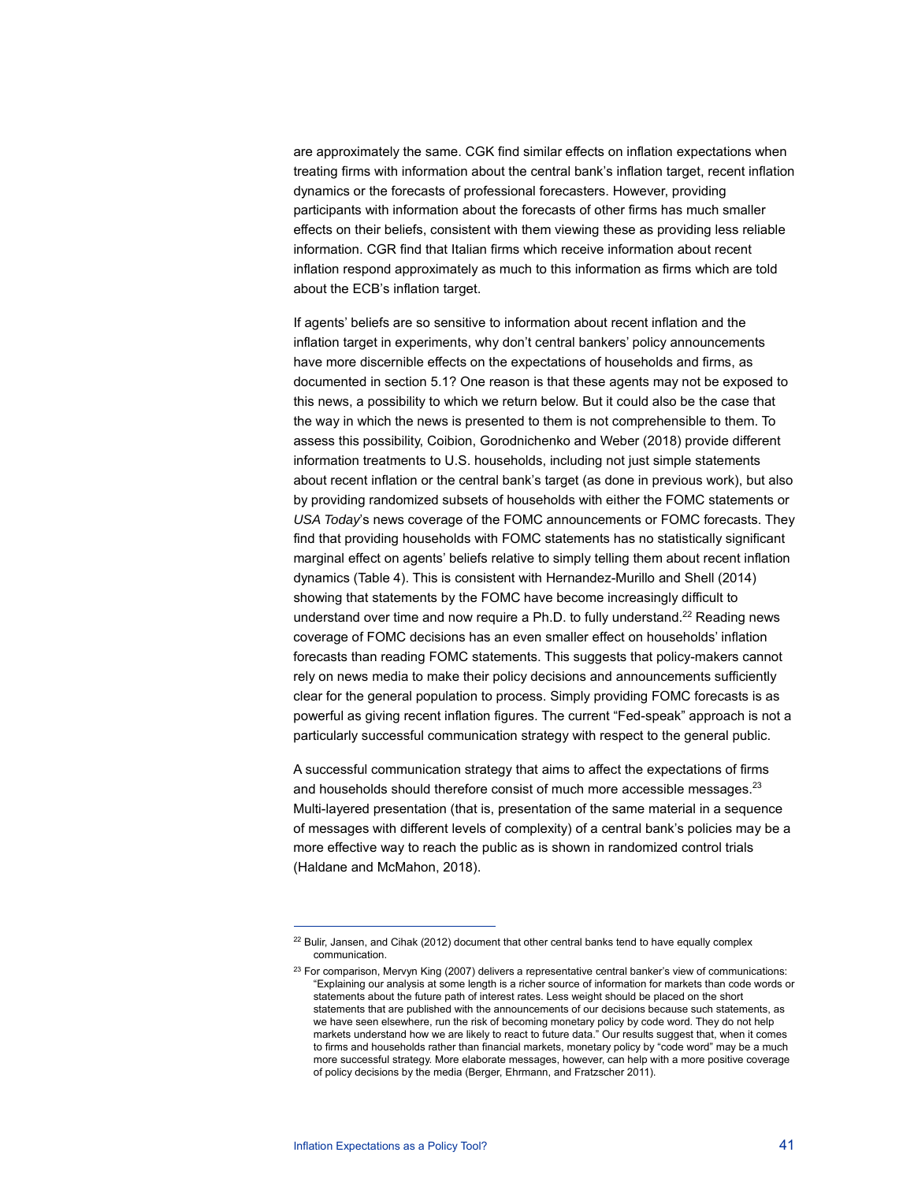are approximately the same. CGK find similar effects on inflation expectations when treating firms with information about the central bank's inflation target, recent inflation dynamics or the forecasts of professional forecasters. However, providing participants with information about the forecasts of other firms has much smaller effects on their beliefs, consistent with them viewing these as providing less reliable information. CGR find that Italian firms which receive information about recent inflation respond approximately as much to this information as firms which are told about the ECB's inflation target.

If agents' beliefs are so sensitive to information about recent inflation and the inflation target in experiments, why don't central bankers' policy announcements have more discernible effects on the expectations of households and firms, as documented in section 5.1? One reason is that these agents may not be exposed to this news, a possibility to which we return below. But it could also be the case that the way in which the news is presented to them is not comprehensible to them. To assess this possibility, Coibion, Gorodnichenko and Weber (2018) provide different information treatments to U.S. households, including not just simple statements about recent inflation or the central bank's target (as done in previous work), but also by providing randomized subsets of households with either the FOMC statements or *USA Today*'s news coverage of the FOMC announcements or FOMC forecasts. They find that providing households with FOMC statements has no statistically significant marginal effect on agents' beliefs relative to simply telling them about recent inflation dynamics (Table 4). This is consistent with Hernandez-Murillo and Shell (2014) showing that statements by the FOMC have become increasingly difficult to understand over time and now require a Ph.D. to fully understand.[22] Reading news coverage of FOMC decisions has an even smaller effect on households' inflation forecasts than reading FOMC statements. This suggests that policy-makers cannot rely on news media to make their policy decisions and announcements sufficiently clear for the general population to process. Simply providing FOMC forecasts is as powerful as giving recent inflation figures. The current "Fed-speak" approach is not a particularly successful communication strategy with respect to the general public.

A successful communication strategy that aims to affect the expectations of firms and households should therefore consist of much more accessible messages.[23] Multi-layered presentation (that is, presentation of the same material in a sequence of messages with different levels of complexity) of a central bank's policies may be a more effective way to reach the public as is shown in randomized control trials (Haldane and McMahon, 2018).

---

[22] Bulir, Jansen, and Cihak (2012) document that other central banks tend to have equally complex communication.

[23] For comparison, Mervyn King (2007) delivers a representative central banker's view of communications: "Explaining our analysis at some length is a richer source of information for markets than code words or statements about the future path of interest rates. Less weight should be placed on the short statements that are published with the announcements of our decisions because such statements, as we have seen elsewhere, run the risk of becoming monetary policy by code word. They do not help markets understand how we are likely to react to future data." Our results suggest that, when it comes to firms and households rather than financial markets, monetary policy by "code word" may be a much more successful strategy. More elaborate messages, however, can help with a more positive coverage of policy decisions by the media (Berger, Ehrmann, and Fratzscher 2011).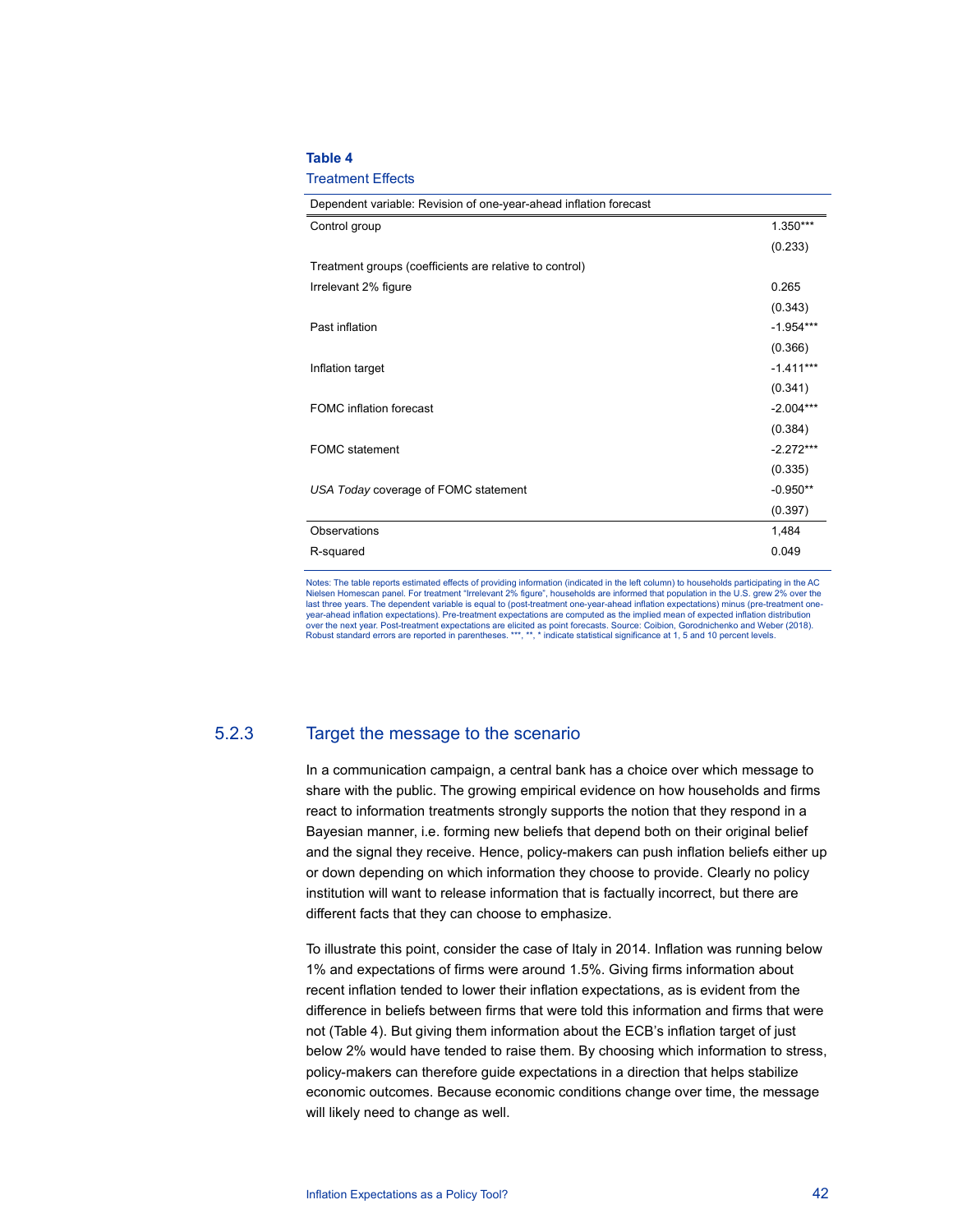**Table 4**

Treatment Effects

| Dependent variable: Revision of one-year-ahead inflation forecast | |
|---|---|
| Control group | 1.350*** |
| | (0.233) |
| Treatment groups (coefficients are relative to control) | |
| Irrelevant 2% figure | 0.265 |
| | (0.343) |
| Past inflation | -1.954*** |
| | (0.366) |
| Inflation target | -1.411*** |
| | (0.341) |
| FOMC inflation forecast | -2.004*** |
| | (0.384) |
| FOMC statement | -2.272*** |
| | (0.335) |
| *USA Today* coverage of FOMC statement | -0.950** |
| | (0.397) |
| Observations | 1,484 |
| R-squared | 0.049 |

Notes: The table reports estimated effects of providing information (indicated in the left column) to households participating in the AC Nielsen Homescan panel. For treatment "Irrelevant 2% figure", households are informed that population in the U.S. grew 2% over the last three years. The dependent variable is equal to (post-treatment one-year-ahead inflation expectations) minus (pre-treatment one-year-ahead inflation expectations). Pre-treatment expectations are computed as the implied mean of expected inflation distribution over the next year. Post-treatment expectations are elicited as point forecasts. Source: Coibion, Gorodnichenko and Weber (2018). Robust standard errors are reported in parentheses. ***, **, * indicate statistical significance at 1, 5 and 10 percent levels.

### 5.2.3 Target the message to the scenario

In a communication campaign, a central bank has a choice over which message to share with the public. The growing empirical evidence on how households and firms react to information treatments strongly supports the notion that they respond in a Bayesian manner, i.e. forming new beliefs that depend both on their original belief and the signal they receive. Hence, policy-makers can push inflation beliefs either up or down depending on which information they choose to provide. Clearly no policy institution will want to release information that is factually incorrect, but there are different facts that they can choose to emphasize.

To illustrate this point, consider the case of Italy in 2014. Inflation was running below 1% and expectations of firms were around 1.5%. Giving firms information about recent inflation tended to lower their inflation expectations, as is evident from the difference in beliefs between firms that were told this information and firms that were not (Table 4). But giving them information about the ECB's inflation target of just below 2% would have tended to raise them. By choosing which information to stress, policy-makers can therefore guide expectations in a direction that helps stabilize economic outcomes. Because economic conditions change over time, the message will likely need to change as well.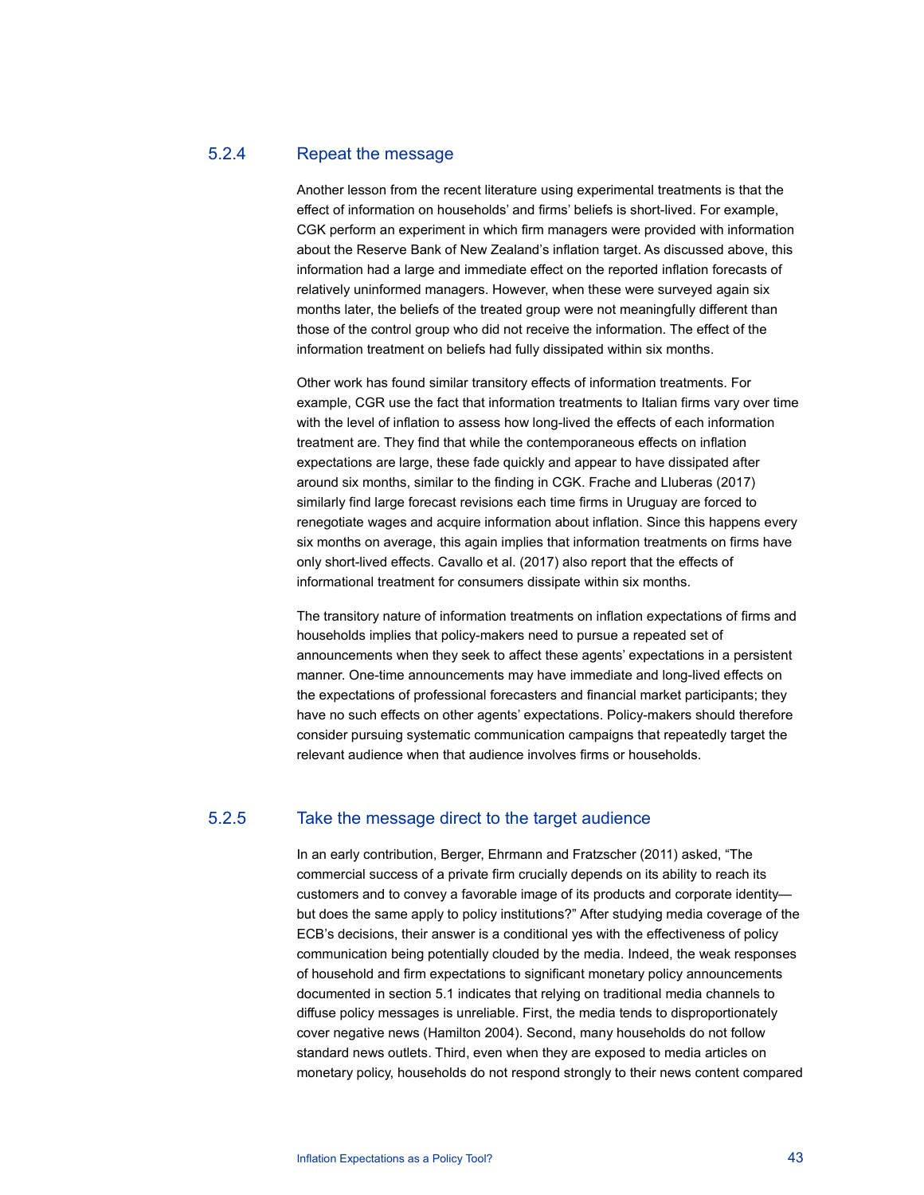### 5.2.4 Repeat the message

Another lesson from the recent literature using experimental treatments is that the effect of information on households' and firms' beliefs is short-lived. For example, CGK perform an experiment in which firm managers were provided with information about the Reserve Bank of New Zealand's inflation target. As discussed above, this information had a large and immediate effect on the reported inflation forecasts of relatively uninformed managers. However, when these were surveyed again six months later, the beliefs of the treated group were not meaningfully different than those of the control group who did not receive the information. The effect of the information treatment on beliefs had fully dissipated within six months.

Other work has found similar transitory effects of information treatments. For example, CGR use the fact that information treatments to Italian firms vary over time with the level of inflation to assess how long-lived the effects of each information treatment are. They find that while the contemporaneous effects on inflation expectations are large, these fade quickly and appear to have dissipated after around six months, similar to the finding in CGK. Frache and Lluberas (2017) similarly find large forecast revisions each time firms in Uruguay are forced to renegotiate wages and acquire information about inflation. Since this happens every six months on average, this again implies that information treatments on firms have only short-lived effects. Cavallo et al. (2017) also report that the effects of informational treatment for consumers dissipate within six months.

The transitory nature of information treatments on inflation expectations of firms and households implies that policy-makers need to pursue a repeated set of announcements when they seek to affect these agents' expectations in a persistent manner. One-time announcements may have immediate and long-lived effects on the expectations of professional forecasters and financial market participants; they have no such effects on other agents' expectations. Policy-makers should therefore consider pursuing systematic communication campaigns that repeatedly target the relevant audience when that audience involves firms or households.

### 5.2.5 Take the message direct to the target audience

In an early contribution, Berger, Ehrmann and Fratzscher (2011) asked, "The commercial success of a private firm crucially depends on its ability to reach its customers and to convey a favorable image of its products and corporate identity—but does the same apply to policy institutions?" After studying media coverage of the ECB's decisions, their answer is a conditional yes with the effectiveness of policy communication being potentially clouded by the media. Indeed, the weak responses of household and firm expectations to significant monetary policy announcements documented in section 5.1 indicates that relying on traditional media channels to diffuse policy messages is unreliable. First, the media tends to disproportionately cover negative news (Hamilton 2004). Second, many households do not follow standard news outlets. Third, even when they are exposed to media articles on monetary policy, households do not respond strongly to their news content compared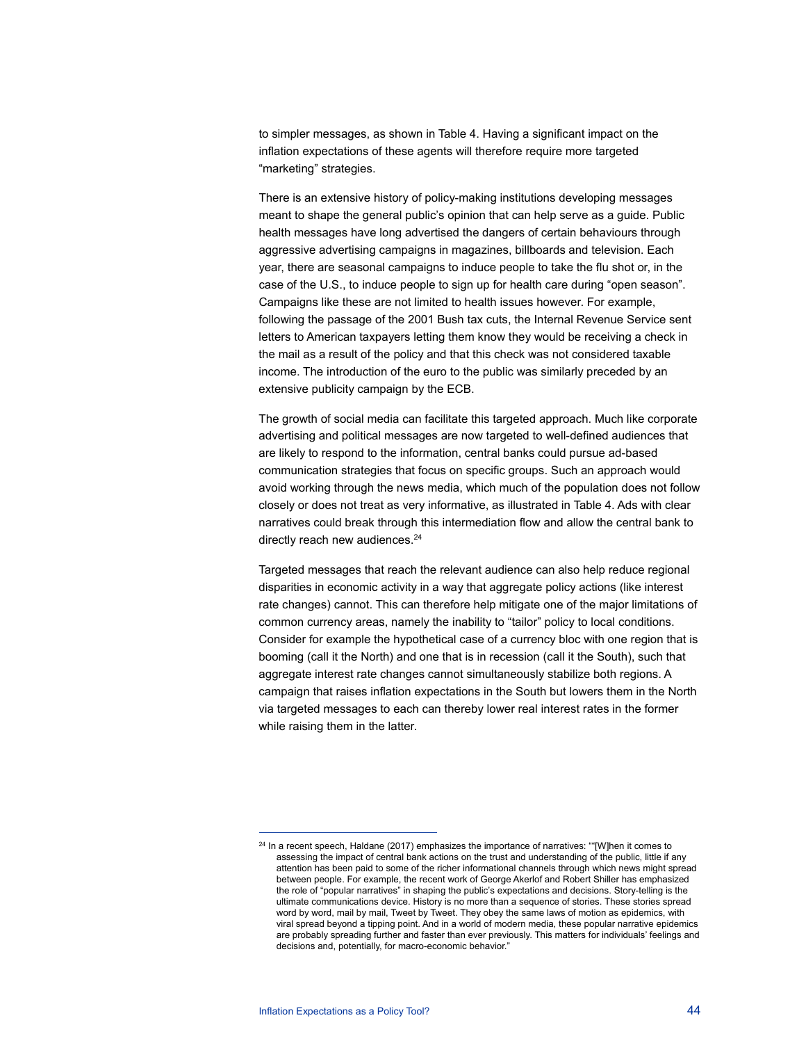to simpler messages, as shown in Table 4. Having a significant impact on the inflation expectations of these agents will therefore require more targeted "marketing" strategies.

There is an extensive history of policy-making institutions developing messages meant to shape the general public's opinion that can help serve as a guide. Public health messages have long advertised the dangers of certain behaviours through aggressive advertising campaigns in magazines, billboards and television. Each year, there are seasonal campaigns to induce people to take the flu shot or, in the case of the U.S., to induce people to sign up for health care during "open season". Campaigns like these are not limited to health issues however. For example, following the passage of the 2001 Bush tax cuts, the Internal Revenue Service sent letters to American taxpayers letting them know they would be receiving a check in the mail as a result of the policy and that this check was not considered taxable income. The introduction of the euro to the public was similarly preceded by an extensive publicity campaign by the ECB.

The growth of social media can facilitate this targeted approach. Much like corporate advertising and political messages are now targeted to well-defined audiences that are likely to respond to the information, central banks could pursue ad-based communication strategies that focus on specific groups. Such an approach would avoid working through the news media, which much of the population does not follow closely or does not treat as very informative, as illustrated in Table 4. Ads with clear narratives could break through this intermediation flow and allow the central bank to directly reach new audiences.[24]

Targeted messages that reach the relevant audience can also help reduce regional disparities in economic activity in a way that aggregate policy actions (like interest rate changes) cannot. This can therefore help mitigate one of the major limitations of common currency areas, namely the inability to "tailor" policy to local conditions. Consider for example the hypothetical case of a currency bloc with one region that is booming (call it the North) and one that is in recession (call it the South), such that aggregate interest rate changes cannot simultaneously stabilize both regions. A campaign that raises inflation expectations in the South but lowers them in the North via targeted messages to each can thereby lower real interest rates in the former while raising them in the latter.

---

[24] In a recent speech, Haldane (2017) emphasizes the importance of narratives: ""[W]hen it comes to assessing the impact of central bank actions on the trust and understanding of the public, little if any attention has been paid to some of the richer informational channels through which news might spread between people. For example, the recent work of George Akerlof and Robert Shiller has emphasized the role of "popular narratives" in shaping the public's expectations and decisions. Story-telling is the ultimate communications device. History is no more than a sequence of stories. These stories spread word by word, mail by mail, Tweet by Tweet. They obey the same laws of motion as epidemics, with viral spread beyond a tipping point. And in a world of modern media, these popular narrative epidemics are probably spreading further and faster than ever previously. This matters for individuals' feelings and decisions and, potentially, for macro-economic behavior."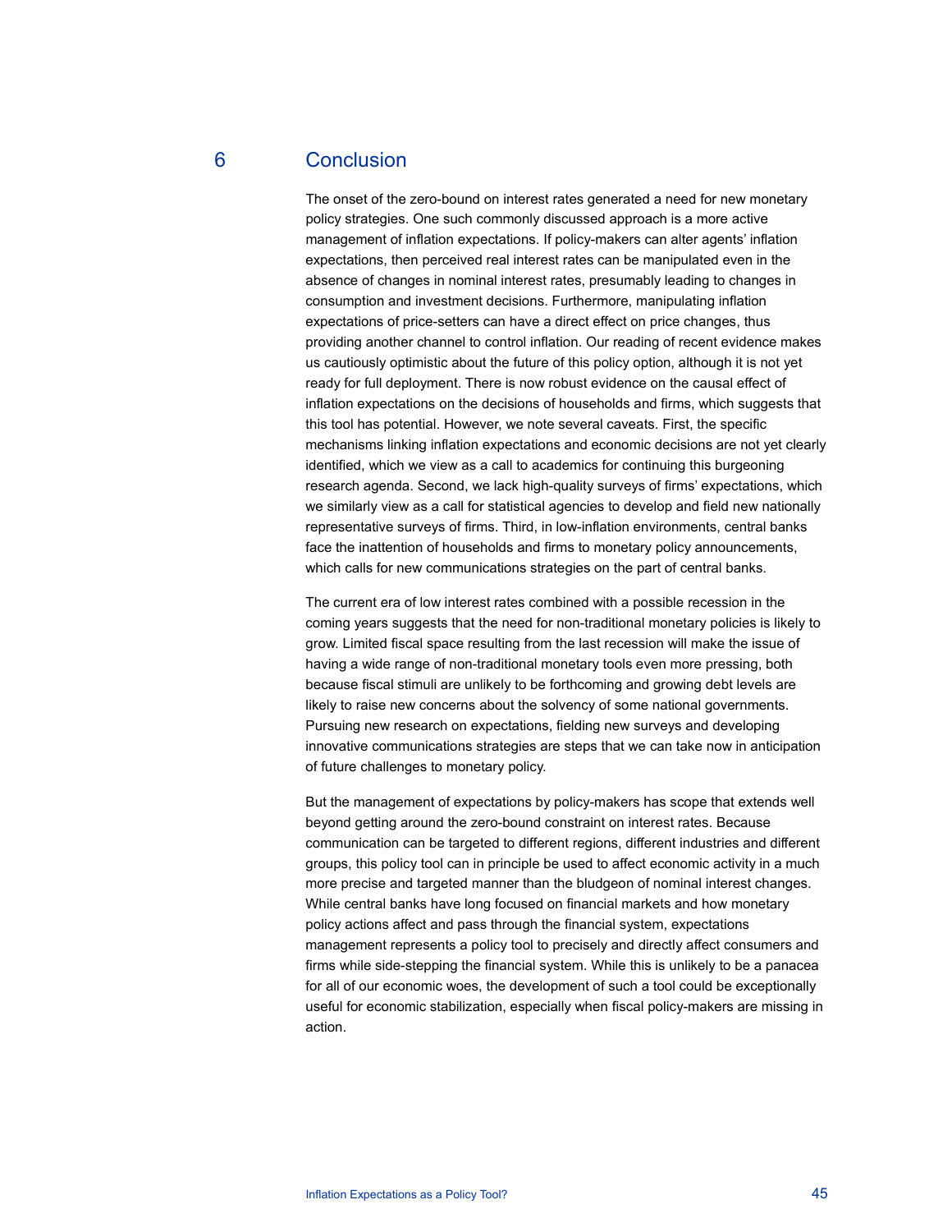# 6 Conclusion

The onset of the zero-bound on interest rates generated a need for new monetary policy strategies. One such commonly discussed approach is a more active management of inflation expectations. If policy-makers can alter agents' inflation expectations, then perceived real interest rates can be manipulated even in the absence of changes in nominal interest rates, presumably leading to changes in consumption and investment decisions. Furthermore, manipulating inflation expectations of price-setters can have a direct effect on price changes, thus providing another channel to control inflation. Our reading of recent evidence makes us cautiously optimistic about the future of this policy option, although it is not yet ready for full deployment. There is now robust evidence on the causal effect of inflation expectations on the decisions of households and firms, which suggests that this tool has potential. However, we note several caveats. First, the specific mechanisms linking inflation expectations and economic decisions are not yet clearly identified, which we view as a call to academics for continuing this burgeoning research agenda. Second, we lack high-quality surveys of firms' expectations, which we similarly view as a call for statistical agencies to develop and field new nationally representative surveys of firms. Third, in low-inflation environments, central banks face the inattention of households and firms to monetary policy announcements, which calls for new communications strategies on the part of central banks.

The current era of low interest rates combined with a possible recession in the coming years suggests that the need for non-traditional monetary policies is likely to grow. Limited fiscal space resulting from the last recession will make the issue of having a wide range of non-traditional monetary tools even more pressing, both because fiscal stimuli are unlikely to be forthcoming and growing debt levels are likely to raise new concerns about the solvency of some national governments. Pursuing new research on expectations, fielding new surveys and developing innovative communications strategies are steps that we can take now in anticipation of future challenges to monetary policy.

But the management of expectations by policy-makers has scope that extends well beyond getting around the zero-bound constraint on interest rates. Because communication can be targeted to different regions, different industries and different groups, this policy tool can in principle be used to affect economic activity in a much more precise and targeted manner than the bludgeon of nominal interest changes. While central banks have long focused on financial markets and how monetary policy actions affect and pass through the financial system, expectations management represents a policy tool to precisely and directly affect consumers and firms while side-stepping the financial system. While this is unlikely to be a panacea for all of our economic woes, the development of such a tool could be exceptionally useful for economic stabilization, especially when fiscal policy-makers are missing in action.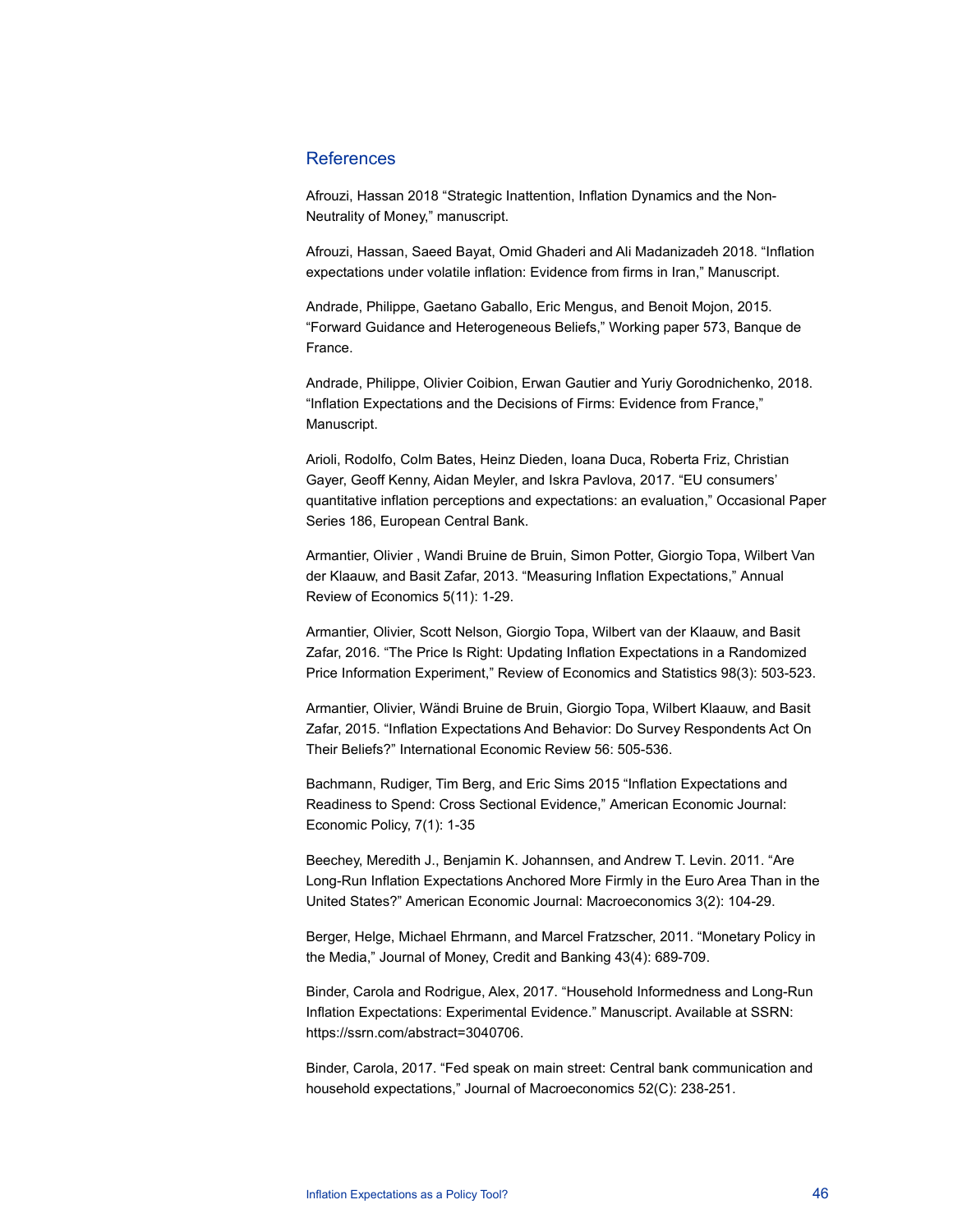## References

Afrouzi, Hassan 2018 "Strategic Inattention, Inflation Dynamics and the Non-Neutrality of Money," manuscript.

Afrouzi, Hassan, Saeed Bayat, Omid Ghaderi and Ali Madanizadeh 2018. "Inflation expectations under volatile inflation: Evidence from firms in Iran," Manuscript.

Andrade, Philippe, Gaetano Gaballo, Eric Mengus, and Benoit Mojon, 2015. "Forward Guidance and Heterogeneous Beliefs," Working paper 573, Banque de France.

Andrade, Philippe, Olivier Coibion, Erwan Gautier and Yuriy Gorodnichenko, 2018. "Inflation Expectations and the Decisions of Firms: Evidence from France," Manuscript.

Arioli, Rodolfo, Colm Bates, Heinz Dieden, Ioana Duca, Roberta Friz, Christian Gayer, Geoff Kenny, Aidan Meyler, and Iskra Pavlova, 2017. "EU consumers' quantitative inflation perceptions and expectations: an evaluation," Occasional Paper Series 186, European Central Bank.

Armantier, Olivier , Wandi Bruine de Bruin, Simon Potter, Giorgio Topa, Wilbert Van der Klaauw, and Basit Zafar, 2013. "Measuring Inflation Expectations," Annual Review of Economics 5(11): 1-29.

Armantier, Olivier, Scott Nelson, Giorgio Topa, Wilbert van der Klaauw, and Basit Zafar, 2016. "The Price Is Right: Updating Inflation Expectations in a Randomized Price Information Experiment," Review of Economics and Statistics 98(3): 503-523.

Armantier, Olivier, Wändi Bruine de Bruin, Giorgio Topa, Wilbert Klaauw, and Basit Zafar, 2015. "Inflation Expectations And Behavior: Do Survey Respondents Act On Their Beliefs?" International Economic Review 56: 505-536.

Bachmann, Rudiger, Tim Berg, and Eric Sims 2015 "Inflation Expectations and Readiness to Spend: Cross Sectional Evidence," American Economic Journal: Economic Policy, 7(1): 1-35

Beechey, Meredith J., Benjamin K. Johannsen, and Andrew T. Levin. 2011. "Are Long-Run Inflation Expectations Anchored More Firmly in the Euro Area Than in the United States?" American Economic Journal: Macroeconomics 3(2): 104-29.

Berger, Helge, Michael Ehrmann, and Marcel Fratzscher, 2011. "Monetary Policy in the Media," Journal of Money, Credit and Banking 43(4): 689-709.

Binder, Carola and Rodrigue, Alex, 2017. "Household Informedness and Long-Run Inflation Expectations: Experimental Evidence." Manuscript. Available at SSRN: https://ssrn.com/abstract=3040706.

Binder, Carola, 2017. "Fed speak on main street: Central bank communication and household expectations," Journal of Macroeconomics 52(C): 238-251.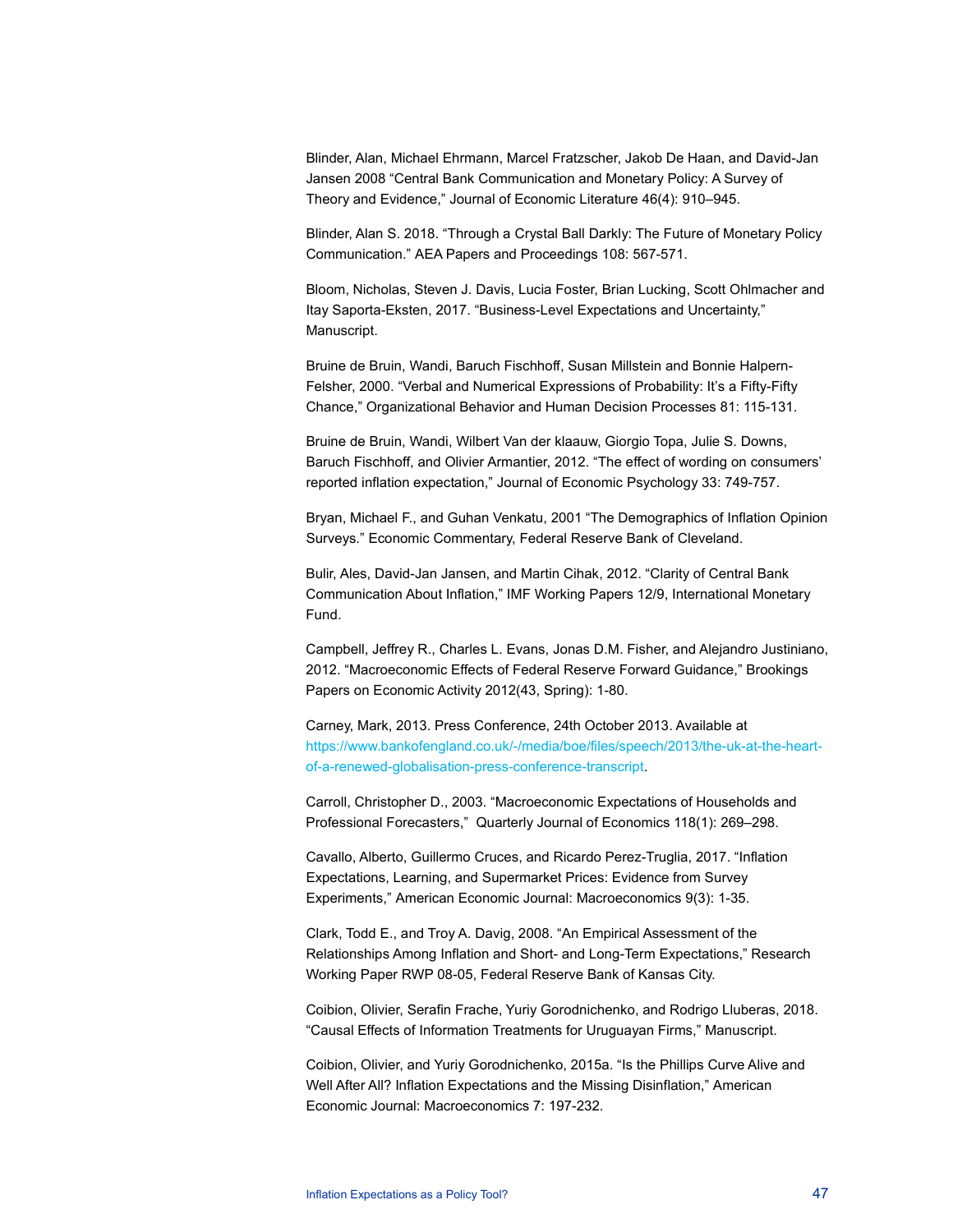Blinder, Alan, Michael Ehrmann, Marcel Fratzscher, Jakob De Haan, and David-Jan Jansen 2008 "Central Bank Communication and Monetary Policy: A Survey of Theory and Evidence," Journal of Economic Literature 46(4): 910–945.

Blinder, Alan S. 2018. "Through a Crystal Ball Darkly: The Future of Monetary Policy Communication." AEA Papers and Proceedings 108: 567-571.

Bloom, Nicholas, Steven J. Davis, Lucia Foster, Brian Lucking, Scott Ohlmacher and Itay Saporta-Eksten, 2017. "Business-Level Expectations and Uncertainty," Manuscript.

Bruine de Bruin, Wandi, Baruch Fischhoff, Susan Millstein and Bonnie Halpern-Felsher, 2000. "Verbal and Numerical Expressions of Probability: It's a Fifty-Fifty Chance," Organizational Behavior and Human Decision Processes 81: 115-131.

Bruine de Bruin, Wandi, Wilbert Van der klaauw, Giorgio Topa, Julie S. Downs, Baruch Fischhoff, and Olivier Armantier, 2012. "The effect of wording on consumers' reported inflation expectation," Journal of Economic Psychology 33: 749-757.

Bryan, Michael F., and Guhan Venkatu, 2001 "The Demographics of Inflation Opinion Surveys." Economic Commentary, Federal Reserve Bank of Cleveland.

Bulir, Ales, David-Jan Jansen, and Martin Cihak, 2012. "Clarity of Central Bank Communication About Inflation," IMF Working Papers 12/9, International Monetary Fund.

Campbell, Jeffrey R., Charles L. Evans, Jonas D.M. Fisher, and Alejandro Justiniano, 2012. "Macroeconomic Effects of Federal Reserve Forward Guidance," Brookings Papers on Economic Activity 2012(43, Spring): 1-80.

Carney, Mark, 2013. Press Conference, 24th October 2013. Available at https://www.bankofengland.co.uk/-/media/boe/files/speech/2013/the-uk-at-the-heart-of-a-renewed-globalisation-press-conference-transcript.

Carroll, Christopher D., 2003. "Macroeconomic Expectations of Households and Professional Forecasters," Quarterly Journal of Economics 118(1): 269–298.

Cavallo, Alberto, Guillermo Cruces, and Ricardo Perez-Truglia, 2017. "Inflation Expectations, Learning, and Supermarket Prices: Evidence from Survey Experiments," American Economic Journal: Macroeconomics 9(3): 1-35.

Clark, Todd E., and Troy A. Davig, 2008. "An Empirical Assessment of the Relationships Among Inflation and Short- and Long-Term Expectations," Research Working Paper RWP 08-05, Federal Reserve Bank of Kansas City.

Coibion, Olivier, Serafin Frache, Yuriy Gorodnichenko, and Rodrigo Lluberas, 2018. "Causal Effects of Information Treatments for Uruguayan Firms," Manuscript.

Coibion, Olivier, and Yuriy Gorodnichenko, 2015a. "Is the Phillips Curve Alive and Well After All? Inflation Expectations and the Missing Disinflation," American Economic Journal: Macroeconomics 7: 197-232.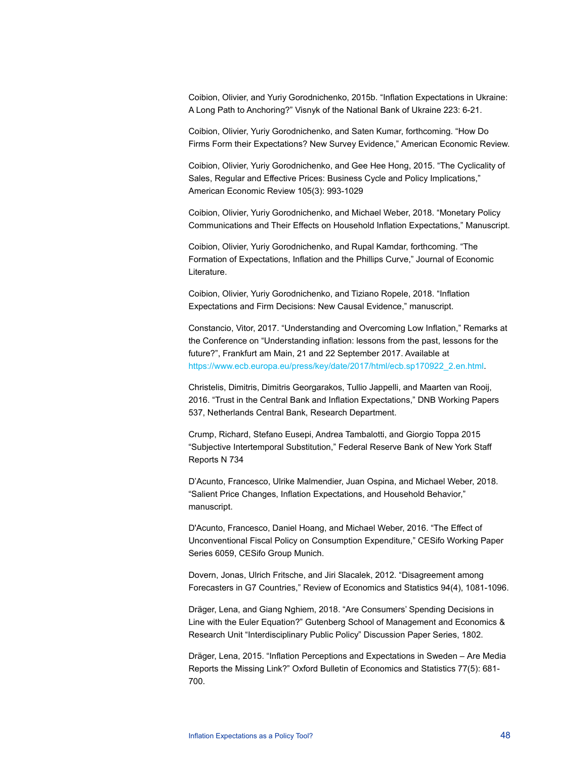Coibion, Olivier, and Yuriy Gorodnichenko, 2015b. "Inflation Expectations in Ukraine: A Long Path to Anchoring?" Visnyk of the National Bank of Ukraine 223: 6-21.

Coibion, Olivier, Yuriy Gorodnichenko, and Saten Kumar, forthcoming. "How Do Firms Form their Expectations? New Survey Evidence," American Economic Review.

Coibion, Olivier, Yuriy Gorodnichenko, and Gee Hee Hong, 2015. "The Cyclicality of Sales, Regular and Effective Prices: Business Cycle and Policy Implications," American Economic Review 105(3): 993-1029

Coibion, Olivier, Yuriy Gorodnichenko, and Michael Weber, 2018. "Monetary Policy Communications and Their Effects on Household Inflation Expectations," Manuscript.

Coibion, Olivier, Yuriy Gorodnichenko, and Rupal Kamdar, forthcoming. "The Formation of Expectations, Inflation and the Phillips Curve," Journal of Economic Literature.

Coibion, Olivier, Yuriy Gorodnichenko, and Tiziano Ropele, 2018. "Inflation Expectations and Firm Decisions: New Causal Evidence," manuscript.

Constancio, Vitor, 2017. "Understanding and Overcoming Low Inflation," Remarks at the Conference on "Understanding inflation: lessons from the past, lessons for the future?", Frankfurt am Main, 21 and 22 September 2017. Available at https://www.ecb.europa.eu/press/key/date/2017/html/ecb.sp170922_2.en.html.

Christelis, Dimitris, Dimitris Georgarakos, Tullio Jappelli, and Maarten van Rooij, 2016. "Trust in the Central Bank and Inflation Expectations," DNB Working Papers 537, Netherlands Central Bank, Research Department.

Crump, Richard, Stefano Eusepi, Andrea Tambalotti, and Giorgio Toppa 2015 "Subjective Intertemporal Substitution," Federal Reserve Bank of New York Staff Reports N 734

D'Acunto, Francesco, Ulrike Malmendier, Juan Ospina, and Michael Weber, 2018. "Salient Price Changes, Inflation Expectations, and Household Behavior," manuscript.

D'Acunto, Francesco, Daniel Hoang, and Michael Weber, 2016. "The Effect of Unconventional Fiscal Policy on Consumption Expenditure," CESifo Working Paper Series 6059, CESifo Group Munich.

Dovern, Jonas, Ulrich Fritsche, and Jiri Slacalek, 2012. "Disagreement among Forecasters in G7 Countries," Review of Economics and Statistics 94(4), 1081-1096.

Dräger, Lena, and Giang Nghiem, 2018. "Are Consumers' Spending Decisions in Line with the Euler Equation?" Gutenberg School of Management and Economics & Research Unit "Interdisciplinary Public Policy" Discussion Paper Series, 1802.

Dräger, Lena, 2015. "Inflation Perceptions and Expectations in Sweden – Are Media Reports the Missing Link?" Oxford Bulletin of Economics and Statistics 77(5): 681-700.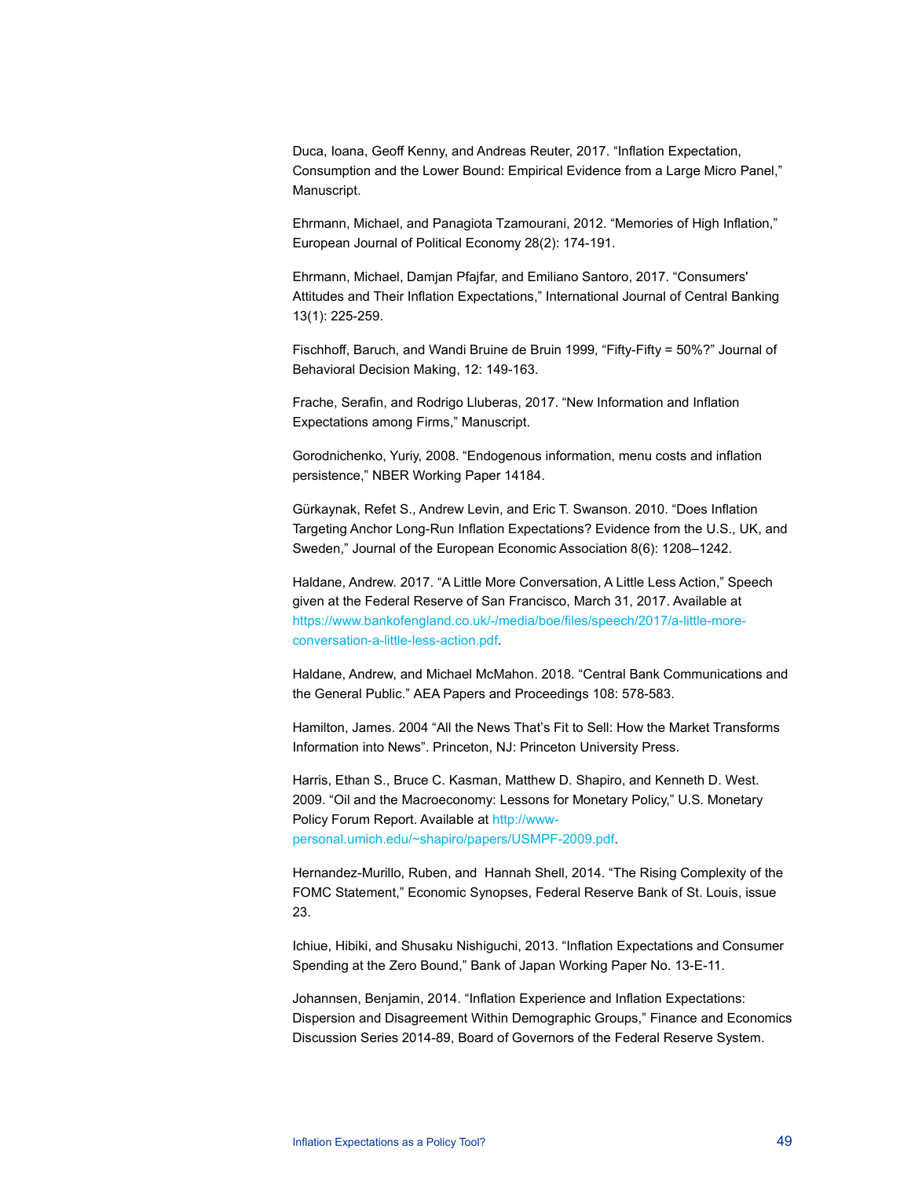Duca, Ioana, Geoff Kenny, and Andreas Reuter, 2017. “Inflation Expectation, Consumption and the Lower Bound: Empirical Evidence from a Large Micro Panel,” Manuscript.

Ehrmann, Michael, and Panagiota Tzamourani, 2012. “Memories of High Inflation,” European Journal of Political Economy 28(2): 174-191.

Ehrmann, Michael, Damjan Pfajfar, and Emiliano Santoro, 2017. “Consumers' Attitudes and Their Inflation Expectations,” International Journal of Central Banking 13(1): 225-259.

Fischhoff, Baruch, and Wandi Bruine de Bruin 1999, “Fifty-Fifty = 50%?” Journal of Behavioral Decision Making, 12: 149-163.

Frache, Serafin, and Rodrigo Lluberas, 2017. “New Information and Inflation Expectations among Firms,” Manuscript.

Gorodnichenko, Yuriy, 2008. “Endogenous information, menu costs and inflation persistence,” NBER Working Paper 14184.

Gürkaynak, Refet S., Andrew Levin, and Eric T. Swanson. 2010. “Does Inflation Targeting Anchor Long-Run Inflation Expectations? Evidence from the U.S., UK, and Sweden,” Journal of the European Economic Association 8(6): 1208–1242.

Haldane, Andrew. 2017. “A Little More Conversation, A Little Less Action,” Speech given at the Federal Reserve of San Francisco, March 31, 2017. Available at https://www.bankofengland.co.uk/-/media/boe/files/speech/2017/a-little-more-conversation-a-little-less-action.pdf.

Haldane, Andrew, and Michael McMahon. 2018. “Central Bank Communications and the General Public.” AEA Papers and Proceedings 108: 578-583.

Hamilton, James. 2004 “All the News That’s Fit to Sell: How the Market Transforms Information into News”. Princeton, NJ: Princeton University Press.

Harris, Ethan S., Bruce C. Kasman, Matthew D. Shapiro, and Kenneth D. West. 2009. “Oil and the Macroeconomy: Lessons for Monetary Policy,” U.S. Monetary Policy Forum Report. Available at http://www-personal.umich.edu/~shapiro/papers/USMPF-2009.pdf.

Hernandez-Murillo, Ruben, and Hannah Shell, 2014. “The Rising Complexity of the FOMC Statement,” Economic Synopses, Federal Reserve Bank of St. Louis, issue 23.

Ichiue, Hibiki, and Shusaku Nishiguchi, 2013. “Inflation Expectations and Consumer Spending at the Zero Bound,” Bank of Japan Working Paper No. 13-E-11.

Johannsen, Benjamin, 2014. “Inflation Experience and Inflation Expectations: Dispersion and Disagreement Within Demographic Groups,” Finance and Economics Discussion Series 2014-89, Board of Governors of the Federal Reserve System.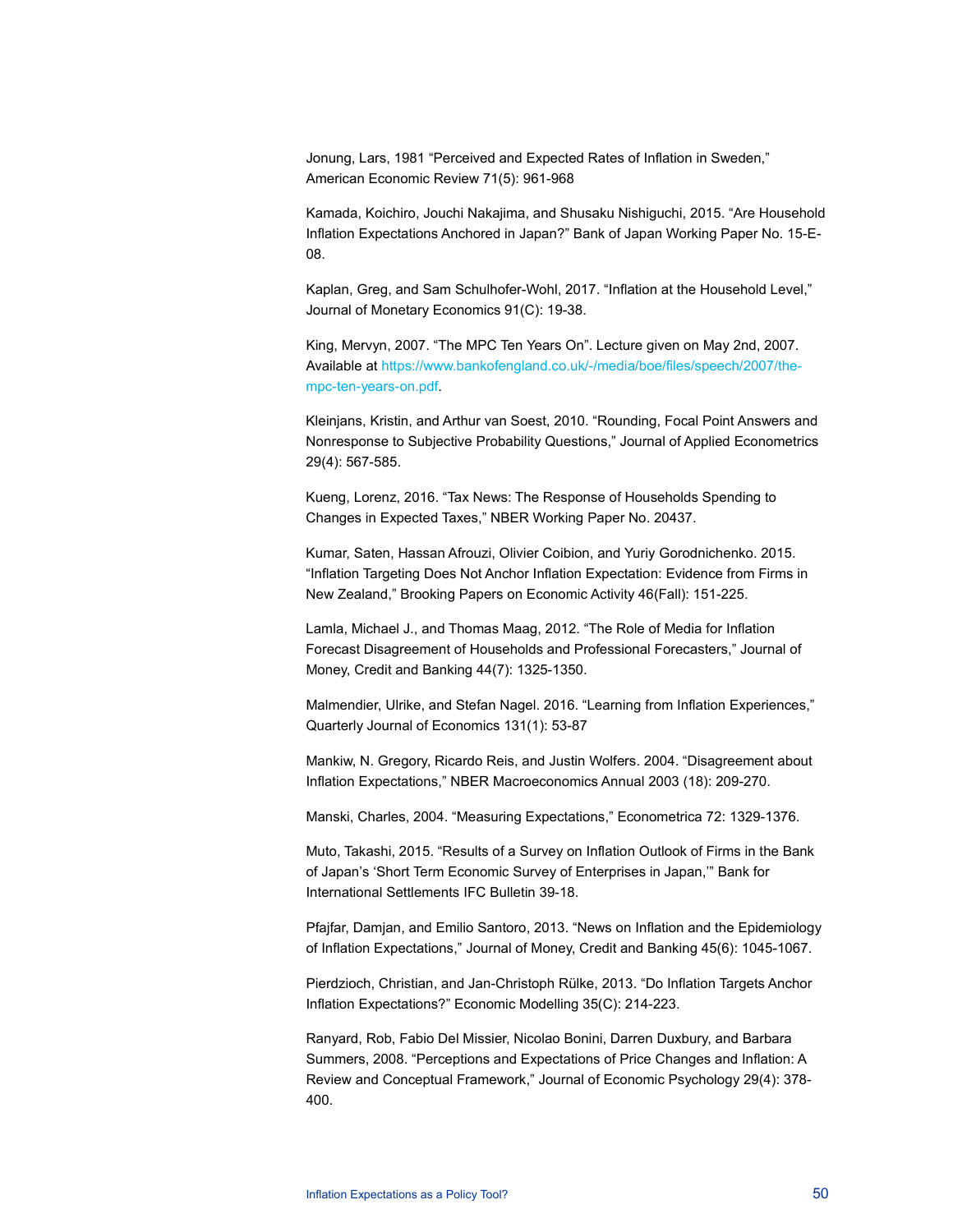Jonung, Lars, 1981 “Perceived and Expected Rates of Inflation in Sweden,” American Economic Review 71(5): 961-968

Kamada, Koichiro, Jouchi Nakajima, and Shusaku Nishiguchi, 2015. “Are Household Inflation Expectations Anchored in Japan?” Bank of Japan Working Paper No. 15-E-08.

Kaplan, Greg, and Sam Schulhofer-Wohl, 2017. “Inflation at the Household Level,” Journal of Monetary Economics 91(C): 19-38.

King, Mervyn, 2007. “The MPC Ten Years On”. Lecture given on May 2nd, 2007. Available at https://www.bankofengland.co.uk/-/media/boe/files/speech/2007/the-mpc-ten-years-on.pdf.

Kleinjans, Kristin, and Arthur van Soest, 2010. “Rounding, Focal Point Answers and Nonresponse to Subjective Probability Questions,” Journal of Applied Econometrics 29(4): 567-585.

Kueng, Lorenz, 2016. “Tax News: The Response of Households Spending to Changes in Expected Taxes,” NBER Working Paper No. 20437.

Kumar, Saten, Hassan Afrouzi, Olivier Coibion, and Yuriy Gorodnichenko. 2015. “Inflation Targeting Does Not Anchor Inflation Expectation: Evidence from Firms in New Zealand,” Brooking Papers on Economic Activity 46(Fall): 151-225.

Lamla, Michael J., and Thomas Maag, 2012. “The Role of Media for Inflation Forecast Disagreement of Households and Professional Forecasters,” Journal of Money, Credit and Banking 44(7): 1325-1350.

Malmendier, Ulrike, and Stefan Nagel. 2016. “Learning from Inflation Experiences,” Quarterly Journal of Economics 131(1): 53-87

Mankiw, N. Gregory, Ricardo Reis, and Justin Wolfers. 2004. “Disagreement about Inflation Expectations,” NBER Macroeconomics Annual 2003 (18): 209-270.

Manski, Charles, 2004. “Measuring Expectations,” Econometrica 72: 1329-1376.

Muto, Takashi, 2015. “Results of a Survey on Inflation Outlook of Firms in the Bank of Japan’s ‘Short Term Economic Survey of Enterprises in Japan,’” Bank for International Settlements IFC Bulletin 39-18.

Pfajfar, Damjan, and Emilio Santoro, 2013. “News on Inflation and the Epidemiology of Inflation Expectations,” Journal of Money, Credit and Banking 45(6): 1045-1067.

Pierdzioch, Christian, and Jan-Christoph Rülke, 2013. “Do Inflation Targets Anchor Inflation Expectations?” Economic Modelling 35(C): 214-223.

Ranyard, Rob, Fabio Del Missier, Nicolao Bonini, Darren Duxbury, and Barbara Summers, 2008. “Perceptions and Expectations of Price Changes and Inflation: A Review and Conceptual Framework,” Journal of Economic Psychology 29(4): 378-400.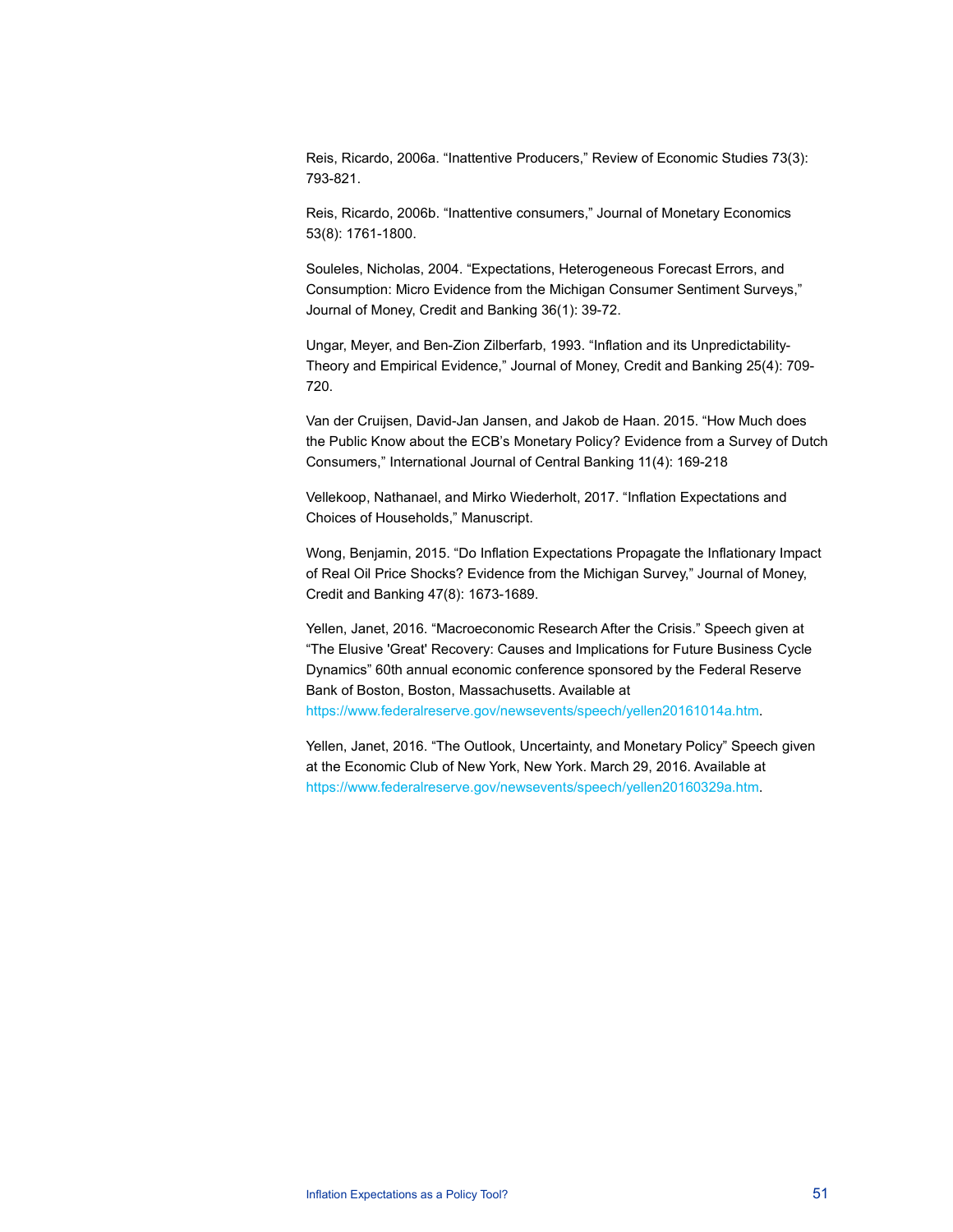Reis, Ricardo, 2006a. “Inattentive Producers,” Review of Economic Studies 73(3): 793-821.

Reis, Ricardo, 2006b. “Inattentive consumers,” Journal of Monetary Economics 53(8): 1761-1800.

Souleles, Nicholas, 2004. “Expectations, Heterogeneous Forecast Errors, and Consumption: Micro Evidence from the Michigan Consumer Sentiment Surveys,” Journal of Money, Credit and Banking 36(1): 39-72.

Ungar, Meyer, and Ben-Zion Zilberfarb, 1993. “Inflation and its Unpredictability-Theory and Empirical Evidence,” Journal of Money, Credit and Banking 25(4): 709-720.

Van der Cruijsen, David-Jan Jansen, and Jakob de Haan. 2015. “How Much does the Public Know about the ECB’s Monetary Policy? Evidence from a Survey of Dutch Consumers,” International Journal of Central Banking 11(4): 169-218

Vellekoop, Nathanael, and Mirko Wiederholt, 2017. “Inflation Expectations and Choices of Households,” Manuscript.

Wong, Benjamin, 2015. “Do Inflation Expectations Propagate the Inflationary Impact of Real Oil Price Shocks? Evidence from the Michigan Survey,” Journal of Money, Credit and Banking 47(8): 1673-1689.

Yellen, Janet, 2016. “Macroeconomic Research After the Crisis.” Speech given at “The Elusive 'Great' Recovery: Causes and Implications for Future Business Cycle Dynamics” 60th annual economic conference sponsored by the Federal Reserve Bank of Boston, Boston, Massachusetts. Available at https://www.federalreserve.gov/newsevents/speech/yellen20161014a.htm.

Yellen, Janet, 2016. “The Outlook, Uncertainty, and Monetary Policy” Speech given at the Economic Club of New York, New York. March 29, 2016. Available at https://www.federalreserve.gov/newsevents/speech/yellen20160329a.htm.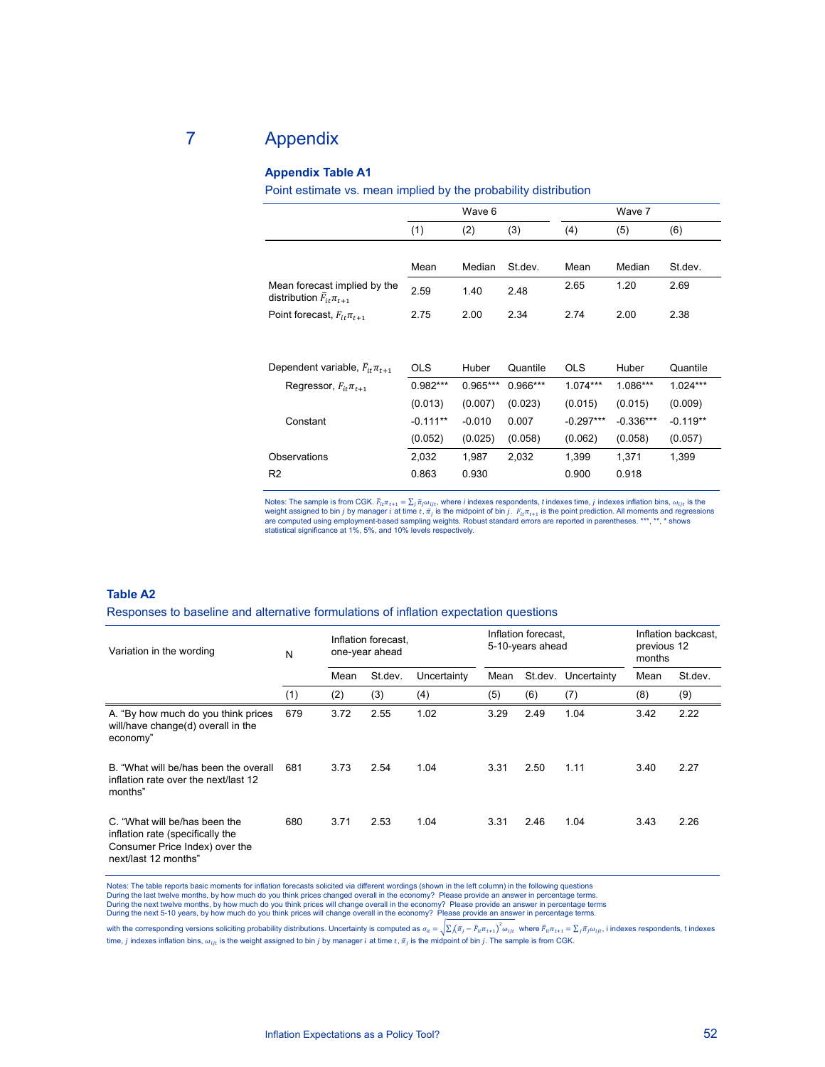# 7 Appendix

### Appendix Table A1

Point estimate vs. mean implied by the probability distribution

| | Wave 6 | | | Wave 7 | | |
|---|---|---|---|---|---|---|
| | (1) | (2) | (3) | (4) | (5) | (6) |
| | Mean | Median | St.dev. | Mean | Median | St.dev. |
| Mean forecast implied by the distribution $\bar{F}_{it}\pi_{t+1}$ | 2.59 | 1.40 | 2.48 | 2.65 | 1.20 | 2.69 |
| Point forecast, $F_{it}\pi_{t+1}$ | 2.75 | 2.00 | 2.34 | 2.74 | 2.00 | 2.38 |
| | | | | | | |
| Dependent variable, $\bar{F}_{it}\pi_{t+1}$ | OLS | Huber | Quantile | OLS | Huber | Quantile |
| Regressor, $F_{it}\pi_{t+1}$ | 0.982*** | 0.965*** | 0.966*** | 1.074*** | 1.086*** | 1.024*** |
| | (0.013) | (0.007) | (0.023) | (0.015) | (0.015) | (0.009) |
| Constant | -0.111** | -0.010 | 0.007 | -0.297*** | -0.336*** | -0.119** |
| | (0.052) | (0.025) | (0.058) | (0.062) | (0.058) | (0.057) |
| Observations | 2,032 | 1,987 | 2,032 | 1,399 | 1,371 | 1,399 |
| R2 | 0.863 | 0.930 | | 0.900 | 0.918 | |

Notes: The sample is from CGK. $\bar{F}_{it}\pi_{t+1} = \sum_j \bar{\pi}_j \omega_{ijt}$, where $i$ indexes respondents, $t$ indexes time, $j$ indexes inflation bins, $\omega_{ijt}$ is the weight assigned to bin $j$ by manager $i$ at time $t$, $\bar{\pi}_j$ is the midpoint of bin $j$. $F_{it}\pi_{t+1}$ is the point prediction. All moments and regressions are computed using employment-based sampling weights. Robust standard errors are reported in parentheses. ***, **, * shows statistical significance at 1%, 5%, and 10% levels respectively.

### Table A2

Responses to baseline and alternative formulations of inflation expectation questions

| Variation in the wording | N | Inflation forecast, one-year ahead | | | Inflation forecast, 5-10-years ahead | | | Inflation backcast, previous 12 months | |
|---|---|---|---|---|---|---|---|---|---|
| | | Mean | St.dev. | Uncertainty | Mean | St.dev. | Uncertainty | Mean | St.dev. |
| | (1) | (2) | (3) | (4) | (5) | (6) | (7) | (8) | (9) |
| A. "By how much do you think prices will/have change(d) overall in the economy" | 679 | 3.72 | 2.55 | 1.02 | 3.29 | 2.49 | 1.04 | 3.42 | 2.22 |
| B. "What will be/has been the overall inflation rate over the next/last 12 months" | 681 | 3.73 | 2.54 | 1.04 | 3.31 | 2.50 | 1.11 | 3.40 | 2.27 |
| C. "What will be/has been the inflation rate (specifically the Consumer Price Index) over the next/last 12 months" | 680 | 3.71 | 2.53 | 1.04 | 3.31 | 2.46 | 1.04 | 3.43 | 2.26 |

Notes: The table reports basic moments for inflation forecasts solicited via different wordings (shown in the left column) in the following questions
During the last twelve months, by how much do you think prices changed overall in the economy? Please provide an answer in percentage terms.
During the next twelve months, by how much do you think prices will change overall in the economy? Please provide an answer in percentage terms
During the next 5-10 years, by how much do you think prices will change overall in the economy? Please provide an answer in percentage terms.

with the corresponding versions soliciting probability distributions. Uncertainty is computed as $\sigma_{it} = \sqrt{\sum_j (\bar{\pi}_j - \bar{F}_{it}\pi_{t+1})^2 \omega_{ijt}}$ where $\bar{F}_{it}\pi_{t+1} = \sum_j \bar{\pi}_j \omega_{ijt}$, i indexes respondents, t indexes time, $j$ indexes inflation bins, $\omega_{ijt}$ is the weight assigned to bin $j$ by manager $i$ at time $t$, $\bar{\pi}_j$ is the midpoint of bin $j$. The sample is from CGK.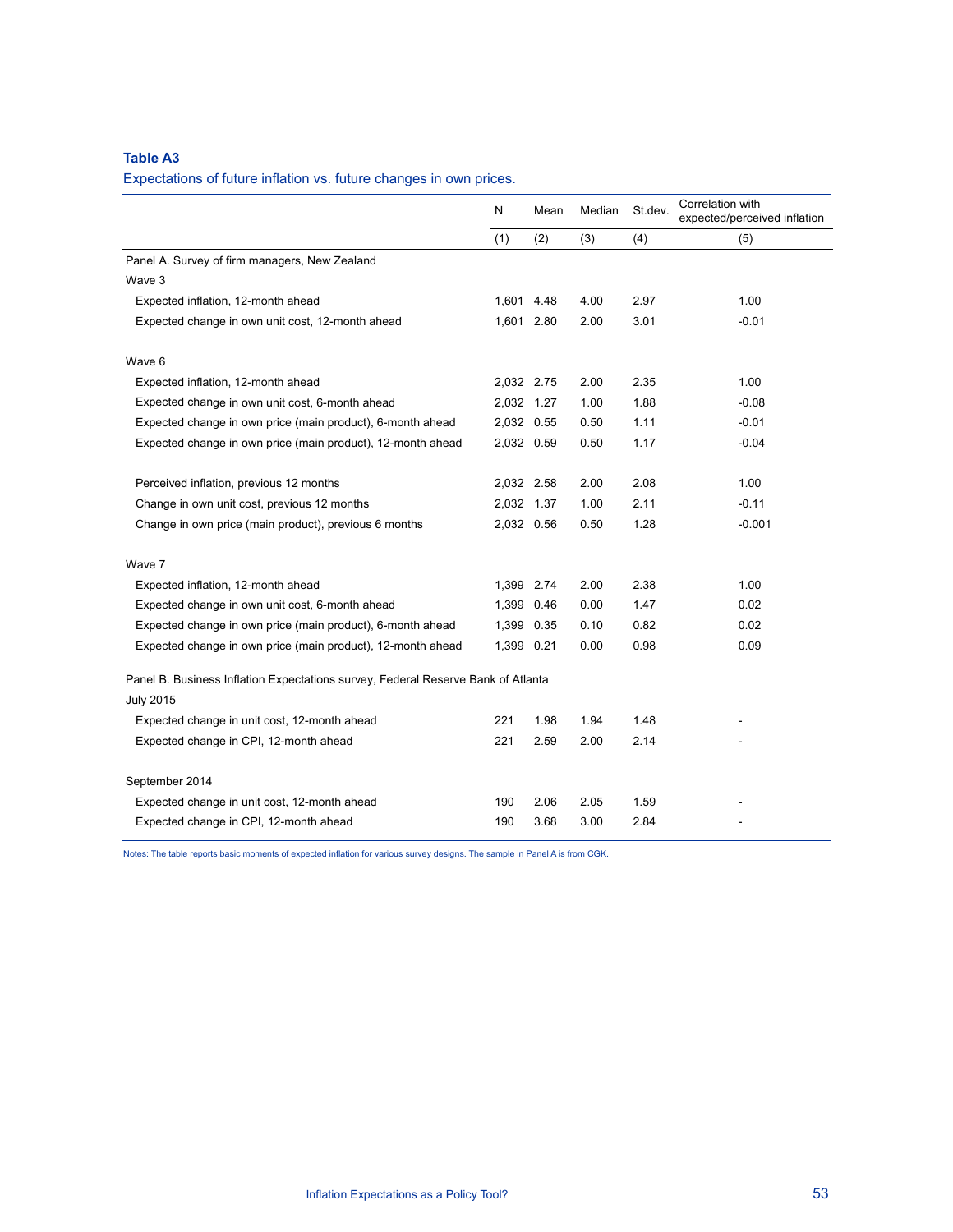**Table A3**

Expectations of future inflation vs. future changes in own prices.

| | N | Mean | Median | St.dev. | Correlation with expected/perceived inflation |
|---|---|---|---|---|---|
| | (1) | (2) | (3) | (4) | (5) |
| Panel A. Survey of firm managers, New Zealand | | | | | |
| Wave 3 | | | | | |
| Expected inflation, 12-month ahead | 1,601 | 4.48 | 4.00 | 2.97 | 1.00 |
| Expected change in own unit cost, 12-month ahead | 1,601 | 2.80 | 2.00 | 3.01 | -0.01 |
| | | | | | |
| Wave 6 | | | | | |
| Expected inflation, 12-month ahead | 2,032 | 2.75 | 2.00 | 2.35 | 1.00 |
| Expected change in own unit cost, 6-month ahead | 2,032 | 1.27 | 1.00 | 1.88 | -0.08 |
| Expected change in own price (main product), 6-month ahead | 2,032 | 0.55 | 0.50 | 1.11 | -0.01 |
| Expected change in own price (main product), 12-month ahead | 2,032 | 0.59 | 0.50 | 1.17 | -0.04 |
| | | | | | |
| Perceived inflation, previous 12 months | 2,032 | 2.58 | 2.00 | 2.08 | 1.00 |
| Change in own unit cost, previous 12 months | 2,032 | 1.37 | 1.00 | 2.11 | -0.11 |
| Change in own price (main product), previous 6 months | 2,032 | 0.56 | 0.50 | 1.28 | -0.001 |
| | | | | | |
| Wave 7 | | | | | |
| Expected inflation, 12-month ahead | 1,399 | 2.74 | 2.00 | 2.38 | 1.00 |
| Expected change in own unit cost, 6-month ahead | 1,399 | 0.46 | 0.00 | 1.47 | 0.02 |
| Expected change in own price (main product), 6-month ahead | 1,399 | 0.35 | 0.10 | 0.82 | 0.02 |
| Expected change in own price (main product), 12-month ahead | 1,399 | 0.21 | 0.00 | 0.98 | 0.09 |
| Panel B. Business Inflation Expectations survey, Federal Reserve Bank of Atlanta | | | | | |
| July 2015 | | | | | |
| Expected change in unit cost, 12-month ahead | 221 | 1.98 | 1.94 | 1.48 | - |
| Expected change in CPI, 12-month ahead | 221 | 2.59 | 2.00 | 2.14 | - |
| | | | | | |
| September 2014 | | | | | |
| Expected change in unit cost, 12-month ahead | 190 | 2.06 | 2.05 | 1.59 | - |
| Expected change in CPI, 12-month ahead | 190 | 3.68 | 3.00 | 2.84 | - |

Notes: The table reports basic moments of expected inflation for various survey designs. The sample in Panel A is from CGK.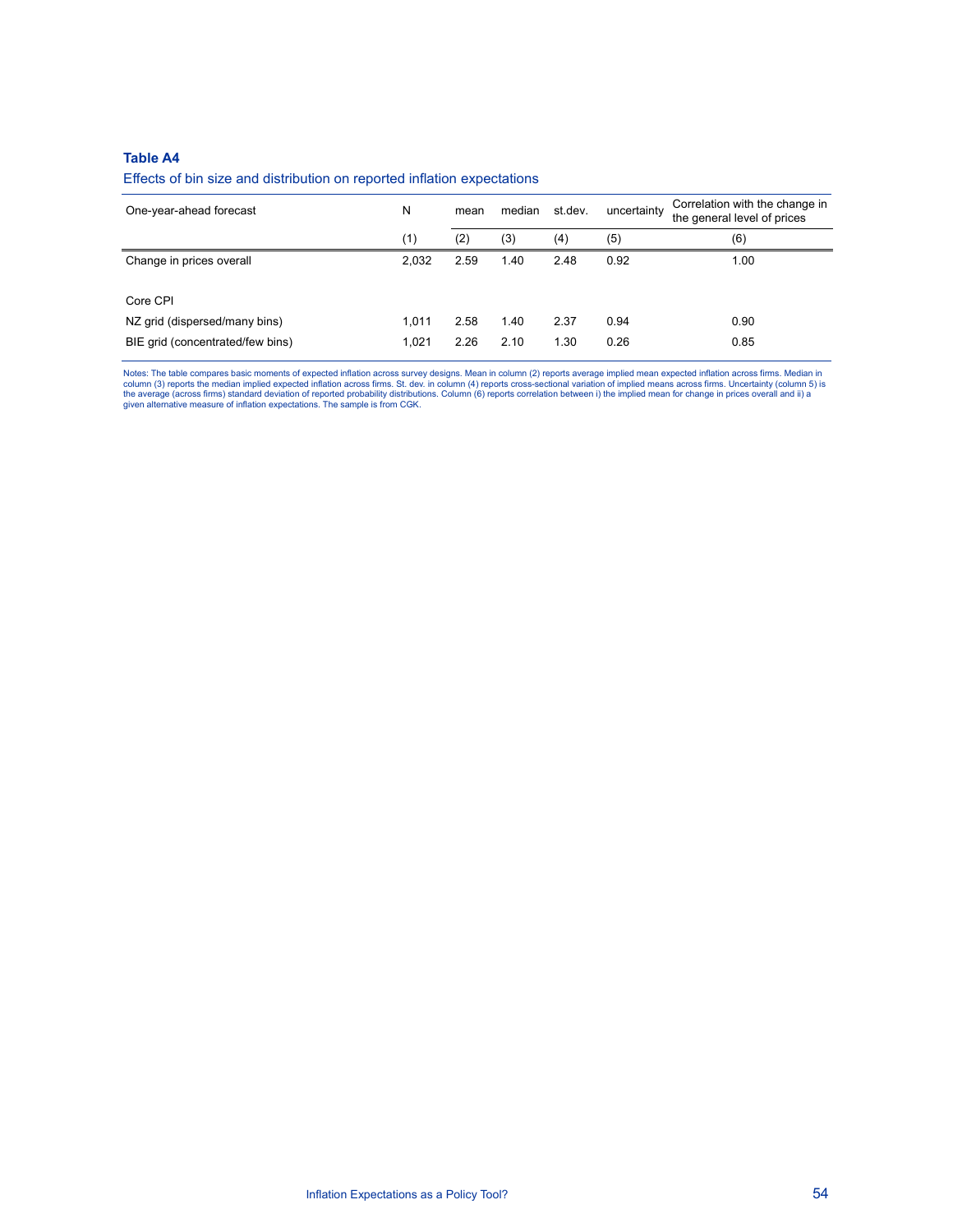**Table A4**

Effects of bin size and distribution on reported inflation expectations

| One-year-ahead forecast | N | mean | median | st.dev. | uncertainty | Correlation with the change in the general level of prices |
|---|---|---|---|---|---|---|
| | (1) | (2) | (3) | (4) | (5) | (6) |
| Change in prices overall | 2,032 | 2.59 | 1.40 | 2.48 | 0.92 | 1.00 |
| Core CPI | | | | | | |
| NZ grid (dispersed/many bins) | 1,011 | 2.58 | 1.40 | 2.37 | 0.94 | 0.90 |
| BIE grid (concentrated/few bins) | 1,021 | 2.26 | 2.10 | 1.30 | 0.26 | 0.85 |

Notes: The table compares basic moments of expected inflation across survey designs. Mean in column (2) reports average implied mean expected inflation across firms. Median in column (3) reports the median implied expected inflation across firms. St. dev. in column (4) reports cross-sectional variation of implied means across firms. Uncertainty (column 5) is the average (across firms) standard deviation of reported probability distributions. Column (6) reports correlation between i) the implied mean for change in prices overall and ii) a given alternative measure of inflation expectations. The sample is from CGK.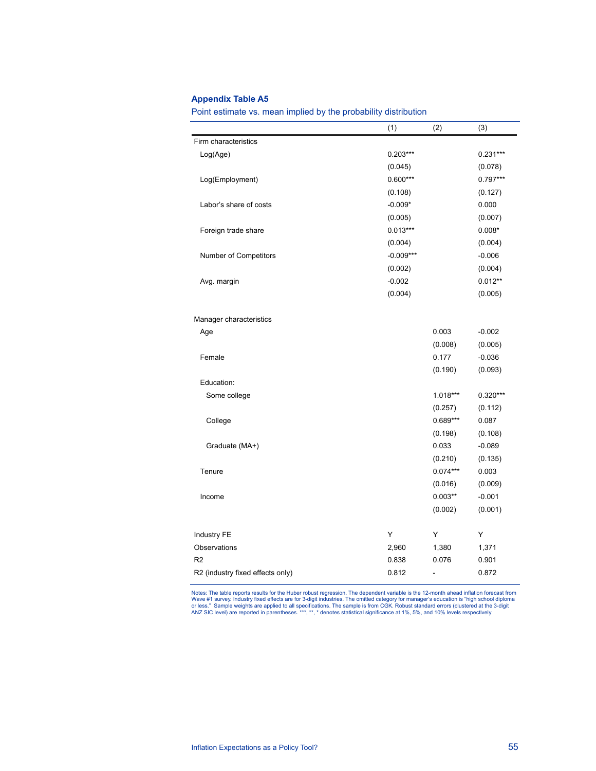**Appendix Table A5**

Point estimate vs. mean implied by the probability distribution

| | (1) | (2) | (3) |
|---|---|---|---|
| Firm characteristics | | | |
| Log(Age) | 0.203*** | | 0.231*** |
| | (0.045) | | (0.078) |
| Log(Employment) | 0.600*** | | 0.797*** |
| | (0.108) | | (0.127) |
| Labor's share of costs | -0.009* | | 0.000 |
| | (0.005) | | (0.007) |
| Foreign trade share | 0.013*** | | 0.008* |
| | (0.004) | | (0.004) |
| Number of Competitors | -0.009*** | | -0.006 |
| | (0.002) | | (0.004) |
| Avg. margin | -0.002 | | 0.012** |
| | (0.004) | | (0.005) |
| | | | |
| Manager characteristics | | | |
| Age | | 0.003 | -0.002 |
| | | (0.008) | (0.005) |
| Female | | 0.177 | -0.036 |
| | | (0.190) | (0.093) |
| Education: | | | |
| Some college | | 1.018*** | 0.320*** |
| | | (0.257) | (0.112) |
| College | | 0.689*** | 0.087 |
| | | (0.198) | (0.108) |
| Graduate (MA+) | | 0.033 | -0.089 |
| | | (0.210) | (0.135) |
| Tenure | | 0.074*** | 0.003 |
| | | (0.016) | (0.009) |
| Income | | 0.003** | -0.001 |
| | | (0.002) | (0.001) |
| | | | |
| Industry FE | Y | Y | Y |
| Observations | 2,960 | 1,380 | 1,371 |
| R2 | 0.838 | 0.076 | 0.901 |
| R2 (industry fixed effects only) | 0.812 | - | 0.872 |

Notes: The table reports results for the Huber robust regression. The dependent variable is the 12-month ahead inflation forecast from Wave #1 survey. Industry fixed effects are for 3-digit industries. The omitted category for manager's education is "high school diploma or less." Sample weights are applied to all specifications. The sample is from CGK. Robust standard errors (clustered at the 3-digit ANZ SIC level) are reported in parentheses. ***, **, * denotes statistical significance at 1%, 5%, and 10% levels respectively